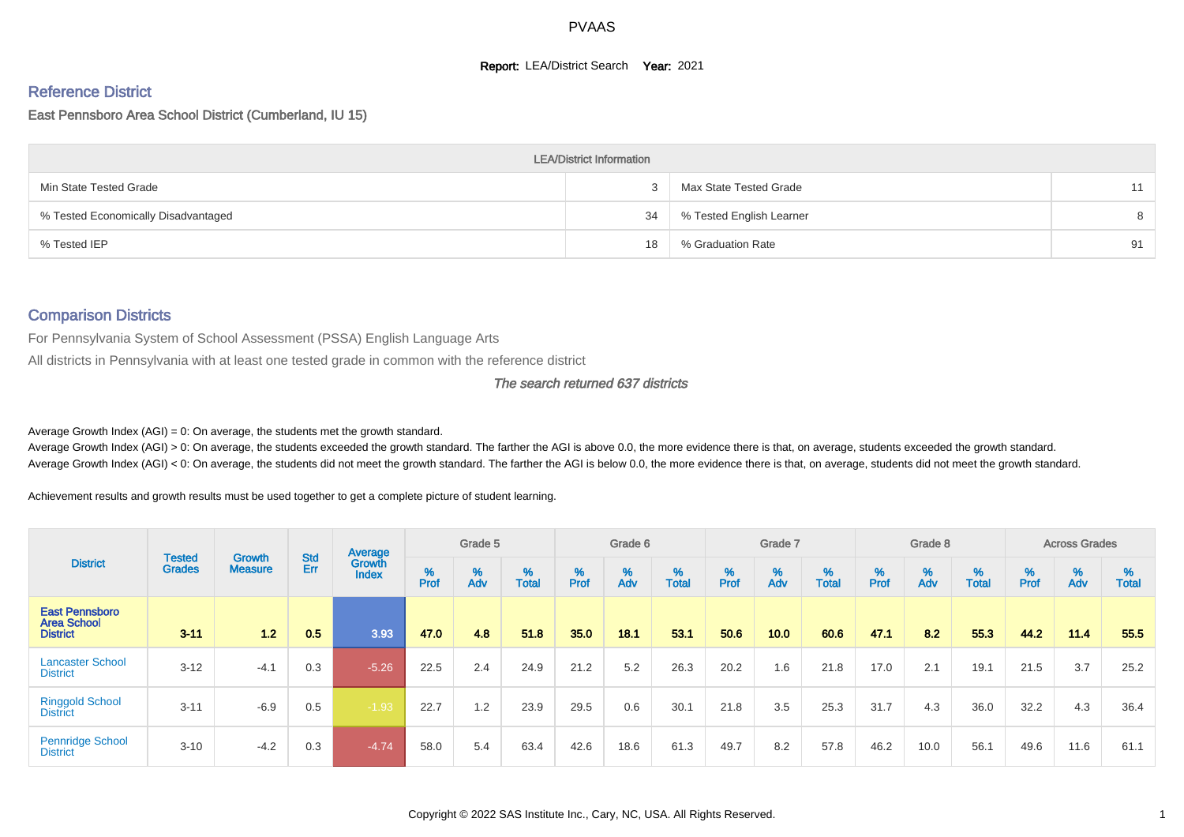# PVAAS

**Report:** LEA/District Search **Year:** 2021

## Reference District

East Pennsboro Area School District (Cumberland, IU 15)

| LEA/District Information | | | |
|---|---|---|---|
| Min State Tested Grade | 3 | Max State Tested Grade | 11 |
| % Tested Economically Disadvantaged | 34 | % Tested English Learner | 8 |
| % Tested IEP | 18 | % Graduation Rate | 91 |

## Comparison Districts

For Pennsylvania System of School Assessment (PSSA) English Language Arts

All districts in Pennsylvania with at least one tested grade in common with the reference district

*The search returned 637 districts*

Average Growth Index (AGI) = 0: On average, the students met the growth standard.

Average Growth Index (AGI) > 0: On average, the students exceeded the growth standard. The farther the AGI is above 0.0, the more evidence there is that, on average, students exceeded the growth standard.

Average Growth Index (AGI) < 0: On average, the students did not meet the growth standard. The farther the AGI is below 0.0, the more evidence there is that, on average, students did not meet the growth standard.

Achievement results and growth results must be used together to get a complete picture of student learning.

| District | Tested Grades | Growth Measure | Std Err | Average Growth Index | Grade 5 | | | Grade 6 | | | Grade 7 | | | Grade 8 | | | Across Grades | | |
|---|---|---|---|---|---|---|---|---|---|---|---|---|---|---|---|---|---|---|---|
| | | | | | % Prof | % Adv | % Total | % Prof | % Adv | % Total | % Prof | % Adv | % Total | % Prof | % Adv | % Total | % Prof | % Adv | % Total |
| **East Pennsboro Area School District** | **3-11** | **1.2** | **0.5** | **3.93** | **47.0** | **4.8** | **51.8** | **35.0** | **18.1** | **53.1** | **50.6** | **10.0** | **60.6** | **47.1** | **8.2** | **55.3** | **44.2** | **11.4** | **55.5** |
| Lancaster School District | 3-12 | -4.1 | 0.3 | -5.26 | 22.5 | 2.4 | 24.9 | 21.2 | 5.2 | 26.3 | 20.2 | 1.6 | 21.8 | 17.0 | 2.1 | 19.1 | 21.5 | 3.7 | 25.2 |
| Ringgold School District | 3-11 | -6.9 | 0.5 | -1.93 | 22.7 | 1.2 | 23.9 | 29.5 | 0.6 | 30.1 | 21.8 | 3.5 | 25.3 | 31.7 | 4.3 | 36.0 | 32.2 | 4.3 | 36.4 |
| Pennridge School District | 3-10 | -4.2 | 0.3 | -4.74 | 58.0 | 5.4 | 63.4 | 42.6 | 18.6 | 61.3 | 49.7 | 8.2 | 57.8 | 46.2 | 10.0 | 56.1 | 49.6 | 11.6 | 61.1 |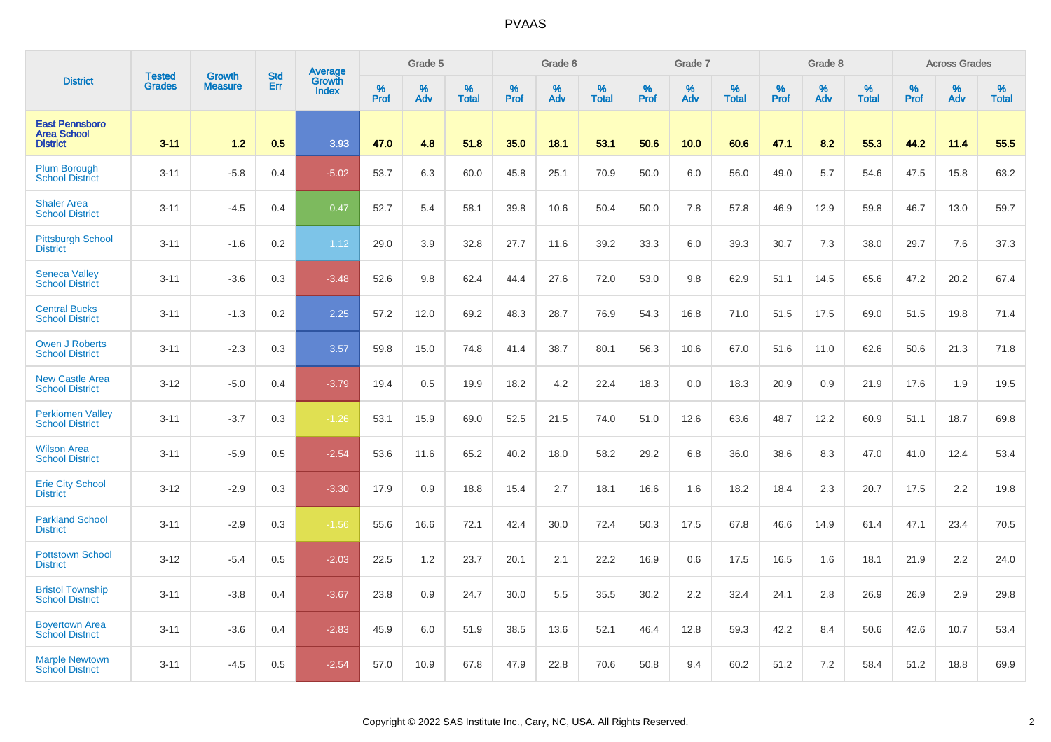# PVAAS

| District | Tested Grades | Growth Measure | Std Err | Average Growth Index | Grade 5 | | | Grade 6 | | | Grade 7 | | | Grade 8 | | | Across Grades | | |
|---|---|---|---|---|---|---|---|---|---|---|---|---|---|---|---|---|---|---|---|
| | | | | | % Prof | % Adv | % Total | % Prof | % Adv | % Total | % Prof | % Adv | % Total | % Prof | % Adv | % Total | % Prof | % Adv | % Total |
| **East Pennsboro Area School District** | **3-11** | **1.2** | **0.5** | **3.93** | **47.0** | **4.8** | **51.8** | **35.0** | **18.1** | **53.1** | **50.6** | **10.0** | **60.6** | **47.1** | **8.2** | **55.3** | **44.2** | **11.4** | **55.5** |
| Plum Borough School District | 3-11 | -5.8 | 0.4 | -5.02 | 53.7 | 6.3 | 60.0 | 45.8 | 25.1 | 70.9 | 50.0 | 6.0 | 56.0 | 49.0 | 5.7 | 54.6 | 47.5 | 15.8 | 63.2 |
| Shaler Area School District | 3-11 | -4.5 | 0.4 | 0.47 | 52.7 | 5.4 | 58.1 | 39.8 | 10.6 | 50.4 | 50.0 | 7.8 | 57.8 | 46.9 | 12.9 | 59.8 | 46.7 | 13.0 | 59.7 |
| Pittsburgh School District | 3-11 | -1.6 | 0.2 | 1.12 | 29.0 | 3.9 | 32.8 | 27.7 | 11.6 | 39.2 | 33.3 | 6.0 | 39.3 | 30.7 | 7.3 | 38.0 | 29.7 | 7.6 | 37.3 |
| Seneca Valley School District | 3-11 | -3.6 | 0.3 | -3.48 | 52.6 | 9.8 | 62.4 | 44.4 | 27.6 | 72.0 | 53.0 | 9.8 | 62.9 | 51.1 | 14.5 | 65.6 | 47.2 | 20.2 | 67.4 |
| Central Bucks School District | 3-11 | -1.3 | 0.2 | 2.25 | 57.2 | 12.0 | 69.2 | 48.3 | 28.7 | 76.9 | 54.3 | 16.8 | 71.0 | 51.5 | 17.5 | 69.0 | 51.5 | 19.8 | 71.4 |
| Owen J Roberts School District | 3-11 | -2.3 | 0.3 | 3.57 | 59.8 | 15.0 | 74.8 | 41.4 | 38.7 | 80.1 | 56.3 | 10.6 | 67.0 | 51.6 | 11.0 | 62.6 | 50.6 | 21.3 | 71.8 |
| New Castle Area School District | 3-12 | -5.0 | 0.4 | -3.79 | 19.4 | 0.5 | 19.9 | 18.2 | 4.2 | 22.4 | 18.3 | 0.0 | 18.3 | 20.9 | 0.9 | 21.9 | 17.6 | 1.9 | 19.5 |
| Perkiomen Valley School District | 3-11 | -3.7 | 0.3 | -1.26 | 53.1 | 15.9 | 69.0 | 52.5 | 21.5 | 74.0 | 51.0 | 12.6 | 63.6 | 48.7 | 12.2 | 60.9 | 51.1 | 18.7 | 69.8 |
| Wilson Area School District | 3-11 | -5.9 | 0.5 | -2.54 | 53.6 | 11.6 | 65.2 | 40.2 | 18.0 | 58.2 | 29.2 | 6.8 | 36.0 | 38.6 | 8.3 | 47.0 | 41.0 | 12.4 | 53.4 |
| Erie City School District | 3-12 | -2.9 | 0.3 | -3.30 | 17.9 | 0.9 | 18.8 | 15.4 | 2.7 | 18.1 | 16.6 | 1.6 | 18.2 | 18.4 | 2.3 | 20.7 | 17.5 | 2.2 | 19.8 |
| Parkland School District | 3-11 | -2.9 | 0.3 | -1.56 | 55.6 | 16.6 | 72.1 | 42.4 | 30.0 | 72.4 | 50.3 | 17.5 | 67.8 | 46.6 | 14.9 | 61.4 | 47.1 | 23.4 | 70.5 |
| Pottstown School District | 3-12 | -5.4 | 0.5 | -2.03 | 22.5 | 1.2 | 23.7 | 20.1 | 2.1 | 22.2 | 16.9 | 0.6 | 17.5 | 16.5 | 1.6 | 18.1 | 21.9 | 2.2 | 24.0 |
| Bristol Township School District | 3-11 | -3.8 | 0.4 | -3.67 | 23.8 | 0.9 | 24.7 | 30.0 | 5.5 | 35.5 | 30.2 | 2.2 | 32.4 | 24.1 | 2.8 | 26.9 | 26.9 | 2.9 | 29.8 |
| Boyertown Area School District | 3-11 | -3.6 | 0.4 | -2.83 | 45.9 | 6.0 | 51.9 | 38.5 | 13.6 | 52.1 | 46.4 | 12.8 | 59.3 | 42.2 | 8.4 | 50.6 | 42.6 | 10.7 | 53.4 |
| Marple Newtown School District | 3-11 | -4.5 | 0.5 | -2.54 | 57.0 | 10.9 | 67.8 | 47.9 | 22.8 | 70.6 | 50.8 | 9.4 | 60.2 | 51.2 | 7.2 | 58.4 | 51.2 | 18.8 | 69.9 |

Copyright © 2022 SAS Institute Inc., Cary, NC, USA. All Rights Reserved.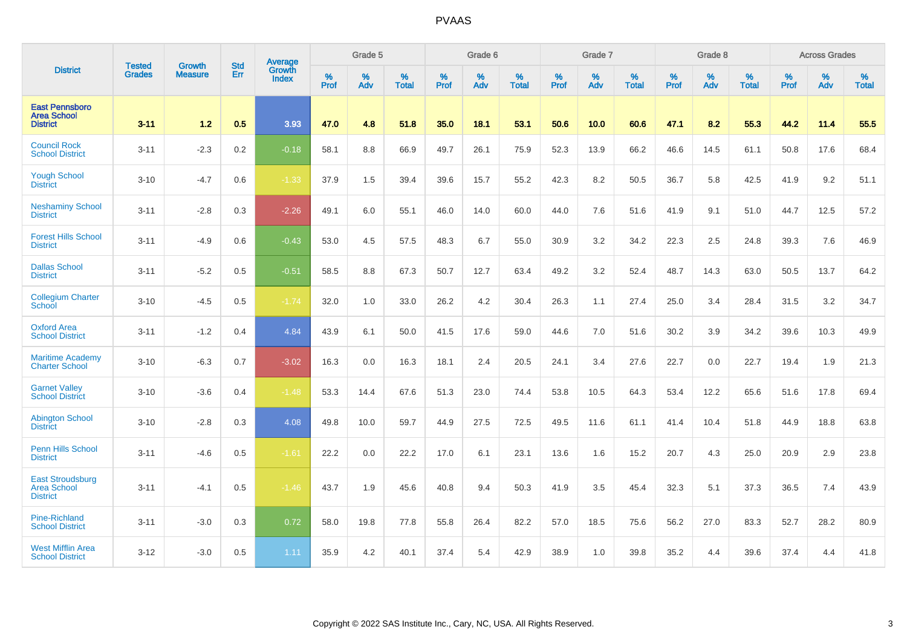# PVAAS

| District | Tested Grades | Growth Measure | Std Err | Average Growth Index | Grade 5 | | | Grade 6 | | | Grade 7 | | | Grade 8 | | | Across Grades | | |
|---|---|---|---|---|---|---|---|---|---|---|---|---|---|---|---|---|---|---|---|
| | | | | | % Prof | % Adv | % Total | % Prof | % Adv | % Total | % Prof | % Adv | % Total | % Prof | % Adv | % Total | % Prof | % Adv | % Total |
| **East Pennsboro Area School District** | **3-11** | **1.2** | **0.5** | **3.93** | **47.0** | **4.8** | **51.8** | **35.0** | **18.1** | **53.1** | **50.6** | **10.0** | **60.6** | **47.1** | **8.2** | **55.3** | **44.2** | **11.4** | **55.5** |
| Council Rock School District | 3-11 | -2.3 | 0.2 | -0.18 | 58.1 | 8.8 | 66.9 | 49.7 | 26.1 | 75.9 | 52.3 | 13.9 | 66.2 | 46.6 | 14.5 | 61.1 | 50.8 | 17.6 | 68.4 |
| Yough School District | 3-10 | -4.7 | 0.6 | -1.33 | 37.9 | 1.5 | 39.4 | 39.6 | 15.7 | 55.2 | 42.3 | 8.2 | 50.5 | 36.7 | 5.8 | 42.5 | 41.9 | 9.2 | 51.1 |
| Neshaminy School District | 3-11 | -2.8 | 0.3 | -2.26 | 49.1 | 6.0 | 55.1 | 46.0 | 14.0 | 60.0 | 44.0 | 7.6 | 51.6 | 41.9 | 9.1 | 51.0 | 44.7 | 12.5 | 57.2 |
| Forest Hills School District | 3-11 | -4.9 | 0.6 | -0.43 | 53.0 | 4.5 | 57.5 | 48.3 | 6.7 | 55.0 | 30.9 | 3.2 | 34.2 | 22.3 | 2.5 | 24.8 | 39.3 | 7.6 | 46.9 |
| Dallas School District | 3-11 | -5.2 | 0.5 | -0.51 | 58.5 | 8.8 | 67.3 | 50.7 | 12.7 | 63.4 | 49.2 | 3.2 | 52.4 | 48.7 | 14.3 | 63.0 | 50.5 | 13.7 | 64.2 |
| Collegium Charter School | 3-10 | -4.5 | 0.5 | -1.74 | 32.0 | 1.0 | 33.0 | 26.2 | 4.2 | 30.4 | 26.3 | 1.1 | 27.4 | 25.0 | 3.4 | 28.4 | 31.5 | 3.2 | 34.7 |
| Oxford Area School District | 3-11 | -1.2 | 0.4 | 4.84 | 43.9 | 6.1 | 50.0 | 41.5 | 17.6 | 59.0 | 44.6 | 7.0 | 51.6 | 30.2 | 3.9 | 34.2 | 39.6 | 10.3 | 49.9 |
| Maritime Academy Charter School | 3-10 | -6.3 | 0.7 | -3.02 | 16.3 | 0.0 | 16.3 | 18.1 | 2.4 | 20.5 | 24.1 | 3.4 | 27.6 | 22.7 | 0.0 | 22.7 | 19.4 | 1.9 | 21.3 |
| Garnet Valley School District | 3-10 | -3.6 | 0.4 | -1.48 | 53.3 | 14.4 | 67.6 | 51.3 | 23.0 | 74.4 | 53.8 | 10.5 | 64.3 | 53.4 | 12.2 | 65.6 | 51.6 | 17.8 | 69.4 |
| Abington School District | 3-10 | -2.8 | 0.3 | 4.08 | 49.8 | 10.0 | 59.7 | 44.9 | 27.5 | 72.5 | 49.5 | 11.6 | 61.1 | 41.4 | 10.4 | 51.8 | 44.9 | 18.8 | 63.8 |
| Penn Hills School District | 3-11 | -4.6 | 0.5 | -1.61 | 22.2 | 0.0 | 22.2 | 17.0 | 6.1 | 23.1 | 13.6 | 1.6 | 15.2 | 20.7 | 4.3 | 25.0 | 20.9 | 2.9 | 23.8 |
| East Stroudsburg Area School District | 3-11 | -4.1 | 0.5 | -1.46 | 43.7 | 1.9 | 45.6 | 40.8 | 9.4 | 50.3 | 41.9 | 3.5 | 45.4 | 32.3 | 5.1 | 37.3 | 36.5 | 7.4 | 43.9 |
| Pine-Richland School District | 3-11 | -3.0 | 0.3 | 0.72 | 58.0 | 19.8 | 77.8 | 55.8 | 26.4 | 82.2 | 57.0 | 18.5 | 75.6 | 56.2 | 27.0 | 83.3 | 52.7 | 28.2 | 80.9 |
| West Mifflin Area School District | 3-12 | -3.0 | 0.5 | 1.11 | 35.9 | 4.2 | 40.1 | 37.4 | 5.4 | 42.9 | 38.9 | 1.0 | 39.8 | 35.2 | 4.4 | 39.6 | 37.4 | 4.4 | 41.8 |

Copyright © 2022 SAS Institute Inc., Cary, NC, USA. All Rights Reserved.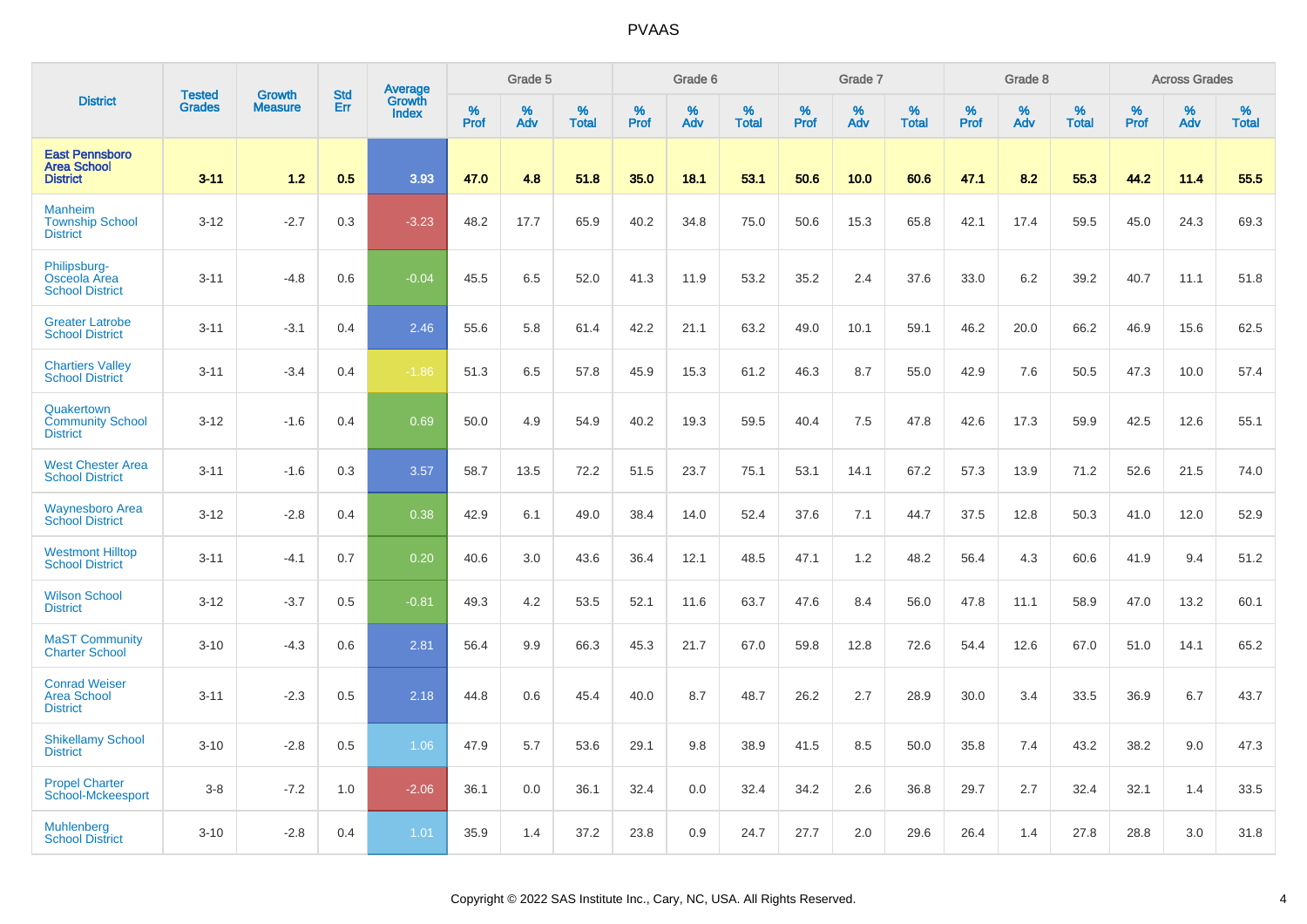| District | Tested Grades | Growth Measure | Std Err | Average Growth Index | Grade 5 | | | Grade 6 | | | Grade 7 | | | Grade 8 | | | Across Grades | | |
|---|---|---|---|---|---|---|---|---|---|---|---|---|---|---|---|---|---|---|---|
| | | | | | % Prof | % Adv | % Total | % Prof | % Adv | % Total | % Prof | % Adv | % Total | % Prof | % Adv | % Total | % Prof | % Adv | % Total |
| **East Pennsboro Area School District** | **3-11** | **1.2** | **0.5** | **3.93** | **47.0** | **4.8** | **51.8** | **35.0** | **18.1** | **53.1** | **50.6** | **10.0** | **60.6** | **47.1** | **8.2** | **55.3** | **44.2** | **11.4** | **55.5** |
| Manheim Township School District | 3-12 | -2.7 | 0.3 | -3.23 | 48.2 | 17.7 | 65.9 | 40.2 | 34.8 | 75.0 | 50.6 | 15.3 | 65.8 | 42.1 | 17.4 | 59.5 | 45.0 | 24.3 | 69.3 |
| Philipsburg-Osceola Area School District | 3-11 | -4.8 | 0.6 | -0.04 | 45.5 | 6.5 | 52.0 | 41.3 | 11.9 | 53.2 | 35.2 | 2.4 | 37.6 | 33.0 | 6.2 | 39.2 | 40.7 | 11.1 | 51.8 |
| Greater Latrobe School District | 3-11 | -3.1 | 0.4 | 2.46 | 55.6 | 5.8 | 61.4 | 42.2 | 21.1 | 63.2 | 49.0 | 10.1 | 59.1 | 46.2 | 20.0 | 66.2 | 46.9 | 15.6 | 62.5 |
| Chartiers Valley School District | 3-11 | -3.4 | 0.4 | -1.86 | 51.3 | 6.5 | 57.8 | 45.9 | 15.3 | 61.2 | 46.3 | 8.7 | 55.0 | 42.9 | 7.6 | 50.5 | 47.3 | 10.0 | 57.4 |
| Quakertown Community School District | 3-12 | -1.6 | 0.4 | 0.69 | 50.0 | 4.9 | 54.9 | 40.2 | 19.3 | 59.5 | 40.4 | 7.5 | 47.8 | 42.6 | 17.3 | 59.9 | 42.5 | 12.6 | 55.1 |
| West Chester Area School District | 3-11 | -1.6 | 0.3 | 3.57 | 58.7 | 13.5 | 72.2 | 51.5 | 23.7 | 75.1 | 53.1 | 14.1 | 67.2 | 57.3 | 13.9 | 71.2 | 52.6 | 21.5 | 74.0 |
| Waynesboro Area School District | 3-12 | -2.8 | 0.4 | 0.38 | 42.9 | 6.1 | 49.0 | 38.4 | 14.0 | 52.4 | 37.6 | 7.1 | 44.7 | 37.5 | 12.8 | 50.3 | 41.0 | 12.0 | 52.9 |
| Westmont Hilltop School District | 3-11 | -4.1 | 0.7 | 0.20 | 40.6 | 3.0 | 43.6 | 36.4 | 12.1 | 48.5 | 47.1 | 1.2 | 48.2 | 56.4 | 4.3 | 60.6 | 41.9 | 9.4 | 51.2 |
| Wilson School District | 3-12 | -3.7 | 0.5 | -0.81 | 49.3 | 4.2 | 53.5 | 52.1 | 11.6 | 63.7 | 47.6 | 8.4 | 56.0 | 47.8 | 11.1 | 58.9 | 47.0 | 13.2 | 60.1 |
| MaST Community Charter School | 3-10 | -4.3 | 0.6 | 2.81 | 56.4 | 9.9 | 66.3 | 45.3 | 21.7 | 67.0 | 59.8 | 12.8 | 72.6 | 54.4 | 12.6 | 67.0 | 51.0 | 14.1 | 65.2 |
| Conrad Weiser Area School District | 3-11 | -2.3 | 0.5 | 2.18 | 44.8 | 0.6 | 45.4 | 40.0 | 8.7 | 48.7 | 26.2 | 2.7 | 28.9 | 30.0 | 3.4 | 33.5 | 36.9 | 6.7 | 43.7 |
| Shikellamy School District | 3-10 | -2.8 | 0.5 | 1.06 | 47.9 | 5.7 | 53.6 | 29.1 | 9.8 | 38.9 | 41.5 | 8.5 | 50.0 | 35.8 | 7.4 | 43.2 | 38.2 | 9.0 | 47.3 |
| Propel Charter School-Mckeesport | 3-8 | -7.2 | 1.0 | -2.06 | 36.1 | 0.0 | 36.1 | 32.4 | 0.0 | 32.4 | 34.2 | 2.6 | 36.8 | 29.7 | 2.7 | 32.4 | 32.1 | 1.4 | 33.5 |
| Muhlenberg School District | 3-10 | -2.8 | 0.4 | 1.01 | 35.9 | 1.4 | 37.2 | 23.8 | 0.9 | 24.7 | 27.7 | 2.0 | 29.6 | 26.4 | 1.4 | 27.8 | 28.8 | 3.0 | 31.8 |

Copyright © 2022 SAS Institute Inc., Cary, NC, USA. All Rights Reserved.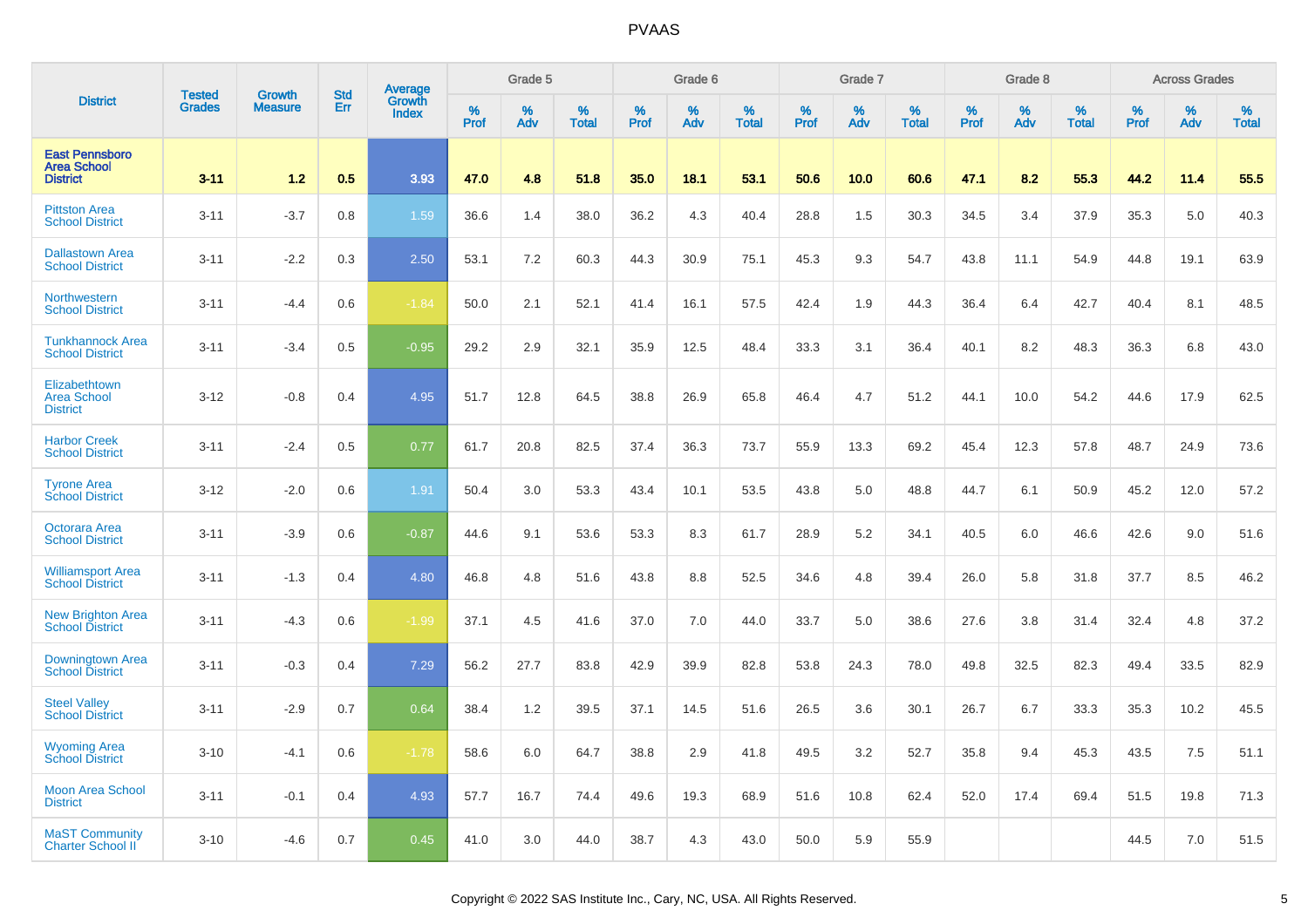# PVAAS

| District | Tested Grades | Growth Measure | Std Err | Average Growth Index | Grade 5 | | | Grade 6 | | | Grade 7 | | | Grade 8 | | | Across Grades | | |
|---|---|---|---|---|---|---|---|---|---|---|---|---|---|---|---|---|---|---|---|
| | | | | | % Prof | % Adv | % Total | % Prof | % Adv | % Total | % Prof | % Adv | % Total | % Prof | % Adv | % Total | % Prof | % Adv | % Total |
| **East Pennsboro Area School District** | **3-11** | **1.2** | **0.5** | **3.93** | **47.0** | **4.8** | **51.8** | **35.0** | **18.1** | **53.1** | **50.6** | **10.0** | **60.6** | **47.1** | **8.2** | **55.3** | **44.2** | **11.4** | **55.5** |
| Pittston Area School District | 3-11 | -3.7 | 0.8 | 1.59 | 36.6 | 1.4 | 38.0 | 36.2 | 4.3 | 40.4 | 28.8 | 1.5 | 30.3 | 34.5 | 3.4 | 37.9 | 35.3 | 5.0 | 40.3 |
| Dallastown Area School District | 3-11 | -2.2 | 0.3 | 2.50 | 53.1 | 7.2 | 60.3 | 44.3 | 30.9 | 75.1 | 45.3 | 9.3 | 54.7 | 43.8 | 11.1 | 54.9 | 44.8 | 19.1 | 63.9 |
| Northwestern School District | 3-11 | -4.4 | 0.6 | -1.84 | 50.0 | 2.1 | 52.1 | 41.4 | 16.1 | 57.5 | 42.4 | 1.9 | 44.3 | 36.4 | 6.4 | 42.7 | 40.4 | 8.1 | 48.5 |
| Tunkhannock Area School District | 3-11 | -3.4 | 0.5 | -0.95 | 29.2 | 2.9 | 32.1 | 35.9 | 12.5 | 48.4 | 33.3 | 3.1 | 36.4 | 40.1 | 8.2 | 48.3 | 36.3 | 6.8 | 43.0 |
| Elizabethtown Area School District | 3-12 | -0.8 | 0.4 | 4.95 | 51.7 | 12.8 | 64.5 | 38.8 | 26.9 | 65.8 | 46.4 | 4.7 | 51.2 | 44.1 | 10.0 | 54.2 | 44.6 | 17.9 | 62.5 |
| Harbor Creek School District | 3-11 | -2.4 | 0.5 | 0.77 | 61.7 | 20.8 | 82.5 | 37.4 | 36.3 | 73.7 | 55.9 | 13.3 | 69.2 | 45.4 | 12.3 | 57.8 | 48.7 | 24.9 | 73.6 |
| Tyrone Area School District | 3-12 | -2.0 | 0.6 | 1.91 | 50.4 | 3.0 | 53.3 | 43.4 | 10.1 | 53.5 | 43.8 | 5.0 | 48.8 | 44.7 | 6.1 | 50.9 | 45.2 | 12.0 | 57.2 |
| Octorara Area School District | 3-11 | -3.9 | 0.6 | -0.87 | 44.6 | 9.1 | 53.6 | 53.3 | 8.3 | 61.7 | 28.9 | 5.2 | 34.1 | 40.5 | 6.0 | 46.6 | 42.6 | 9.0 | 51.6 |
| Williamsport Area School District | 3-11 | -1.3 | 0.4 | 4.80 | 46.8 | 4.8 | 51.6 | 43.8 | 8.8 | 52.5 | 34.6 | 4.8 | 39.4 | 26.0 | 5.8 | 31.8 | 37.7 | 8.5 | 46.2 |
| New Brighton Area School District | 3-11 | -4.3 | 0.6 | -1.99 | 37.1 | 4.5 | 41.6 | 37.0 | 7.0 | 44.0 | 33.7 | 5.0 | 38.6 | 27.6 | 3.8 | 31.4 | 32.4 | 4.8 | 37.2 |
| Downingtown Area School District | 3-11 | -0.3 | 0.4 | 7.29 | 56.2 | 27.7 | 83.8 | 42.9 | 39.9 | 82.8 | 53.8 | 24.3 | 78.0 | 49.8 | 32.5 | 82.3 | 49.4 | 33.5 | 82.9 |
| Steel Valley School District | 3-11 | -2.9 | 0.7 | 0.64 | 38.4 | 1.2 | 39.5 | 37.1 | 14.5 | 51.6 | 26.5 | 3.6 | 30.1 | 26.7 | 6.7 | 33.3 | 35.3 | 10.2 | 45.5 |
| Wyoming Area School District | 3-10 | -4.1 | 0.6 | -1.78 | 58.6 | 6.0 | 64.7 | 38.8 | 2.9 | 41.8 | 49.5 | 3.2 | 52.7 | 35.8 | 9.4 | 45.3 | 43.5 | 7.5 | 51.1 |
| Moon Area School District | 3-11 | -0.1 | 0.4 | 4.93 | 57.7 | 16.7 | 74.4 | 49.6 | 19.3 | 68.9 | 51.6 | 10.8 | 62.4 | 52.0 | 17.4 | 69.4 | 51.5 | 19.8 | 71.3 |
| MaST Community Charter School II | 3-10 | -4.6 | 0.7 | 0.45 | 41.0 | 3.0 | 44.0 | 38.7 | 4.3 | 43.0 | 50.0 | 5.9 | 55.9 | | | | 44.5 | 7.0 | 51.5 |

Copyright © 2022 SAS Institute Inc., Cary, NC, USA. All Rights Reserved.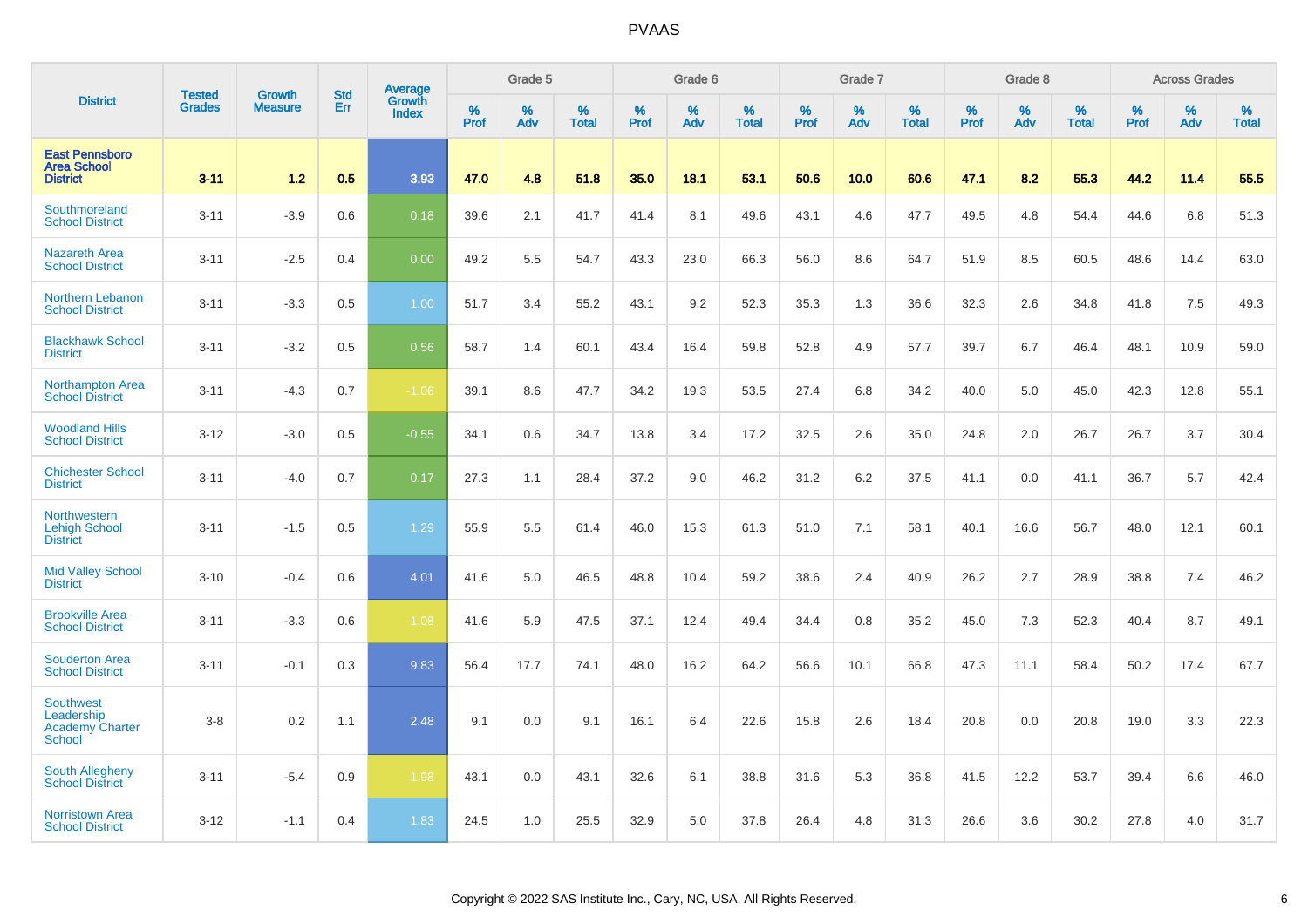# PVAAS

| District | Tested Grades | Growth Measure | Std Err | Average Growth Index | Grade 5 | | | Grade 6 | | | Grade 7 | | | Grade 8 | | | Across Grades | | |
|---|---|---|---|---|---|---|---|---|---|---|---|---|---|---|---|---|---|---|---|
| | | | | | % Prof | % Adv | % Total | % Prof | % Adv | % Total | % Prof | % Adv | % Total | % Prof | % Adv | % Total | % Prof | % Adv | % Total |
| **East Pennsboro Area School District** | **3-11** | **1.2** | **0.5** | **3.93** | **47.0** | **4.8** | **51.8** | **35.0** | **18.1** | **53.1** | **50.6** | **10.0** | **60.6** | **47.1** | **8.2** | **55.3** | **44.2** | **11.4** | **55.5** |
| Southmoreland School District | 3-11 | -3.9 | 0.6 | 0.18 | 39.6 | 2.1 | 41.7 | 41.4 | 8.1 | 49.6 | 43.1 | 4.6 | 47.7 | 49.5 | 4.8 | 54.4 | 44.6 | 6.8 | 51.3 |
| Nazareth Area School District | 3-11 | -2.5 | 0.4 | 0.00 | 49.2 | 5.5 | 54.7 | 43.3 | 23.0 | 66.3 | 56.0 | 8.6 | 64.7 | 51.9 | 8.5 | 60.5 | 48.6 | 14.4 | 63.0 |
| Northern Lebanon School District | 3-11 | -3.3 | 0.5 | 1.00 | 51.7 | 3.4 | 55.2 | 43.1 | 9.2 | 52.3 | 35.3 | 1.3 | 36.6 | 32.3 | 2.6 | 34.8 | 41.8 | 7.5 | 49.3 |
| Blackhawk School District | 3-11 | -3.2 | 0.5 | 0.56 | 58.7 | 1.4 | 60.1 | 43.4 | 16.4 | 59.8 | 52.8 | 4.9 | 57.7 | 39.7 | 6.7 | 46.4 | 48.1 | 10.9 | 59.0 |
| Northampton Area School District | 3-11 | -4.3 | 0.7 | -1.06 | 39.1 | 8.6 | 47.7 | 34.2 | 19.3 | 53.5 | 27.4 | 6.8 | 34.2 | 40.0 | 5.0 | 45.0 | 42.3 | 12.8 | 55.1 |
| Woodland Hills School District | 3-12 | -3.0 | 0.5 | -0.55 | 34.1 | 0.6 | 34.7 | 13.8 | 3.4 | 17.2 | 32.5 | 2.6 | 35.0 | 24.8 | 2.0 | 26.7 | 26.7 | 3.7 | 30.4 |
| Chichester School District | 3-11 | -4.0 | 0.7 | 0.17 | 27.3 | 1.1 | 28.4 | 37.2 | 9.0 | 46.2 | 31.2 | 6.2 | 37.5 | 41.1 | 0.0 | 41.1 | 36.7 | 5.7 | 42.4 |
| Northwestern Lehigh School District | 3-11 | -1.5 | 0.5 | 1.29 | 55.9 | 5.5 | 61.4 | 46.0 | 15.3 | 61.3 | 51.0 | 7.1 | 58.1 | 40.1 | 16.6 | 56.7 | 48.0 | 12.1 | 60.1 |
| Mid Valley School District | 3-10 | -0.4 | 0.6 | 4.01 | 41.6 | 5.0 | 46.5 | 48.8 | 10.4 | 59.2 | 38.6 | 2.4 | 40.9 | 26.2 | 2.7 | 28.9 | 38.8 | 7.4 | 46.2 |
| Brookville Area School District | 3-11 | -3.3 | 0.6 | -1.08 | 41.6 | 5.9 | 47.5 | 37.1 | 12.4 | 49.4 | 34.4 | 0.8 | 35.2 | 45.0 | 7.3 | 52.3 | 40.4 | 8.7 | 49.1 |
| Souderton Area School District | 3-11 | -0.1 | 0.3 | 9.83 | 56.4 | 17.7 | 74.1 | 48.0 | 16.2 | 64.2 | 56.6 | 10.1 | 66.8 | 47.3 | 11.1 | 58.4 | 50.2 | 17.4 | 67.7 |
| Southwest Leadership Academy Charter School | 3-8 | 0.2 | 1.1 | 2.48 | 9.1 | 0.0 | 9.1 | 16.1 | 6.4 | 22.6 | 15.8 | 2.6 | 18.4 | 20.8 | 0.0 | 20.8 | 19.0 | 3.3 | 22.3 |
| South Allegheny School District | 3-11 | -5.4 | 0.9 | -1.98 | 43.1 | 0.0 | 43.1 | 32.6 | 6.1 | 38.8 | 31.6 | 5.3 | 36.8 | 41.5 | 12.2 | 53.7 | 39.4 | 6.6 | 46.0 |
| Norristown Area School District | 3-12 | -1.1 | 0.4 | 1.83 | 24.5 | 1.0 | 25.5 | 32.9 | 5.0 | 37.8 | 26.4 | 4.8 | 31.3 | 26.6 | 3.6 | 30.2 | 27.8 | 4.0 | 31.7 |

Copyright © 2022 SAS Institute Inc., Cary, NC, USA. All Rights Reserved.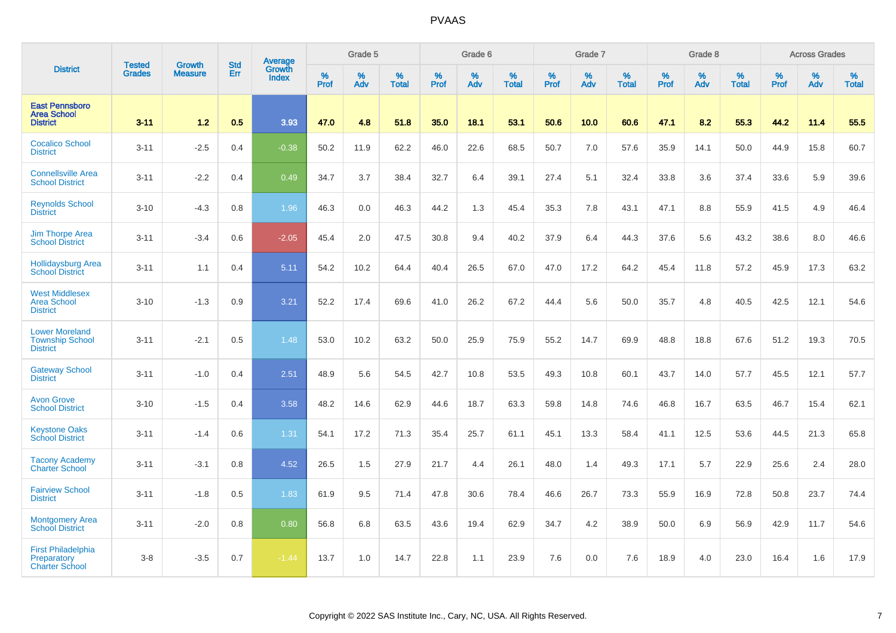# PVAAS

| District | Tested Grades | Growth Measure | Std Err | Average Growth Index | Grade 5 | | | Grade 6 | | | Grade 7 | | | Grade 8 | | | Across Grades | | |
|---|---|---|---|---|---|---|---|---|---|---|---|---|---|---|---|---|---|---|---|
| | | | | | % Prof | % Adv | % Total | % Prof | % Adv | % Total | % Prof | % Adv | % Total | % Prof | % Adv | % Total | % Prof | % Adv | % Total |
| **East Pennsboro Area School District** | **3-11** | **1.2** | **0.5** | **3.93** | **47.0** | **4.8** | **51.8** | **35.0** | **18.1** | **53.1** | **50.6** | **10.0** | **60.6** | **47.1** | **8.2** | **55.3** | **44.2** | **11.4** | **55.5** |
| Cocalico School District | 3-11 | -2.5 | 0.4 | -0.38 | 50.2 | 11.9 | 62.2 | 46.0 | 22.6 | 68.5 | 50.7 | 7.0 | 57.6 | 35.9 | 14.1 | 50.0 | 44.9 | 15.8 | 60.7 |
| Connellsville Area School District | 3-11 | -2.2 | 0.4 | 0.49 | 34.7 | 3.7 | 38.4 | 32.7 | 6.4 | 39.1 | 27.4 | 5.1 | 32.4 | 33.8 | 3.6 | 37.4 | 33.6 | 5.9 | 39.6 |
| Reynolds School District | 3-10 | -4.3 | 0.8 | 1.96 | 46.3 | 0.0 | 46.3 | 44.2 | 1.3 | 45.4 | 35.3 | 7.8 | 43.1 | 47.1 | 8.8 | 55.9 | 41.5 | 4.9 | 46.4 |
| Jim Thorpe Area School District | 3-11 | -3.4 | 0.6 | -2.05 | 45.4 | 2.0 | 47.5 | 30.8 | 9.4 | 40.2 | 37.9 | 6.4 | 44.3 | 37.6 | 5.6 | 43.2 | 38.6 | 8.0 | 46.6 |
| Hollidaysburg Area School District | 3-11 | 1.1 | 0.4 | 5.11 | 54.2 | 10.2 | 64.4 | 40.4 | 26.5 | 67.0 | 47.0 | 17.2 | 64.2 | 45.4 | 11.8 | 57.2 | 45.9 | 17.3 | 63.2 |
| West Middlesex Area School District | 3-10 | -1.3 | 0.9 | 3.21 | 52.2 | 17.4 | 69.6 | 41.0 | 26.2 | 67.2 | 44.4 | 5.6 | 50.0 | 35.7 | 4.8 | 40.5 | 42.5 | 12.1 | 54.6 |
| Lower Moreland Township School District | 3-11 | -2.1 | 0.5 | 1.48 | 53.0 | 10.2 | 63.2 | 50.0 | 25.9 | 75.9 | 55.2 | 14.7 | 69.9 | 48.8 | 18.8 | 67.6 | 51.2 | 19.3 | 70.5 |
| Gateway School District | 3-11 | -1.0 | 0.4 | 2.51 | 48.9 | 5.6 | 54.5 | 42.7 | 10.8 | 53.5 | 49.3 | 10.8 | 60.1 | 43.7 | 14.0 | 57.7 | 45.5 | 12.1 | 57.7 |
| Avon Grove School District | 3-10 | -1.5 | 0.4 | 3.58 | 48.2 | 14.6 | 62.9 | 44.6 | 18.7 | 63.3 | 59.8 | 14.8 | 74.6 | 46.8 | 16.7 | 63.5 | 46.7 | 15.4 | 62.1 |
| Keystone Oaks School District | 3-11 | -1.4 | 0.6 | 1.31 | 54.1 | 17.2 | 71.3 | 35.4 | 25.7 | 61.1 | 45.1 | 13.3 | 58.4 | 41.1 | 12.5 | 53.6 | 44.5 | 21.3 | 65.8 |
| Tacony Academy Charter School | 3-11 | -3.1 | 0.8 | 4.52 | 26.5 | 1.5 | 27.9 | 21.7 | 4.4 | 26.1 | 48.0 | 1.4 | 49.3 | 17.1 | 5.7 | 22.9 | 25.6 | 2.4 | 28.0 |
| Fairview School District | 3-11 | -1.8 | 0.5 | 1.83 | 61.9 | 9.5 | 71.4 | 47.8 | 30.6 | 78.4 | 46.6 | 26.7 | 73.3 | 55.9 | 16.9 | 72.8 | 50.8 | 23.7 | 74.4 |
| Montgomery Area School District | 3-11 | -2.0 | 0.8 | 0.80 | 56.8 | 6.8 | 63.5 | 43.6 | 19.4 | 62.9 | 34.7 | 4.2 | 38.9 | 50.0 | 6.9 | 56.9 | 42.9 | 11.7 | 54.6 |
| First Philadelphia Preparatory Charter School | 3-8 | -3.5 | 0.7 | -1.44 | 13.7 | 1.0 | 14.7 | 22.8 | 1.1 | 23.9 | 7.6 | 0.0 | 7.6 | 18.9 | 4.0 | 23.0 | 16.4 | 1.6 | 17.9 |

Copyright © 2022 SAS Institute Inc., Cary, NC, USA. All Rights Reserved.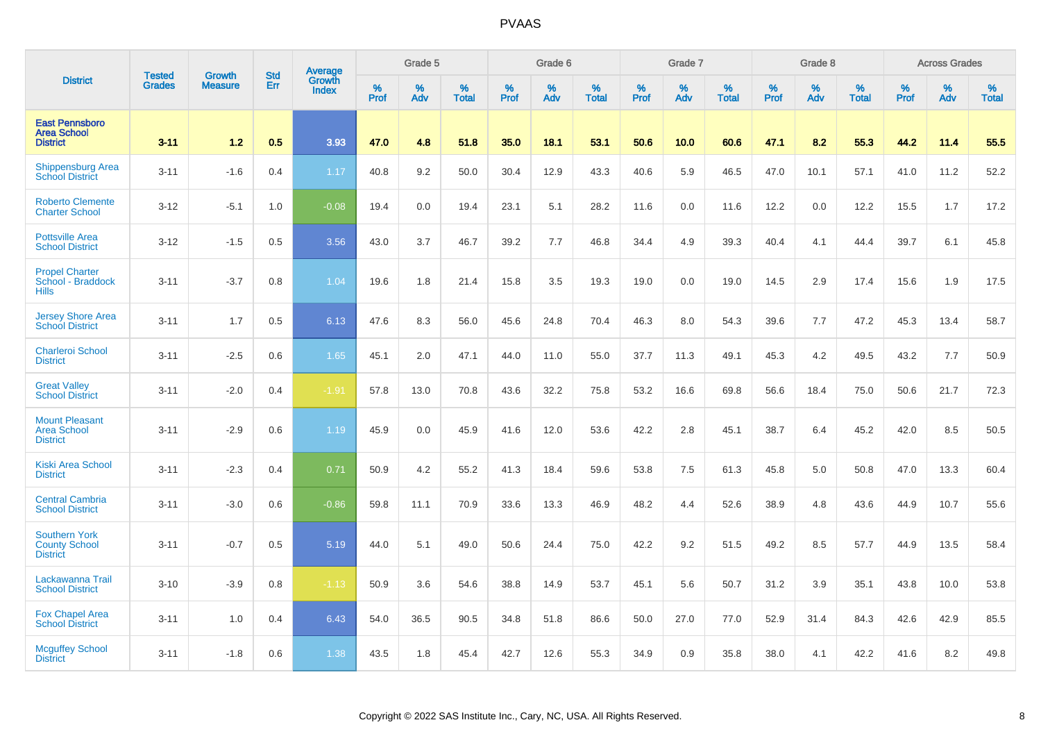| District | Tested Grades | Growth Measure | Std Err | Average Growth Index | Grade 5 | | | Grade 6 | | | Grade 7 | | | Grade 8 | | | Across Grades | | |
|---|---|---|---|---|---|---|---|---|---|---|---|---|---|---|---|---|---|---|---|
| | | | | | % Prof | % Adv | % Total | % Prof | % Adv | % Total | % Prof | % Adv | % Total | % Prof | % Adv | % Total | % Prof | % Adv | % Total |
| **East Pennsboro Area School District** | **3-11** | **1.2** | **0.5** | **3.93** | **47.0** | **4.8** | **51.8** | **35.0** | **18.1** | **53.1** | **50.6** | **10.0** | **60.6** | **47.1** | **8.2** | **55.3** | **44.2** | **11.4** | **55.5** |
| Shippensburg Area School District | 3-11 | -1.6 | 0.4 | 1.17 | 40.8 | 9.2 | 50.0 | 30.4 | 12.9 | 43.3 | 40.6 | 5.9 | 46.5 | 47.0 | 10.1 | 57.1 | 41.0 | 11.2 | 52.2 |
| Roberto Clemente Charter School | 3-12 | -5.1 | 1.0 | -0.08 | 19.4 | 0.0 | 19.4 | 23.1 | 5.1 | 28.2 | 11.6 | 0.0 | 11.6 | 12.2 | 0.0 | 12.2 | 15.5 | 1.7 | 17.2 |
| Pottsville Area School District | 3-12 | -1.5 | 0.5 | 3.56 | 43.0 | 3.7 | 46.7 | 39.2 | 7.7 | 46.8 | 34.4 | 4.9 | 39.3 | 40.4 | 4.1 | 44.4 | 39.7 | 6.1 | 45.8 |
| Propel Charter School - Braddock Hills | 3-11 | -3.7 | 0.8 | 1.04 | 19.6 | 1.8 | 21.4 | 15.8 | 3.5 | 19.3 | 19.0 | 0.0 | 19.0 | 14.5 | 2.9 | 17.4 | 15.6 | 1.9 | 17.5 |
| Jersey Shore Area School District | 3-11 | 1.7 | 0.5 | 6.13 | 47.6 | 8.3 | 56.0 | 45.6 | 24.8 | 70.4 | 46.3 | 8.0 | 54.3 | 39.6 | 7.7 | 47.2 | 45.3 | 13.4 | 58.7 |
| Charleroi School District | 3-11 | -2.5 | 0.6 | 1.65 | 45.1 | 2.0 | 47.1 | 44.0 | 11.0 | 55.0 | 37.7 | 11.3 | 49.1 | 45.3 | 4.2 | 49.5 | 43.2 | 7.7 | 50.9 |
| Great Valley School District | 3-11 | -2.0 | 0.4 | -1.91 | 57.8 | 13.0 | 70.8 | 43.6 | 32.2 | 75.8 | 53.2 | 16.6 | 69.8 | 56.6 | 18.4 | 75.0 | 50.6 | 21.7 | 72.3 |
| Mount Pleasant Area School District | 3-11 | -2.9 | 0.6 | 1.19 | 45.9 | 0.0 | 45.9 | 41.6 | 12.0 | 53.6 | 42.2 | 2.8 | 45.1 | 38.7 | 6.4 | 45.2 | 42.0 | 8.5 | 50.5 |
| Kiski Area School District | 3-11 | -2.3 | 0.4 | 0.71 | 50.9 | 4.2 | 55.2 | 41.3 | 18.4 | 59.6 | 53.8 | 7.5 | 61.3 | 45.8 | 5.0 | 50.8 | 47.0 | 13.3 | 60.4 |
| Central Cambria School District | 3-11 | -3.0 | 0.6 | -0.86 | 59.8 | 11.1 | 70.9 | 33.6 | 13.3 | 46.9 | 48.2 | 4.4 | 52.6 | 38.9 | 4.8 | 43.6 | 44.9 | 10.7 | 55.6 |
| Southern York County School District | 3-11 | -0.7 | 0.5 | 5.19 | 44.0 | 5.1 | 49.0 | 50.6 | 24.4 | 75.0 | 42.2 | 9.2 | 51.5 | 49.2 | 8.5 | 57.7 | 44.9 | 13.5 | 58.4 |
| Lackawanna Trail School District | 3-10 | -3.9 | 0.8 | -1.13 | 50.9 | 3.6 | 54.6 | 38.8 | 14.9 | 53.7 | 45.1 | 5.6 | 50.7 | 31.2 | 3.9 | 35.1 | 43.8 | 10.0 | 53.8 |
| Fox Chapel Area School District | 3-11 | 1.0 | 0.4 | 6.43 | 54.0 | 36.5 | 90.5 | 34.8 | 51.8 | 86.6 | 50.0 | 27.0 | 77.0 | 52.9 | 31.4 | 84.3 | 42.6 | 42.9 | 85.5 |
| Mcguffey School District | 3-11 | -1.8 | 0.6 | 1.38 | 43.5 | 1.8 | 45.4 | 42.7 | 12.6 | 55.3 | 34.9 | 0.9 | 35.8 | 38.0 | 4.1 | 42.2 | 41.6 | 8.2 | 49.8 |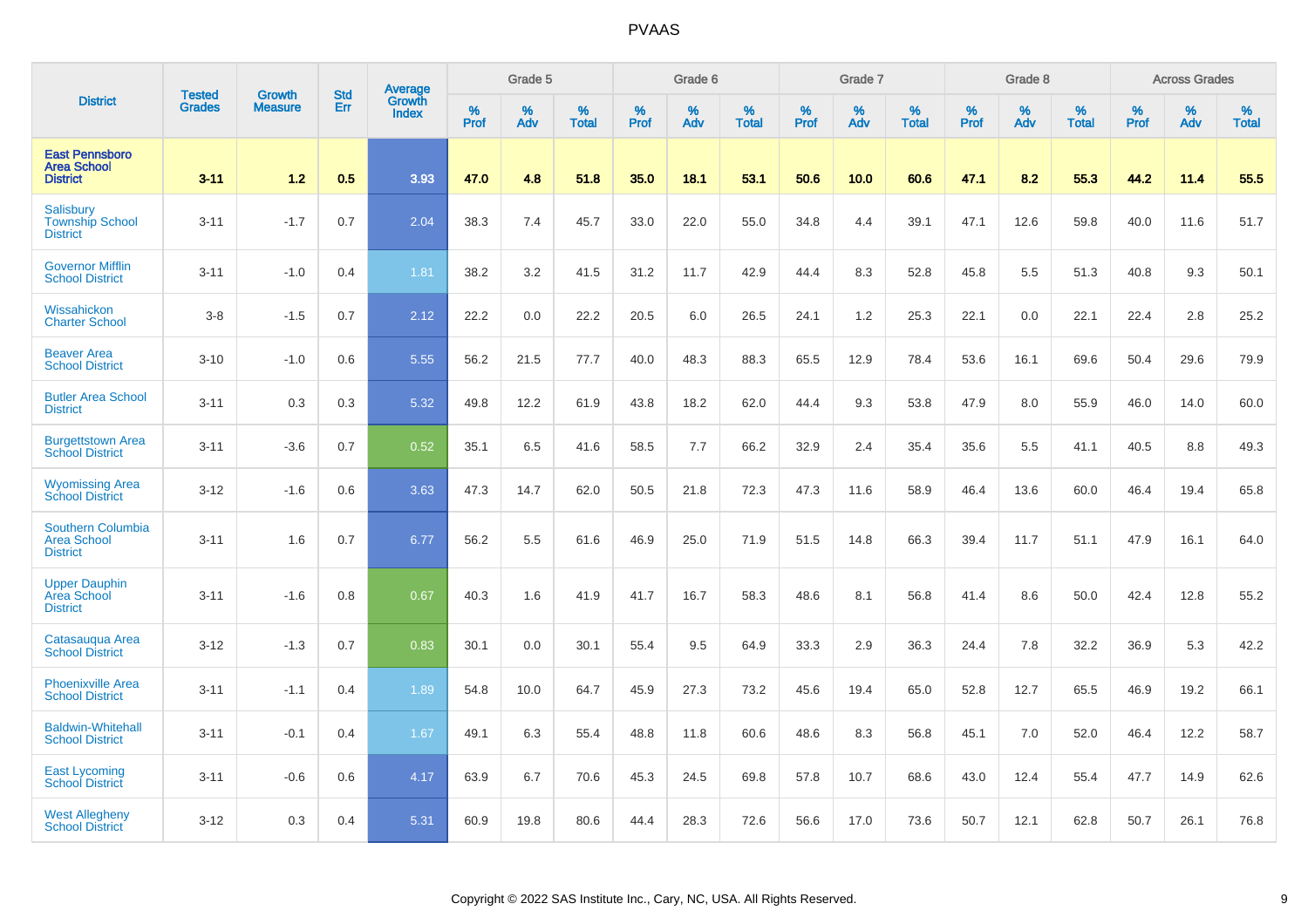# PVAAS

| District | Tested Grades | Growth Measure | Std Err | Average Growth Index | Grade 5 | | | Grade 6 | | | Grade 7 | | | Grade 8 | | | Across Grades | | |
|---|---|---|---|---|---|---|---|---|---|---|---|---|---|---|---|---|---|---|---|
| | | | | | % Prof | % Adv | % Total | % Prof | % Adv | % Total | % Prof | % Adv | % Total | % Prof | % Adv | % Total | % Prof | % Adv | % Total |
| **East Pennsboro Area School District** | **3-11** | **1.2** | **0.5** | **3.93** | **47.0** | **4.8** | **51.8** | **35.0** | **18.1** | **53.1** | **50.6** | **10.0** | **60.6** | **47.1** | **8.2** | **55.3** | **44.2** | **11.4** | **55.5** |
| Salisbury Township School District | 3-11 | -1.7 | 0.7 | 2.04 | 38.3 | 7.4 | 45.7 | 33.0 | 22.0 | 55.0 | 34.8 | 4.4 | 39.1 | 47.1 | 12.6 | 59.8 | 40.0 | 11.6 | 51.7 |
| Governor Mifflin School District | 3-11 | -1.0 | 0.4 | 1.81 | 38.2 | 3.2 | 41.5 | 31.2 | 11.7 | 42.9 | 44.4 | 8.3 | 52.8 | 45.8 | 5.5 | 51.3 | 40.8 | 9.3 | 50.1 |
| Wissahickon Charter School | 3-8 | -1.5 | 0.7 | 2.12 | 22.2 | 0.0 | 22.2 | 20.5 | 6.0 | 26.5 | 24.1 | 1.2 | 25.3 | 22.1 | 0.0 | 22.1 | 22.4 | 2.8 | 25.2 |
| Beaver Area School District | 3-10 | -1.0 | 0.6 | 5.55 | 56.2 | 21.5 | 77.7 | 40.0 | 48.3 | 88.3 | 65.5 | 12.9 | 78.4 | 53.6 | 16.1 | 69.6 | 50.4 | 29.6 | 79.9 |
| Butler Area School District | 3-11 | 0.3 | 0.3 | 5.32 | 49.8 | 12.2 | 61.9 | 43.8 | 18.2 | 62.0 | 44.4 | 9.3 | 53.8 | 47.9 | 8.0 | 55.9 | 46.0 | 14.0 | 60.0 |
| Burgettstown Area School District | 3-11 | -3.6 | 0.7 | 0.52 | 35.1 | 6.5 | 41.6 | 58.5 | 7.7 | 66.2 | 32.9 | 2.4 | 35.4 | 35.6 | 5.5 | 41.1 | 40.5 | 8.8 | 49.3 |
| Wyomissing Area School District | 3-12 | -1.6 | 0.6 | 3.63 | 47.3 | 14.7 | 62.0 | 50.5 | 21.8 | 72.3 | 47.3 | 11.6 | 58.9 | 46.4 | 13.6 | 60.0 | 46.4 | 19.4 | 65.8 |
| Southern Columbia Area School District | 3-11 | 1.6 | 0.7 | 6.77 | 56.2 | 5.5 | 61.6 | 46.9 | 25.0 | 71.9 | 51.5 | 14.8 | 66.3 | 39.4 | 11.7 | 51.1 | 47.9 | 16.1 | 64.0 |
| Upper Dauphin Area School District | 3-11 | -1.6 | 0.8 | 0.67 | 40.3 | 1.6 | 41.9 | 41.7 | 16.7 | 58.3 | 48.6 | 8.1 | 56.8 | 41.4 | 8.6 | 50.0 | 42.4 | 12.8 | 55.2 |
| Catasauqua Area School District | 3-12 | -1.3 | 0.7 | 0.83 | 30.1 | 0.0 | 30.1 | 55.4 | 9.5 | 64.9 | 33.3 | 2.9 | 36.3 | 24.4 | 7.8 | 32.2 | 36.9 | 5.3 | 42.2 |
| Phoenixville Area School District | 3-11 | -1.1 | 0.4 | 1.89 | 54.8 | 10.0 | 64.7 | 45.9 | 27.3 | 73.2 | 45.6 | 19.4 | 65.0 | 52.8 | 12.7 | 65.5 | 46.9 | 19.2 | 66.1 |
| Baldwin-Whitehall School District | 3-11 | -0.1 | 0.4 | 1.67 | 49.1 | 6.3 | 55.4 | 48.8 | 11.8 | 60.6 | 48.6 | 8.3 | 56.8 | 45.1 | 7.0 | 52.0 | 46.4 | 12.2 | 58.7 |
| East Lycoming School District | 3-11 | -0.6 | 0.6 | 4.17 | 63.9 | 6.7 | 70.6 | 45.3 | 24.5 | 69.8 | 57.8 | 10.7 | 68.6 | 43.0 | 12.4 | 55.4 | 47.7 | 14.9 | 62.6 |
| West Allegheny School District | 3-12 | 0.3 | 0.4 | 5.31 | 60.9 | 19.8 | 80.6 | 44.4 | 28.3 | 72.6 | 56.6 | 17.0 | 73.6 | 50.7 | 12.1 | 62.8 | 50.7 | 26.1 | 76.8 |

Copyright © 2022 SAS Institute Inc., Cary, NC, USA. All Rights Reserved.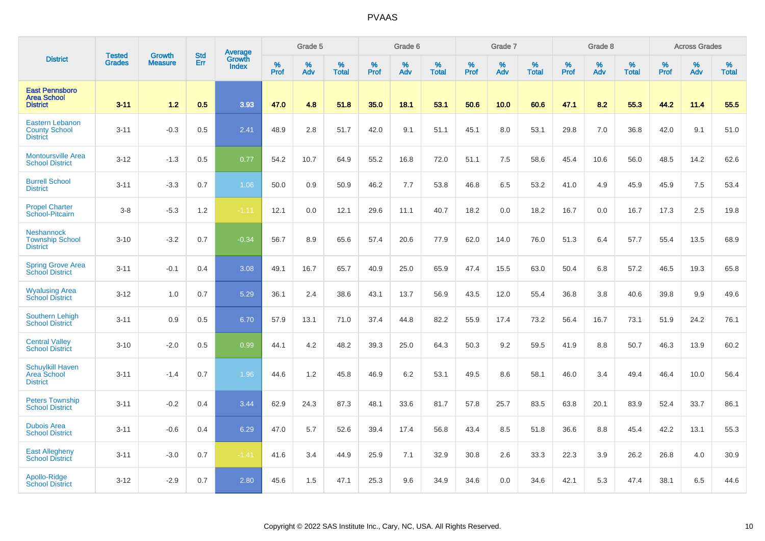| District | Tested Grades | Growth Measure | Std Err | Average Growth Index | Grade 5 | | | Grade 6 | | | Grade 7 | | | Grade 8 | | | Across Grades | | |
|---|---|---|---|---|---|---|---|---|---|---|---|---|---|---|---|---|---|---|---|
| | | | | | % Prof | % Adv | % Total | % Prof | % Adv | % Total | % Prof | % Adv | % Total | % Prof | % Adv | % Total | % Prof | % Adv | % Total |
| **East Pennsboro Area School District** | **3-11** | **1.2** | **0.5** | **3.93** | **47.0** | **4.8** | **51.8** | **35.0** | **18.1** | **53.1** | **50.6** | **10.0** | **60.6** | **47.1** | **8.2** | **55.3** | **44.2** | **11.4** | **55.5** |
| Eastern Lebanon County School District | 3-11 | -0.3 | 0.5 | 2.41 | 48.9 | 2.8 | 51.7 | 42.0 | 9.1 | 51.1 | 45.1 | 8.0 | 53.1 | 29.8 | 7.0 | 36.8 | 42.0 | 9.1 | 51.0 |
| Montoursville Area School District | 3-12 | -1.3 | 0.5 | 0.77 | 54.2 | 10.7 | 64.9 | 55.2 | 16.8 | 72.0 | 51.1 | 7.5 | 58.6 | 45.4 | 10.6 | 56.0 | 48.5 | 14.2 | 62.6 |
| Burrell School District | 3-11 | -3.3 | 0.7 | 1.06 | 50.0 | 0.9 | 50.9 | 46.2 | 7.7 | 53.8 | 46.8 | 6.5 | 53.2 | 41.0 | 4.9 | 45.9 | 45.9 | 7.5 | 53.4 |
| Propel Charter School-Pitcairn | 3-8 | -5.3 | 1.2 | -1.11 | 12.1 | 0.0 | 12.1 | 29.6 | 11.1 | 40.7 | 18.2 | 0.0 | 18.2 | 16.7 | 0.0 | 16.7 | 17.3 | 2.5 | 19.8 |
| Neshannock Township School District | 3-10 | -3.2 | 0.7 | -0.34 | 56.7 | 8.9 | 65.6 | 57.4 | 20.6 | 77.9 | 62.0 | 14.0 | 76.0 | 51.3 | 6.4 | 57.7 | 55.4 | 13.5 | 68.9 |
| Spring Grove Area School District | 3-11 | -0.1 | 0.4 | 3.08 | 49.1 | 16.7 | 65.7 | 40.9 | 25.0 | 65.9 | 47.4 | 15.5 | 63.0 | 50.4 | 6.8 | 57.2 | 46.5 | 19.3 | 65.8 |
| Wyalusing Area School District | 3-12 | 1.0 | 0.7 | 5.29 | 36.1 | 2.4 | 38.6 | 43.1 | 13.7 | 56.9 | 43.5 | 12.0 | 55.4 | 36.8 | 3.8 | 40.6 | 39.8 | 9.9 | 49.6 |
| Southern Lehigh School District | 3-11 | 0.9 | 0.5 | 6.70 | 57.9 | 13.1 | 71.0 | 37.4 | 44.8 | 82.2 | 55.9 | 17.4 | 73.2 | 56.4 | 16.7 | 73.1 | 51.9 | 24.2 | 76.1 |
| Central Valley School District | 3-10 | -2.0 | 0.5 | 0.99 | 44.1 | 4.2 | 48.2 | 39.3 | 25.0 | 64.3 | 50.3 | 9.2 | 59.5 | 41.9 | 8.8 | 50.7 | 46.3 | 13.9 | 60.2 |
| Schuylkill Haven Area School District | 3-11 | -1.4 | 0.7 | 1.96 | 44.6 | 1.2 | 45.8 | 46.9 | 6.2 | 53.1 | 49.5 | 8.6 | 58.1 | 46.0 | 3.4 | 49.4 | 46.4 | 10.0 | 56.4 |
| Peters Township School District | 3-11 | -0.2 | 0.4 | 3.44 | 62.9 | 24.3 | 87.3 | 48.1 | 33.6 | 81.7 | 57.8 | 25.7 | 83.5 | 63.8 | 20.1 | 83.9 | 52.4 | 33.7 | 86.1 |
| Dubois Area School District | 3-11 | -0.6 | 0.4 | 6.29 | 47.0 | 5.7 | 52.6 | 39.4 | 17.4 | 56.8 | 43.4 | 8.5 | 51.8 | 36.6 | 8.8 | 45.4 | 42.2 | 13.1 | 55.3 |
| East Allegheny School District | 3-11 | -3.0 | 0.7 | -1.41 | 41.6 | 3.4 | 44.9 | 25.9 | 7.1 | 32.9 | 30.8 | 2.6 | 33.3 | 22.3 | 3.9 | 26.2 | 26.8 | 4.0 | 30.9 |
| Apollo-Ridge School District | 3-12 | -2.9 | 0.7 | 2.80 | 45.6 | 1.5 | 47.1 | 25.3 | 9.6 | 34.9 | 34.6 | 0.0 | 34.6 | 42.1 | 5.3 | 47.4 | 38.1 | 6.5 | 44.6 |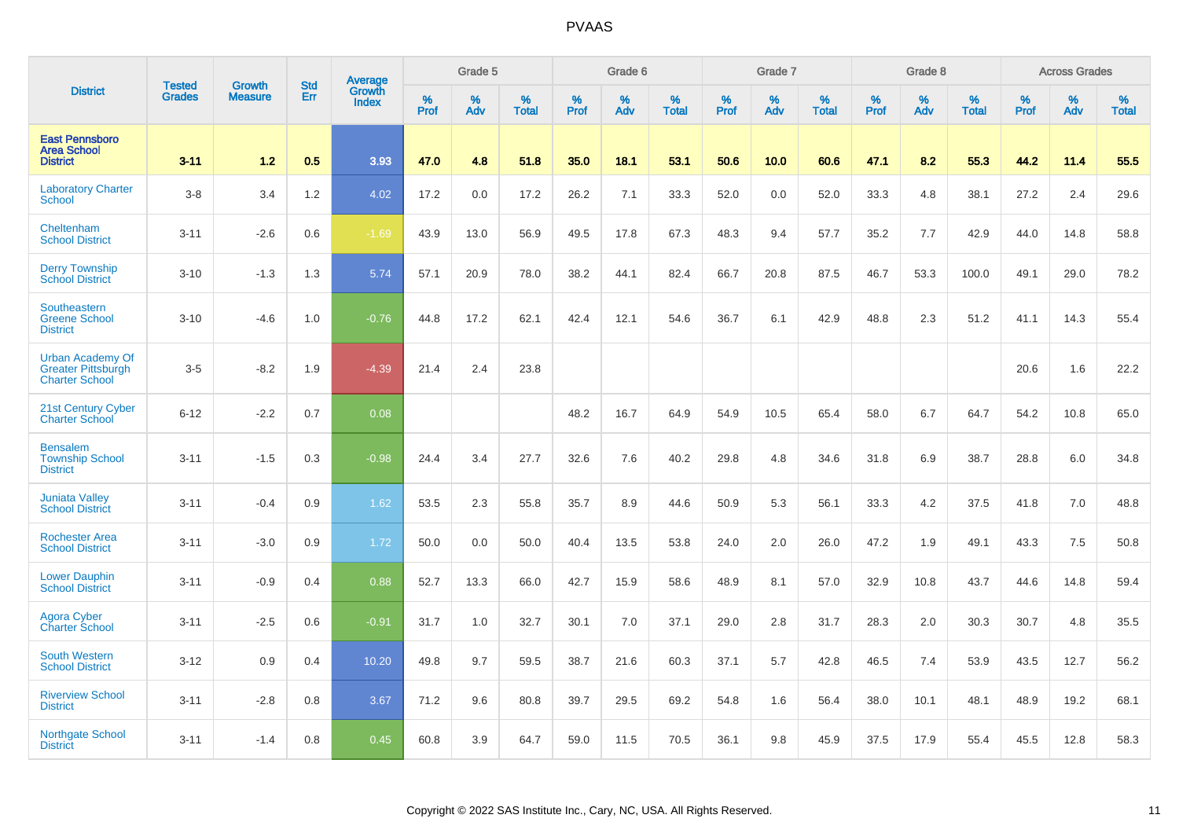# PVAAS

| District | Tested Grades | Growth Measure | Std Err | Average Growth Index | Grade 5 | | | Grade 6 | | | Grade 7 | | | Grade 8 | | | Across Grades | | |
|---|---|---|---|---|---|---|---|---|---|---|---|---|---|---|---|---|---|---|---|
| | | | | | % Prof | % Adv | % Total | % Prof | % Adv | % Total | % Prof | % Adv | % Total | % Prof | % Adv | % Total | % Prof | % Adv | % Total |
| **East Pennsboro Area School District** | **3-11** | **1.2** | **0.5** | **3.93** | **47.0** | **4.8** | **51.8** | **35.0** | **18.1** | **53.1** | **50.6** | **10.0** | **60.6** | **47.1** | **8.2** | **55.3** | **44.2** | **11.4** | **55.5** |
| Laboratory Charter School | 3-8 | 3.4 | 1.2 | 4.02 | 17.2 | 0.0 | 17.2 | 26.2 | 7.1 | 33.3 | 52.0 | 0.0 | 52.0 | 33.3 | 4.8 | 38.1 | 27.2 | 2.4 | 29.6 |
| Cheltenham School District | 3-11 | -2.6 | 0.6 | -1.69 | 43.9 | 13.0 | 56.9 | 49.5 | 17.8 | 67.3 | 48.3 | 9.4 | 57.7 | 35.2 | 7.7 | 42.9 | 44.0 | 14.8 | 58.8 |
| Derry Township School District | 3-10 | -1.3 | 1.3 | 5.74 | 57.1 | 20.9 | 78.0 | 38.2 | 44.1 | 82.4 | 66.7 | 20.8 | 87.5 | 46.7 | 53.3 | 100.0 | 49.1 | 29.0 | 78.2 |
| Southeastern Greene School District | 3-10 | -4.6 | 1.0 | -0.76 | 44.8 | 17.2 | 62.1 | 42.4 | 12.1 | 54.6 | 36.7 | 6.1 | 42.9 | 48.8 | 2.3 | 51.2 | 41.1 | 14.3 | 55.4 |
| Urban Academy Of Greater Pittsburgh Charter School | 3-5 | -8.2 | 1.9 | -4.39 | 21.4 | 2.4 | 23.8 | | | | | | | | | | 20.6 | 1.6 | 22.2 |
| 21st Century Cyber Charter School | 6-12 | -2.2 | 0.7 | 0.08 | | | | 48.2 | 16.7 | 64.9 | 54.9 | 10.5 | 65.4 | 58.0 | 6.7 | 64.7 | 54.2 | 10.8 | 65.0 |
| Bensalem Township School District | 3-11 | -1.5 | 0.3 | -0.98 | 24.4 | 3.4 | 27.7 | 32.6 | 7.6 | 40.2 | 29.8 | 4.8 | 34.6 | 31.8 | 6.9 | 38.7 | 28.8 | 6.0 | 34.8 |
| Juniata Valley School District | 3-11 | -0.4 | 0.9 | 1.62 | 53.5 | 2.3 | 55.8 | 35.7 | 8.9 | 44.6 | 50.9 | 5.3 | 56.1 | 33.3 | 4.2 | 37.5 | 41.8 | 7.0 | 48.8 |
| Rochester Area School District | 3-11 | -3.0 | 0.9 | 1.72 | 50.0 | 0.0 | 50.0 | 40.4 | 13.5 | 53.8 | 24.0 | 2.0 | 26.0 | 47.2 | 1.9 | 49.1 | 43.3 | 7.5 | 50.8 |
| Lower Dauphin School District | 3-11 | -0.9 | 0.4 | 0.88 | 52.7 | 13.3 | 66.0 | 42.7 | 15.9 | 58.6 | 48.9 | 8.1 | 57.0 | 32.9 | 10.8 | 43.7 | 44.6 | 14.8 | 59.4 |
| Agora Cyber Charter School | 3-11 | -2.5 | 0.6 | -0.91 | 31.7 | 1.0 | 32.7 | 30.1 | 7.0 | 37.1 | 29.0 | 2.8 | 31.7 | 28.3 | 2.0 | 30.3 | 30.7 | 4.8 | 35.5 |
| South Western School District | 3-12 | 0.9 | 0.4 | 10.20 | 49.8 | 9.7 | 59.5 | 38.7 | 21.6 | 60.3 | 37.1 | 5.7 | 42.8 | 46.5 | 7.4 | 53.9 | 43.5 | 12.7 | 56.2 |
| Riverview School District | 3-11 | -2.8 | 0.8 | 3.67 | 71.2 | 9.6 | 80.8 | 39.7 | 29.5 | 69.2 | 54.8 | 1.6 | 56.4 | 38.0 | 10.1 | 48.1 | 48.9 | 19.2 | 68.1 |
| Northgate School District | 3-11 | -1.4 | 0.8 | 0.45 | 60.8 | 3.9 | 64.7 | 59.0 | 11.5 | 70.5 | 36.1 | 9.8 | 45.9 | 37.5 | 17.9 | 55.4 | 45.5 | 12.8 | 58.3 |

Copyright © 2022 SAS Institute Inc., Cary, NC, USA. All Rights Reserved.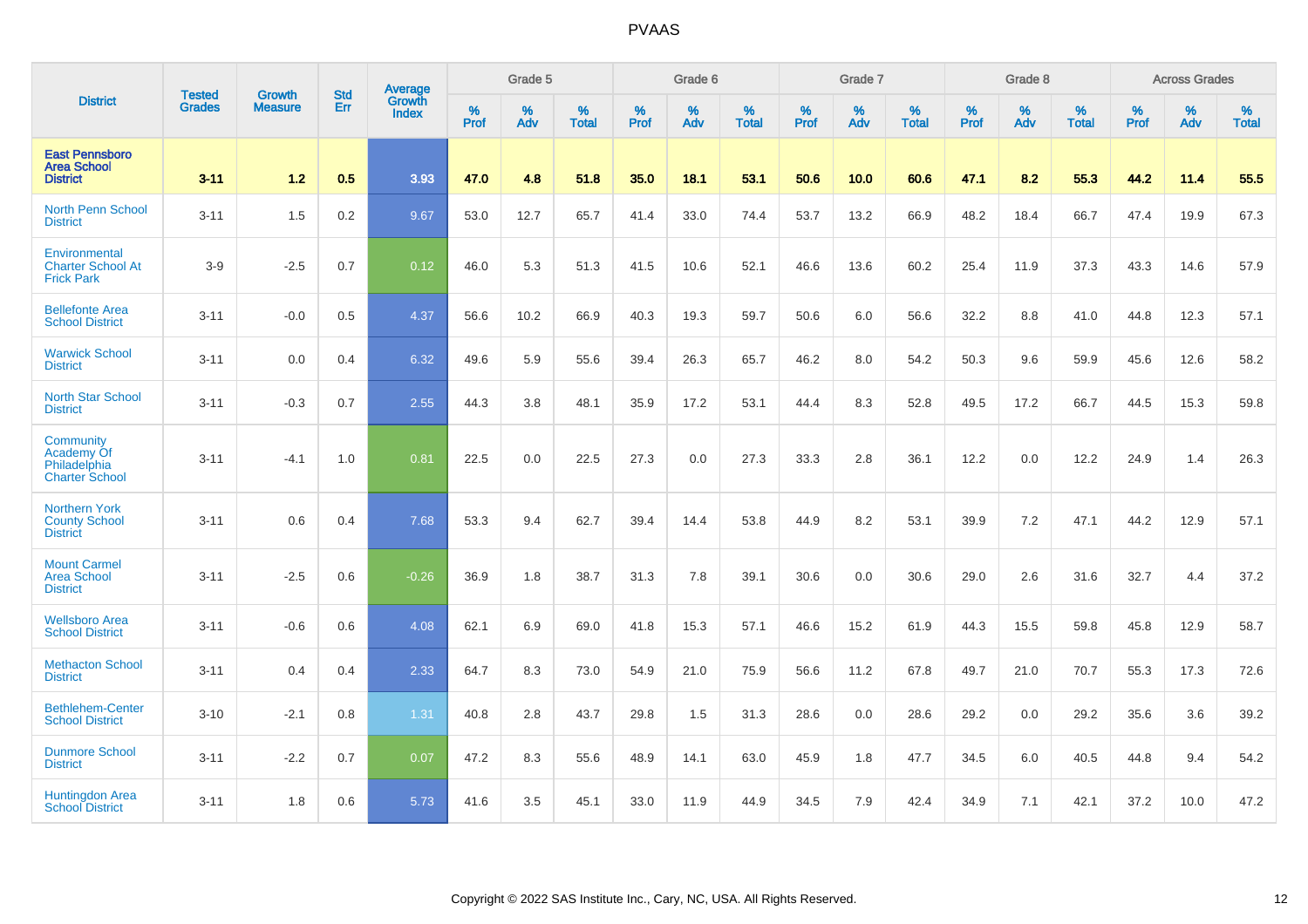| District | Tested Grades | Growth Measure | Std Err | Average Growth Index | Grade 5 | | | Grade 6 | | | Grade 7 | | | Grade 8 | | | Across Grades | | |
|---|---|---|---|---|---|---|---|---|---|---|---|---|---|---|---|---|---|---|---|
| | | | | | % Prof | % Adv | % Total | % Prof | % Adv | % Total | % Prof | % Adv | % Total | % Prof | % Adv | % Total | % Prof | % Adv | % Total |
| **East Pennsboro Area School District** | **3-11** | **1.2** | **0.5** | **3.93** | **47.0** | **4.8** | **51.8** | **35.0** | **18.1** | **53.1** | **50.6** | **10.0** | **60.6** | **47.1** | **8.2** | **55.3** | **44.2** | **11.4** | **55.5** |
| North Penn School District | 3-11 | 1.5 | 0.2 | 9.67 | 53.0 | 12.7 | 65.7 | 41.4 | 33.0 | 74.4 | 53.7 | 13.2 | 66.9 | 48.2 | 18.4 | 66.7 | 47.4 | 19.9 | 67.3 |
| Environmental Charter School At Frick Park | 3-9 | -2.5 | 0.7 | 0.12 | 46.0 | 5.3 | 51.3 | 41.5 | 10.6 | 52.1 | 46.6 | 13.6 | 60.2 | 25.4 | 11.9 | 37.3 | 43.3 | 14.6 | 57.9 |
| Bellefonte Area School District | 3-11 | -0.0 | 0.5 | 4.37 | 56.6 | 10.2 | 66.9 | 40.3 | 19.3 | 59.7 | 50.6 | 6.0 | 56.6 | 32.2 | 8.8 | 41.0 | 44.8 | 12.3 | 57.1 |
| Warwick School District | 3-11 | 0.0 | 0.4 | 6.32 | 49.6 | 5.9 | 55.6 | 39.4 | 26.3 | 65.7 | 46.2 | 8.0 | 54.2 | 50.3 | 9.6 | 59.9 | 45.6 | 12.6 | 58.2 |
| North Star School District | 3-11 | -0.3 | 0.7 | 2.55 | 44.3 | 3.8 | 48.1 | 35.9 | 17.2 | 53.1 | 44.4 | 8.3 | 52.8 | 49.5 | 17.2 | 66.7 | 44.5 | 15.3 | 59.8 |
| Community Academy Of Philadelphia Charter School | 3-11 | -4.1 | 1.0 | 0.81 | 22.5 | 0.0 | 22.5 | 27.3 | 0.0 | 27.3 | 33.3 | 2.8 | 36.1 | 12.2 | 0.0 | 12.2 | 24.9 | 1.4 | 26.3 |
| Northern York County School District | 3-11 | 0.6 | 0.4 | 7.68 | 53.3 | 9.4 | 62.7 | 39.4 | 14.4 | 53.8 | 44.9 | 8.2 | 53.1 | 39.9 | 7.2 | 47.1 | 44.2 | 12.9 | 57.1 |
| Mount Carmel Area School District | 3-11 | -2.5 | 0.6 | -0.26 | 36.9 | 1.8 | 38.7 | 31.3 | 7.8 | 39.1 | 30.6 | 0.0 | 30.6 | 29.0 | 2.6 | 31.6 | 32.7 | 4.4 | 37.2 |
| Wellsboro Area School District | 3-11 | -0.6 | 0.6 | 4.08 | 62.1 | 6.9 | 69.0 | 41.8 | 15.3 | 57.1 | 46.6 | 15.2 | 61.9 | 44.3 | 15.5 | 59.8 | 45.8 | 12.9 | 58.7 |
| Methacton School District | 3-11 | 0.4 | 0.4 | 2.33 | 64.7 | 8.3 | 73.0 | 54.9 | 21.0 | 75.9 | 56.6 | 11.2 | 67.8 | 49.7 | 21.0 | 70.7 | 55.3 | 17.3 | 72.6 |
| Bethlehem-Center School District | 3-10 | -2.1 | 0.8 | 1.31 | 40.8 | 2.8 | 43.7 | 29.8 | 1.5 | 31.3 | 28.6 | 0.0 | 28.6 | 29.2 | 0.0 | 29.2 | 35.6 | 3.6 | 39.2 |
| Dunmore School District | 3-11 | -2.2 | 0.7 | 0.07 | 47.2 | 8.3 | 55.6 | 48.9 | 14.1 | 63.0 | 45.9 | 1.8 | 47.7 | 34.5 | 6.0 | 40.5 | 44.8 | 9.4 | 54.2 |
| Huntingdon Area School District | 3-11 | 1.8 | 0.6 | 5.73 | 41.6 | 3.5 | 45.1 | 33.0 | 11.9 | 44.9 | 34.5 | 7.9 | 42.4 | 34.9 | 7.1 | 42.1 | 37.2 | 10.0 | 47.2 |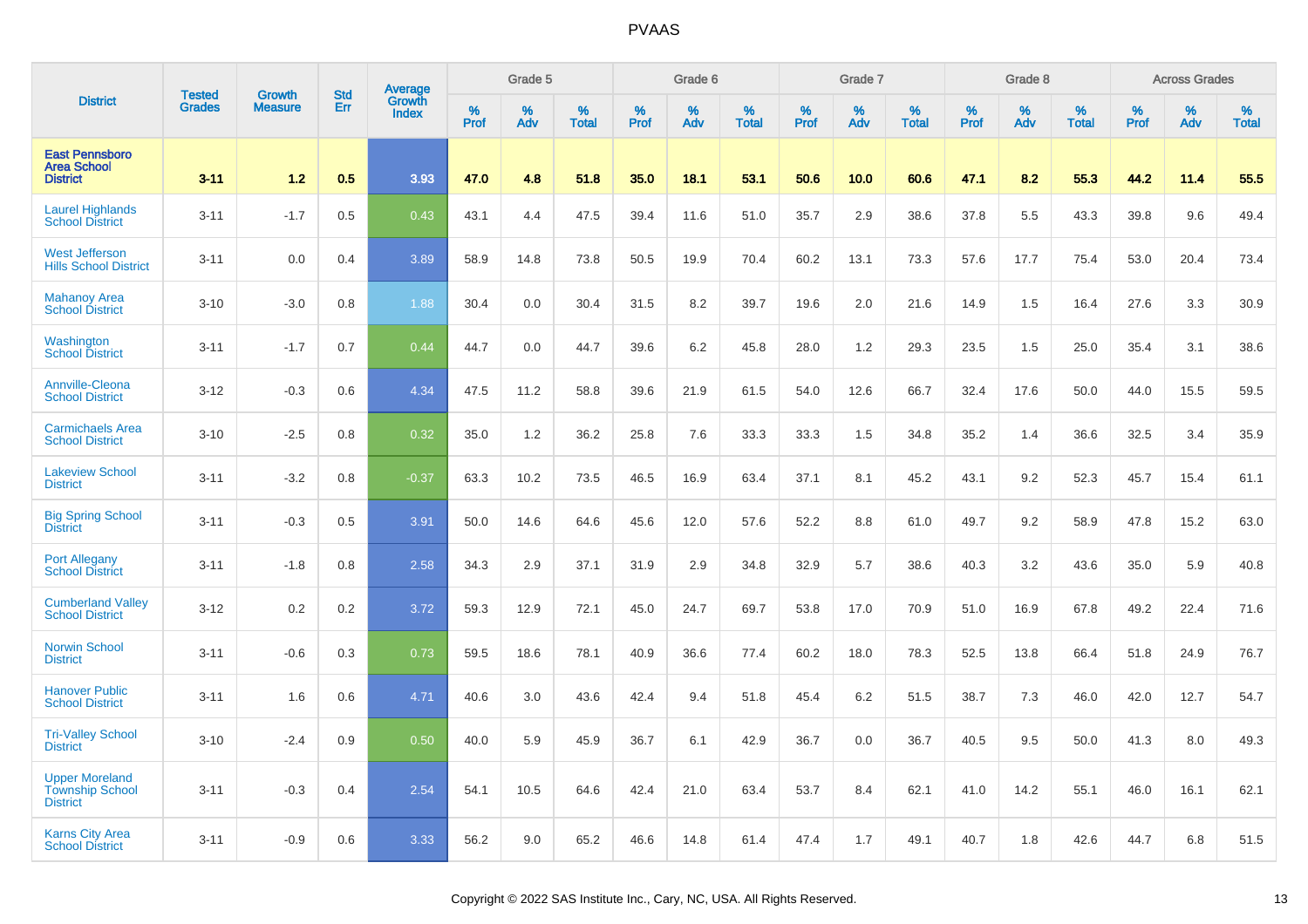| District | Tested Grades | Growth Measure | Std Err | Average Growth Index | Grade 5 | | | Grade 6 | | | Grade 7 | | | Grade 8 | | | Across Grades | | |
|---|---|---|---|---|---|---|---|---|---|---|---|---|---|---|---|---|---|---|---|
| | | | | | % Prof | % Adv | % Total | % Prof | % Adv | % Total | % Prof | % Adv | % Total | % Prof | % Adv | % Total | % Prof | % Adv | % Total |
| **East Pennsboro Area School District** | **3-11** | **1.2** | **0.5** | **3.93** | **47.0** | **4.8** | **51.8** | **35.0** | **18.1** | **53.1** | **50.6** | **10.0** | **60.6** | **47.1** | **8.2** | **55.3** | **44.2** | **11.4** | **55.5** |
| Laurel Highlands School District | 3-11 | -1.7 | 0.5 | 0.43 | 43.1 | 4.4 | 47.5 | 39.4 | 11.6 | 51.0 | 35.7 | 2.9 | 38.6 | 37.8 | 5.5 | 43.3 | 39.8 | 9.6 | 49.4 |
| West Jefferson Hills School District | 3-11 | 0.0 | 0.4 | 3.89 | 58.9 | 14.8 | 73.8 | 50.5 | 19.9 | 70.4 | 60.2 | 13.1 | 73.3 | 57.6 | 17.7 | 75.4 | 53.0 | 20.4 | 73.4 |
| Mahanoy Area School District | 3-10 | -3.0 | 0.8 | 1.88 | 30.4 | 0.0 | 30.4 | 31.5 | 8.2 | 39.7 | 19.6 | 2.0 | 21.6 | 14.9 | 1.5 | 16.4 | 27.6 | 3.3 | 30.9 |
| Washington School District | 3-11 | -1.7 | 0.7 | 0.44 | 44.7 | 0.0 | 44.7 | 39.6 | 6.2 | 45.8 | 28.0 | 1.2 | 29.3 | 23.5 | 1.5 | 25.0 | 35.4 | 3.1 | 38.6 |
| Annville-Cleona School District | 3-12 | -0.3 | 0.6 | 4.34 | 47.5 | 11.2 | 58.8 | 39.6 | 21.9 | 61.5 | 54.0 | 12.6 | 66.7 | 32.4 | 17.6 | 50.0 | 44.0 | 15.5 | 59.5 |
| Carmichaels Area School District | 3-10 | -2.5 | 0.8 | 0.32 | 35.0 | 1.2 | 36.2 | 25.8 | 7.6 | 33.3 | 33.3 | 1.5 | 34.8 | 35.2 | 1.4 | 36.6 | 32.5 | 3.4 | 35.9 |
| Lakeview School District | 3-11 | -3.2 | 0.8 | -0.37 | 63.3 | 10.2 | 73.5 | 46.5 | 16.9 | 63.4 | 37.1 | 8.1 | 45.2 | 43.1 | 9.2 | 52.3 | 45.7 | 15.4 | 61.1 |
| Big Spring School District | 3-11 | -0.3 | 0.5 | 3.91 | 50.0 | 14.6 | 64.6 | 45.6 | 12.0 | 57.6 | 52.2 | 8.8 | 61.0 | 49.7 | 9.2 | 58.9 | 47.8 | 15.2 | 63.0 |
| Port Allegany School District | 3-11 | -1.8 | 0.8 | 2.58 | 34.3 | 2.9 | 37.1 | 31.9 | 2.9 | 34.8 | 32.9 | 5.7 | 38.6 | 40.3 | 3.2 | 43.6 | 35.0 | 5.9 | 40.8 |
| Cumberland Valley School District | 3-12 | 0.2 | 0.2 | 3.72 | 59.3 | 12.9 | 72.1 | 45.0 | 24.7 | 69.7 | 53.8 | 17.0 | 70.9 | 51.0 | 16.9 | 67.8 | 49.2 | 22.4 | 71.6 |
| Norwin School District | 3-11 | -0.6 | 0.3 | 0.73 | 59.5 | 18.6 | 78.1 | 40.9 | 36.6 | 77.4 | 60.2 | 18.0 | 78.3 | 52.5 | 13.8 | 66.4 | 51.8 | 24.9 | 76.7 |
| Hanover Public School District | 3-11 | 1.6 | 0.6 | 4.71 | 40.6 | 3.0 | 43.6 | 42.4 | 9.4 | 51.8 | 45.4 | 6.2 | 51.5 | 38.7 | 7.3 | 46.0 | 42.0 | 12.7 | 54.7 |
| Tri-Valley School District | 3-10 | -2.4 | 0.9 | 0.50 | 40.0 | 5.9 | 45.9 | 36.7 | 6.1 | 42.9 | 36.7 | 0.0 | 36.7 | 40.5 | 9.5 | 50.0 | 41.3 | 8.0 | 49.3 |
| Upper Moreland Township School District | 3-11 | -0.3 | 0.4 | 2.54 | 54.1 | 10.5 | 64.6 | 42.4 | 21.0 | 63.4 | 53.7 | 8.4 | 62.1 | 41.0 | 14.2 | 55.1 | 46.0 | 16.1 | 62.1 |
| Karns City Area School District | 3-11 | -0.9 | 0.6 | 3.33 | 56.2 | 9.0 | 65.2 | 46.6 | 14.8 | 61.4 | 47.4 | 1.7 | 49.1 | 40.7 | 1.8 | 42.6 | 44.7 | 6.8 | 51.5 |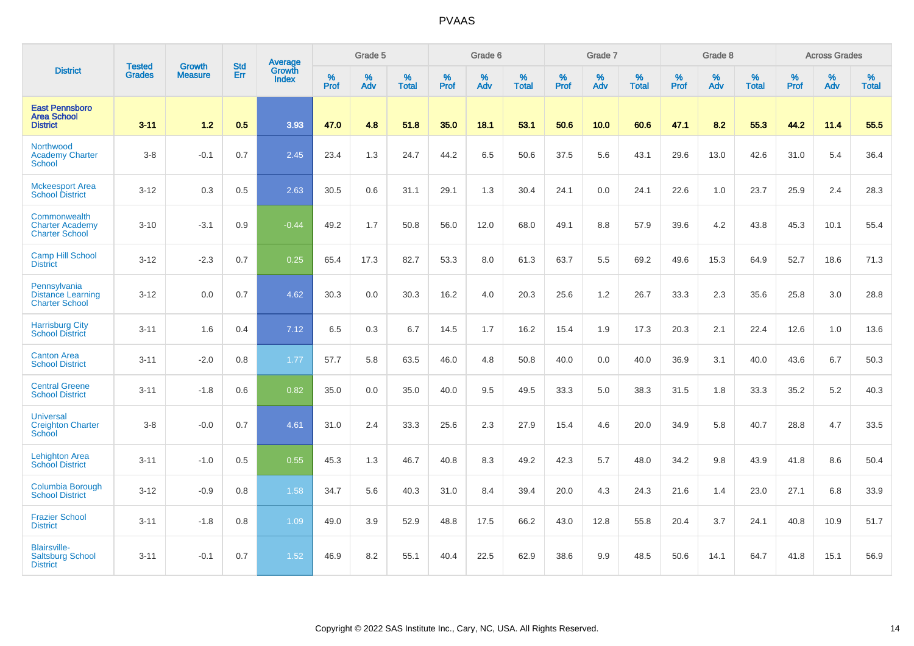| District | Tested Grades | Growth Measure | Std Err | Average Growth Index | Grade 5 | | | Grade 6 | | | Grade 7 | | | Grade 8 | | | Across Grades | | |
|---|---|---|---|---|---|---|---|---|---|---|---|---|---|---|---|---|---|---|---|
| | | | | | % Prof | % Adv | % Total | % Prof | % Adv | % Total | % Prof | % Adv | % Total | % Prof | % Adv | % Total | % Prof | % Adv | % Total |
| **East Pennsboro Area School District** | **3-11** | **1.2** | **0.5** | **3.93** | **47.0** | **4.8** | **51.8** | **35.0** | **18.1** | **53.1** | **50.6** | **10.0** | **60.6** | **47.1** | **8.2** | **55.3** | **44.2** | **11.4** | **55.5** |
| Northwood Academy Charter School | 3-8 | -0.1 | 0.7 | 2.45 | 23.4 | 1.3 | 24.7 | 44.2 | 6.5 | 50.6 | 37.5 | 5.6 | 43.1 | 29.6 | 13.0 | 42.6 | 31.0 | 5.4 | 36.4 |
| Mckeesport Area School District | 3-12 | 0.3 | 0.5 | 2.63 | 30.5 | 0.6 | 31.1 | 29.1 | 1.3 | 30.4 | 24.1 | 0.0 | 24.1 | 22.6 | 1.0 | 23.7 | 25.9 | 2.4 | 28.3 |
| Commonwealth Charter Academy Charter School | 3-10 | -3.1 | 0.9 | -0.44 | 49.2 | 1.7 | 50.8 | 56.0 | 12.0 | 68.0 | 49.1 | 8.8 | 57.9 | 39.6 | 4.2 | 43.8 | 45.3 | 10.1 | 55.4 |
| Camp Hill School District | 3-12 | -2.3 | 0.7 | 0.25 | 65.4 | 17.3 | 82.7 | 53.3 | 8.0 | 61.3 | 63.7 | 5.5 | 69.2 | 49.6 | 15.3 | 64.9 | 52.7 | 18.6 | 71.3 |
| Pennsylvania Distance Learning Charter School | 3-12 | 0.0 | 0.7 | 4.62 | 30.3 | 0.0 | 30.3 | 16.2 | 4.0 | 20.3 | 25.6 | 1.2 | 26.7 | 33.3 | 2.3 | 35.6 | 25.8 | 3.0 | 28.8 |
| Harrisburg City School District | 3-11 | 1.6 | 0.4 | 7.12 | 6.5 | 0.3 | 6.7 | 14.5 | 1.7 | 16.2 | 15.4 | 1.9 | 17.3 | 20.3 | 2.1 | 22.4 | 12.6 | 1.0 | 13.6 |
| Canton Area School District | 3-11 | -2.0 | 0.8 | 1.77 | 57.7 | 5.8 | 63.5 | 46.0 | 4.8 | 50.8 | 40.0 | 0.0 | 40.0 | 36.9 | 3.1 | 40.0 | 43.6 | 6.7 | 50.3 |
| Central Greene School District | 3-11 | -1.8 | 0.6 | 0.82 | 35.0 | 0.0 | 35.0 | 40.0 | 9.5 | 49.5 | 33.3 | 5.0 | 38.3 | 31.5 | 1.8 | 33.3 | 35.2 | 5.2 | 40.3 |
| Universal Creighton Charter School | 3-8 | -0.0 | 0.7 | 4.61 | 31.0 | 2.4 | 33.3 | 25.6 | 2.3 | 27.9 | 15.4 | 4.6 | 20.0 | 34.9 | 5.8 | 40.7 | 28.8 | 4.7 | 33.5 |
| Lehighton Area School District | 3-11 | -1.0 | 0.5 | 0.55 | 45.3 | 1.3 | 46.7 | 40.8 | 8.3 | 49.2 | 42.3 | 5.7 | 48.0 | 34.2 | 9.8 | 43.9 | 41.8 | 8.6 | 50.4 |
| Columbia Borough School District | 3-12 | -0.9 | 0.8 | 1.58 | 34.7 | 5.6 | 40.3 | 31.0 | 8.4 | 39.4 | 20.0 | 4.3 | 24.3 | 21.6 | 1.4 | 23.0 | 27.1 | 6.8 | 33.9 |
| Frazier School District | 3-11 | -1.8 | 0.8 | 1.09 | 49.0 | 3.9 | 52.9 | 48.8 | 17.5 | 66.2 | 43.0 | 12.8 | 55.8 | 20.4 | 3.7 | 24.1 | 40.8 | 10.9 | 51.7 |
| Blairsville-Saltsburg School District | 3-11 | -0.1 | 0.7 | 1.52 | 46.9 | 8.2 | 55.1 | 40.4 | 22.5 | 62.9 | 38.6 | 9.9 | 48.5 | 50.6 | 14.1 | 64.7 | 41.8 | 15.1 | 56.9 |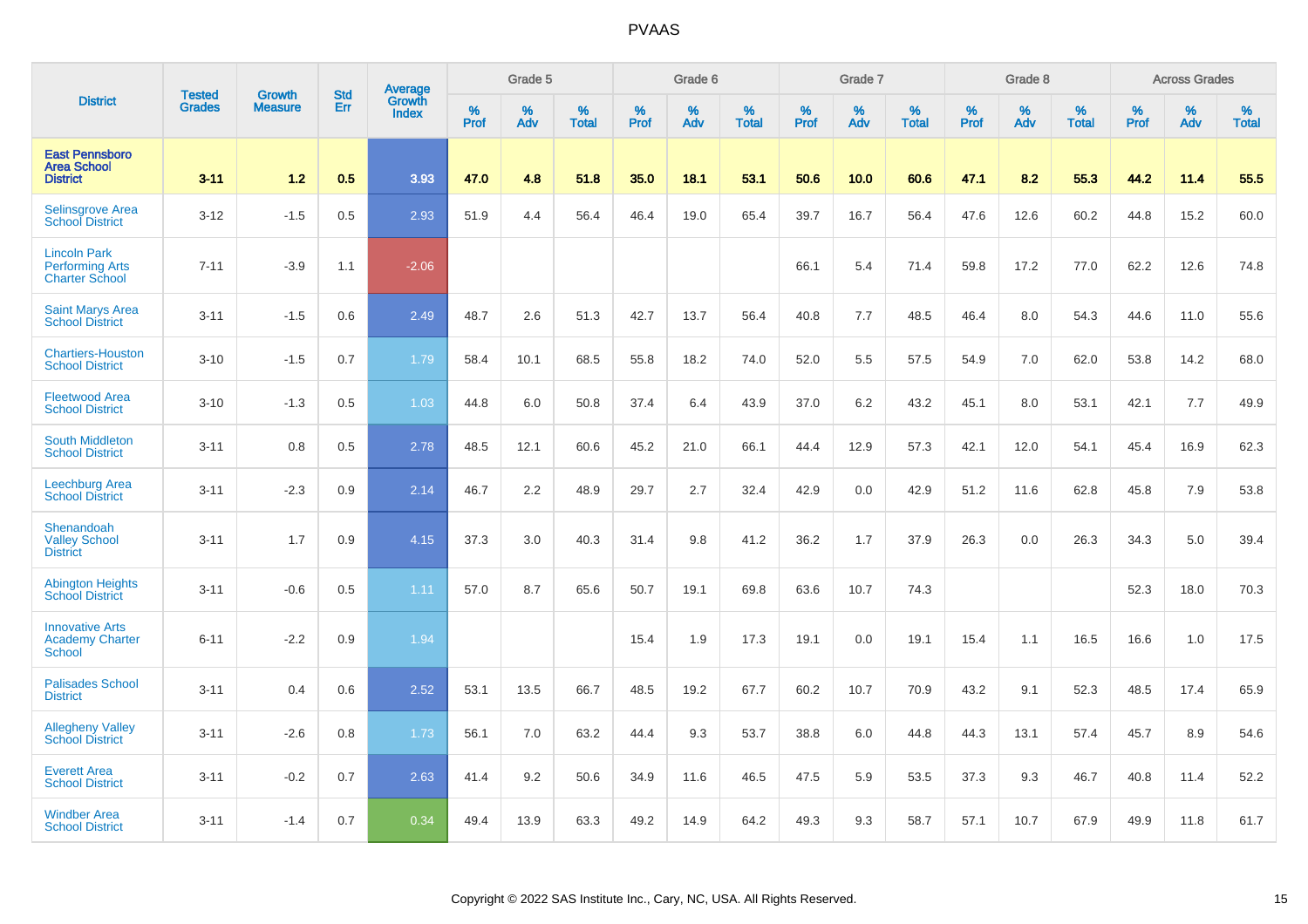# PVAAS

| District | Tested Grades | Growth Measure | Std Err | Average Growth Index | Grade 5 | | | Grade 6 | | | Grade 7 | | | Grade 8 | | | Across Grades | | |
|---|---|---|---|---|---|---|---|---|---|---|---|---|---|---|---|---|---|---|---|
| | | | | | % Prof | % Adv | % Total | % Prof | % Adv | % Total | % Prof | % Adv | % Total | % Prof | % Adv | % Total | % Prof | % Adv | % Total |
| **East Pennsboro Area School District** | **3-11** | **1.2** | **0.5** | **3.93** | **47.0** | **4.8** | **51.8** | **35.0** | **18.1** | **53.1** | **50.6** | **10.0** | **60.6** | **47.1** | **8.2** | **55.3** | **44.2** | **11.4** | **55.5** |
| Selinsgrove Area School District | 3-12 | -1.5 | 0.5 | 2.93 | 51.9 | 4.4 | 56.4 | 46.4 | 19.0 | 65.4 | 39.7 | 16.7 | 56.4 | 47.6 | 12.6 | 60.2 | 44.8 | 15.2 | 60.0 |
| Lincoln Park Performing Arts Charter School | 7-11 | -3.9 | 1.1 | -2.06 | | | | | | | 66.1 | 5.4 | 71.4 | 59.8 | 17.2 | 77.0 | 62.2 | 12.6 | 74.8 |
| Saint Marys Area School District | 3-11 | -1.5 | 0.6 | 2.49 | 48.7 | 2.6 | 51.3 | 42.7 | 13.7 | 56.4 | 40.8 | 7.7 | 48.5 | 46.4 | 8.0 | 54.3 | 44.6 | 11.0 | 55.6 |
| Chartiers-Houston School District | 3-10 | -1.5 | 0.7 | 1.79 | 58.4 | 10.1 | 68.5 | 55.8 | 18.2 | 74.0 | 52.0 | 5.5 | 57.5 | 54.9 | 7.0 | 62.0 | 53.8 | 14.2 | 68.0 |
| Fleetwood Area School District | 3-10 | -1.3 | 0.5 | 1.03 | 44.8 | 6.0 | 50.8 | 37.4 | 6.4 | 43.9 | 37.0 | 6.2 | 43.2 | 45.1 | 8.0 | 53.1 | 42.1 | 7.7 | 49.9 |
| South Middleton School District | 3-11 | 0.8 | 0.5 | 2.78 | 48.5 | 12.1 | 60.6 | 45.2 | 21.0 | 66.1 | 44.4 | 12.9 | 57.3 | 42.1 | 12.0 | 54.1 | 45.4 | 16.9 | 62.3 |
| Leechburg Area School District | 3-11 | -2.3 | 0.9 | 2.14 | 46.7 | 2.2 | 48.9 | 29.7 | 2.7 | 32.4 | 42.9 | 0.0 | 42.9 | 51.2 | 11.6 | 62.8 | 45.8 | 7.9 | 53.8 |
| Shenandoah Valley School District | 3-11 | 1.7 | 0.9 | 4.15 | 37.3 | 3.0 | 40.3 | 31.4 | 9.8 | 41.2 | 36.2 | 1.7 | 37.9 | 26.3 | 0.0 | 26.3 | 34.3 | 5.0 | 39.4 |
| Abington Heights School District | 3-11 | -0.6 | 0.5 | 1.11 | 57.0 | 8.7 | 65.6 | 50.7 | 19.1 | 69.8 | 63.6 | 10.7 | 74.3 | | | | 52.3 | 18.0 | 70.3 |
| Innovative Arts Academy Charter School | 6-11 | -2.2 | 0.9 | 1.94 | | | | 15.4 | 1.9 | 17.3 | 19.1 | 0.0 | 19.1 | 15.4 | 1.1 | 16.5 | 16.6 | 1.0 | 17.5 |
| Palisades School District | 3-11 | 0.4 | 0.6 | 2.52 | 53.1 | 13.5 | 66.7 | 48.5 | 19.2 | 67.7 | 60.2 | 10.7 | 70.9 | 43.2 | 9.1 | 52.3 | 48.5 | 17.4 | 65.9 |
| Allegheny Valley School District | 3-11 | -2.6 | 0.8 | 1.73 | 56.1 | 7.0 | 63.2 | 44.4 | 9.3 | 53.7 | 38.8 | 6.0 | 44.8 | 44.3 | 13.1 | 57.4 | 45.7 | 8.9 | 54.6 |
| Everett Area School District | 3-11 | -0.2 | 0.7 | 2.63 | 41.4 | 9.2 | 50.6 | 34.9 | 11.6 | 46.5 | 47.5 | 5.9 | 53.5 | 37.3 | 9.3 | 46.7 | 40.8 | 11.4 | 52.2 |
| Windber Area School District | 3-11 | -1.4 | 0.7 | 0.34 | 49.4 | 13.9 | 63.3 | 49.2 | 14.9 | 64.2 | 49.3 | 9.3 | 58.7 | 57.1 | 10.7 | 67.9 | 49.9 | 11.8 | 61.7 |

Copyright © 2022 SAS Institute Inc., Cary, NC, USA. All Rights Reserved.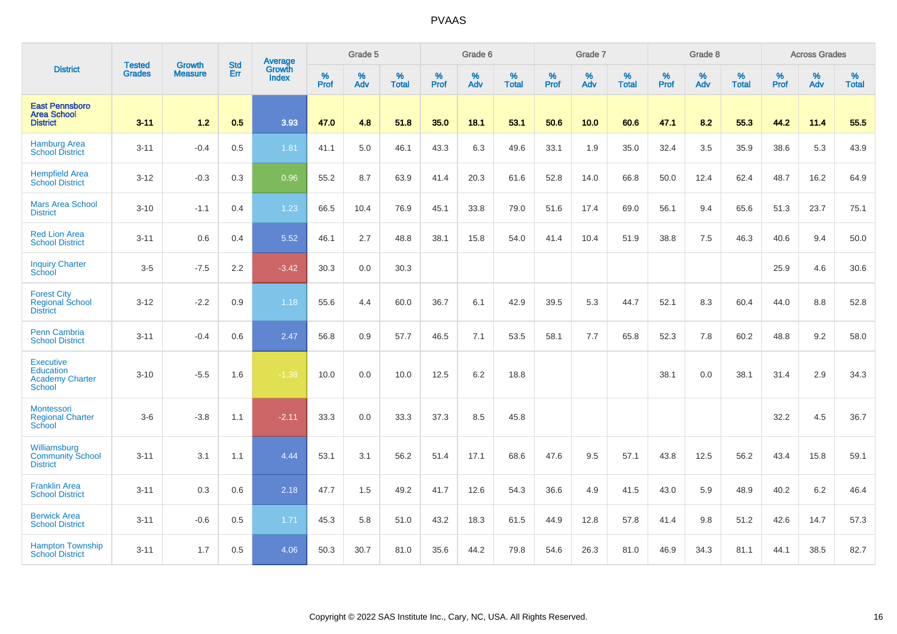# PVAAS

| District | Tested Grades | Growth Measure | Std Err | Average Growth Index | Grade 5 | | | Grade 6 | | | Grade 7 | | | Grade 8 | | | Across Grades | | |
|---|---|---|---|---|---|---|---|---|---|---|---|---|---|---|---|---|---|---|---|
| | | | | | % Prof | % Adv | % Total | % Prof | % Adv | % Total | % Prof | % Adv | % Total | % Prof | % Adv | % Total | % Prof | % Adv | % Total |
| **East Pennsboro Area School District** | **3-11** | **1.2** | **0.5** | **3.93** | **47.0** | **4.8** | **51.8** | **35.0** | **18.1** | **53.1** | **50.6** | **10.0** | **60.6** | **47.1** | **8.2** | **55.3** | **44.2** | **11.4** | **55.5** |
| Hamburg Area School District | 3-11 | -0.4 | 0.5 | 1.81 | 41.1 | 5.0 | 46.1 | 43.3 | 6.3 | 49.6 | 33.1 | 1.9 | 35.0 | 32.4 | 3.5 | 35.9 | 38.6 | 5.3 | 43.9 |
| Hempfield Area School District | 3-12 | -0.3 | 0.3 | 0.96 | 55.2 | 8.7 | 63.9 | 41.4 | 20.3 | 61.6 | 52.8 | 14.0 | 66.8 | 50.0 | 12.4 | 62.4 | 48.7 | 16.2 | 64.9 |
| Mars Area School District | 3-10 | -1.1 | 0.4 | 1.23 | 66.5 | 10.4 | 76.9 | 45.1 | 33.8 | 79.0 | 51.6 | 17.4 | 69.0 | 56.1 | 9.4 | 65.6 | 51.3 | 23.7 | 75.1 |
| Red Lion Area School District | 3-11 | 0.6 | 0.4 | 5.52 | 46.1 | 2.7 | 48.8 | 38.1 | 15.8 | 54.0 | 41.4 | 10.4 | 51.9 | 38.8 | 7.5 | 46.3 | 40.6 | 9.4 | 50.0 |
| Inquiry Charter School | 3-5 | -7.5 | 2.2 | -3.42 | 30.3 | 0.0 | 30.3 | | | | | | | | | | 25.9 | 4.6 | 30.6 |
| Forest City Regional School District | 3-12 | -2.2 | 0.9 | 1.18 | 55.6 | 4.4 | 60.0 | 36.7 | 6.1 | 42.9 | 39.5 | 5.3 | 44.7 | 52.1 | 8.3 | 60.4 | 44.0 | 8.8 | 52.8 |
| Penn Cambria School District | 3-11 | -0.4 | 0.6 | 2.47 | 56.8 | 0.9 | 57.7 | 46.5 | 7.1 | 53.5 | 58.1 | 7.7 | 65.8 | 52.3 | 7.8 | 60.2 | 48.8 | 9.2 | 58.0 |
| Executive Education Academy Charter School | 3-10 | -5.5 | 1.6 | -1.38 | 10.0 | 0.0 | 10.0 | 12.5 | 6.2 | 18.8 | | | | 38.1 | 0.0 | 38.1 | 31.4 | 2.9 | 34.3 |
| Montessori Regional Charter School | 3-6 | -3.8 | 1.1 | -2.11 | 33.3 | 0.0 | 33.3 | 37.3 | 8.5 | 45.8 | | | | | | | 32.2 | 4.5 | 36.7 |
| Williamsburg Community School District | 3-11 | 3.1 | 1.1 | 4.44 | 53.1 | 3.1 | 56.2 | 51.4 | 17.1 | 68.6 | 47.6 | 9.5 | 57.1 | 43.8 | 12.5 | 56.2 | 43.4 | 15.8 | 59.1 |
| Franklin Area School District | 3-11 | 0.3 | 0.6 | 2.18 | 47.7 | 1.5 | 49.2 | 41.7 | 12.6 | 54.3 | 36.6 | 4.9 | 41.5 | 43.0 | 5.9 | 48.9 | 40.2 | 6.2 | 46.4 |
| Berwick Area School District | 3-11 | -0.6 | 0.5 | 1.71 | 45.3 | 5.8 | 51.0 | 43.2 | 18.3 | 61.5 | 44.9 | 12.8 | 57.8 | 41.4 | 9.8 | 51.2 | 42.6 | 14.7 | 57.3 |
| Hampton Township School District | 3-11 | 1.7 | 0.5 | 4.06 | 50.3 | 30.7 | 81.0 | 35.6 | 44.2 | 79.8 | 54.6 | 26.3 | 81.0 | 46.9 | 34.3 | 81.1 | 44.1 | 38.5 | 82.7 |

Copyright © 2022 SAS Institute Inc., Cary, NC, USA. All Rights Reserved.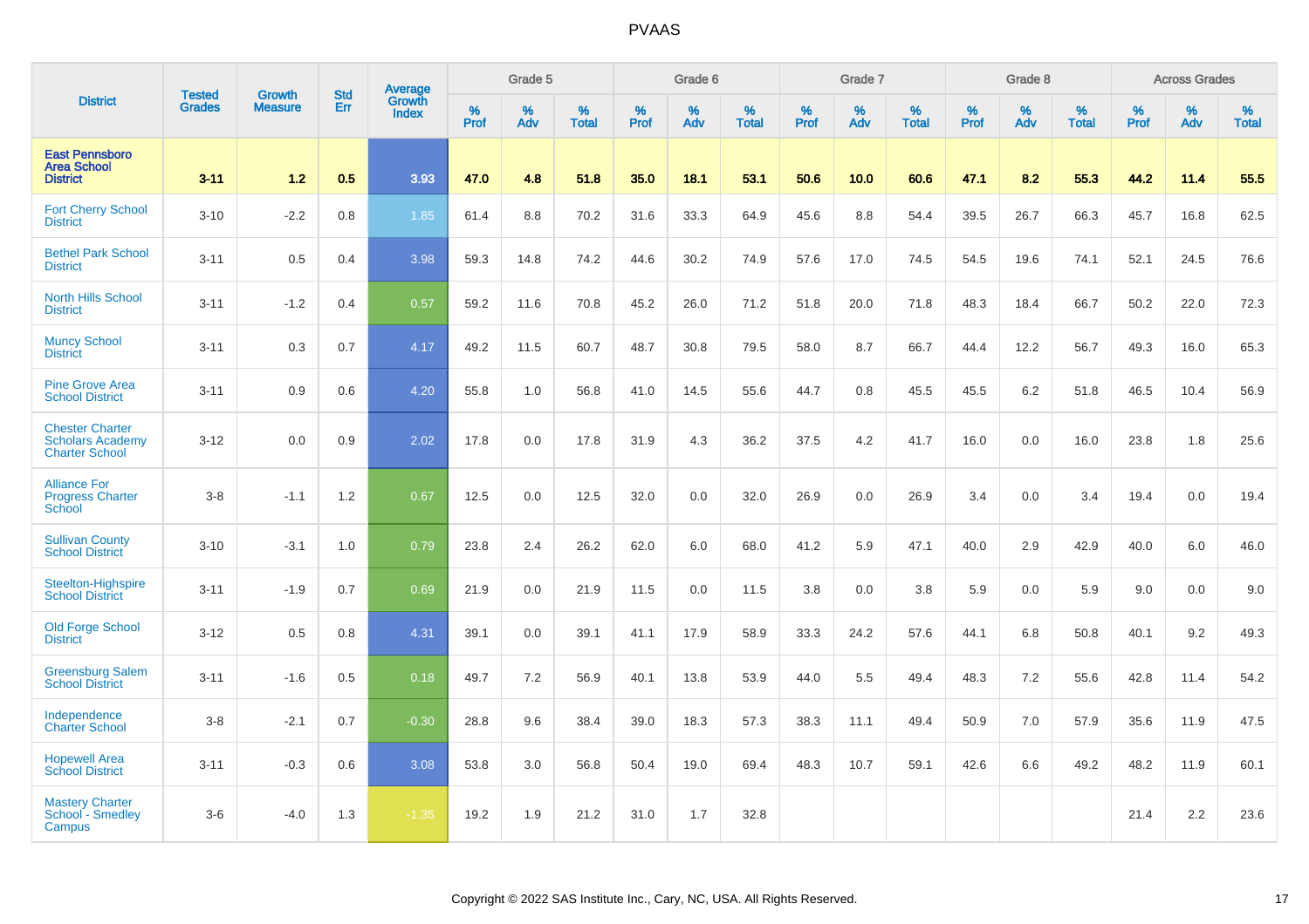# PVAAS

| District | Tested Grades | Growth Measure | Std Err | Average Growth Index | Grade 5 | | | Grade 6 | | | Grade 7 | | | Grade 8 | | | Across Grades | | |
|---|---|---|---|---|---|---|---|---|---|---|---|---|---|---|---|---|---|---|---|
| | | | | | % Prof | % Adv | % Total | % Prof | % Adv | % Total | % Prof | % Adv | % Total | % Prof | % Adv | % Total | % Prof | % Adv | % Total |
| **East Pennsboro Area School District** | **3-11** | **1.2** | **0.5** | **3.93** | **47.0** | **4.8** | **51.8** | **35.0** | **18.1** | **53.1** | **50.6** | **10.0** | **60.6** | **47.1** | **8.2** | **55.3** | **44.2** | **11.4** | **55.5** |
| Fort Cherry School District | 3-10 | -2.2 | 0.8 | 1.85 | 61.4 | 8.8 | 70.2 | 31.6 | 33.3 | 64.9 | 45.6 | 8.8 | 54.4 | 39.5 | 26.7 | 66.3 | 45.7 | 16.8 | 62.5 |
| Bethel Park School District | 3-11 | 0.5 | 0.4 | 3.98 | 59.3 | 14.8 | 74.2 | 44.6 | 30.2 | 74.9 | 57.6 | 17.0 | 74.5 | 54.5 | 19.6 | 74.1 | 52.1 | 24.5 | 76.6 |
| North Hills School District | 3-11 | -1.2 | 0.4 | 0.57 | 59.2 | 11.6 | 70.8 | 45.2 | 26.0 | 71.2 | 51.8 | 20.0 | 71.8 | 48.3 | 18.4 | 66.7 | 50.2 | 22.0 | 72.3 |
| Muncy School District | 3-11 | 0.3 | 0.7 | 4.17 | 49.2 | 11.5 | 60.7 | 48.7 | 30.8 | 79.5 | 58.0 | 8.7 | 66.7 | 44.4 | 12.2 | 56.7 | 49.3 | 16.0 | 65.3 |
| Pine Grove Area School District | 3-11 | 0.9 | 0.6 | 4.20 | 55.8 | 1.0 | 56.8 | 41.0 | 14.5 | 55.6 | 44.7 | 0.8 | 45.5 | 45.5 | 6.2 | 51.8 | 46.5 | 10.4 | 56.9 |
| Chester Charter Scholars Academy Charter School | 3-12 | 0.0 | 0.9 | 2.02 | 17.8 | 0.0 | 17.8 | 31.9 | 4.3 | 36.2 | 37.5 | 4.2 | 41.7 | 16.0 | 0.0 | 16.0 | 23.8 | 1.8 | 25.6 |
| Alliance For Progress Charter School | 3-8 | -1.1 | 1.2 | 0.67 | 12.5 | 0.0 | 12.5 | 32.0 | 0.0 | 32.0 | 26.9 | 0.0 | 26.9 | 3.4 | 0.0 | 3.4 | 19.4 | 0.0 | 19.4 |
| Sullivan County School District | 3-10 | -3.1 | 1.0 | 0.79 | 23.8 | 2.4 | 26.2 | 62.0 | 6.0 | 68.0 | 41.2 | 5.9 | 47.1 | 40.0 | 2.9 | 42.9 | 40.0 | 6.0 | 46.0 |
| Steelton-Highspire School District | 3-11 | -1.9 | 0.7 | 0.69 | 21.9 | 0.0 | 21.9 | 11.5 | 0.0 | 11.5 | 3.8 | 0.0 | 3.8 | 5.9 | 0.0 | 5.9 | 9.0 | 0.0 | 9.0 |
| Old Forge School District | 3-12 | 0.5 | 0.8 | 4.31 | 39.1 | 0.0 | 39.1 | 41.1 | 17.9 | 58.9 | 33.3 | 24.2 | 57.6 | 44.1 | 6.8 | 50.8 | 40.1 | 9.2 | 49.3 |
| Greensburg Salem School District | 3-11 | -1.6 | 0.5 | 0.18 | 49.7 | 7.2 | 56.9 | 40.1 | 13.8 | 53.9 | 44.0 | 5.5 | 49.4 | 48.3 | 7.2 | 55.6 | 42.8 | 11.4 | 54.2 |
| Independence Charter School | 3-8 | -2.1 | 0.7 | -0.30 | 28.8 | 9.6 | 38.4 | 39.0 | 18.3 | 57.3 | 38.3 | 11.1 | 49.4 | 50.9 | 7.0 | 57.9 | 35.6 | 11.9 | 47.5 |
| Hopewell Area School District | 3-11 | -0.3 | 0.6 | 3.08 | 53.8 | 3.0 | 56.8 | 50.4 | 19.0 | 69.4 | 48.3 | 10.7 | 59.1 | 42.6 | 6.6 | 49.2 | 48.2 | 11.9 | 60.1 |
| Mastery Charter School - Smedley Campus | 3-6 | -4.0 | 1.3 | -1.35 | 19.2 | 1.9 | 21.2 | 31.0 | 1.7 | 32.8 | | | | | | | 21.4 | 2.2 | 23.6 |

Copyright © 2022 SAS Institute Inc., Cary, NC, USA. All Rights Reserved.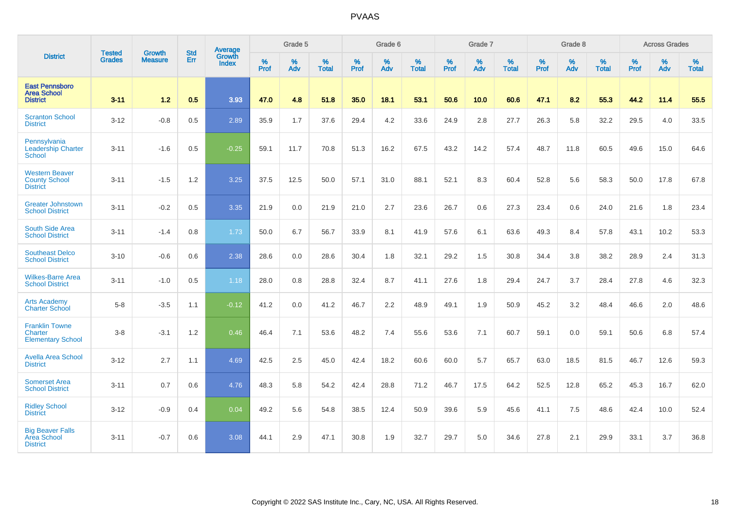# PVAAS

| District | Tested Grades | Growth Measure | Std Err | Average Growth Index | Grade 5 | | | Grade 6 | | | Grade 7 | | | Grade 8 | | | Across Grades | | |
|---|---|---|---|---|---|---|---|---|---|---|---|---|---|---|---|---|---|---|---|
| | | | | | % Prof | % Adv | % Total | % Prof | % Adv | % Total | % Prof | % Adv | % Total | % Prof | % Adv | % Total | % Prof | % Adv | % Total |
| **East Pennsboro Area School District** | **3-11** | **1.2** | **0.5** | **3.93** | **47.0** | **4.8** | **51.8** | **35.0** | **18.1** | **53.1** | **50.6** | **10.0** | **60.6** | **47.1** | **8.2** | **55.3** | **44.2** | **11.4** | **55.5** |
| Scranton School District | 3-12 | -0.8 | 0.5 | 2.89 | 35.9 | 1.7 | 37.6 | 29.4 | 4.2 | 33.6 | 24.9 | 2.8 | 27.7 | 26.3 | 5.8 | 32.2 | 29.5 | 4.0 | 33.5 |
| Pennsylvania Leadership Charter School | 3-11 | -1.6 | 0.5 | -0.25 | 59.1 | 11.7 | 70.8 | 51.3 | 16.2 | 67.5 | 43.2 | 14.2 | 57.4 | 48.7 | 11.8 | 60.5 | 49.6 | 15.0 | 64.6 |
| Western Beaver County School District | 3-11 | -1.5 | 1.2 | 3.25 | 37.5 | 12.5 | 50.0 | 57.1 | 31.0 | 88.1 | 52.1 | 8.3 | 60.4 | 52.8 | 5.6 | 58.3 | 50.0 | 17.8 | 67.8 |
| Greater Johnstown School District | 3-11 | -0.2 | 0.5 | 3.35 | 21.9 | 0.0 | 21.9 | 21.0 | 2.7 | 23.6 | 26.7 | 0.6 | 27.3 | 23.4 | 0.6 | 24.0 | 21.6 | 1.8 | 23.4 |
| South Side Area School District | 3-11 | -1.4 | 0.8 | 1.73 | 50.0 | 6.7 | 56.7 | 33.9 | 8.1 | 41.9 | 57.6 | 6.1 | 63.6 | 49.3 | 8.4 | 57.8 | 43.1 | 10.2 | 53.3 |
| Southeast Delco School District | 3-10 | -0.6 | 0.6 | 2.38 | 28.6 | 0.0 | 28.6 | 30.4 | 1.8 | 32.1 | 29.2 | 1.5 | 30.8 | 34.4 | 3.8 | 38.2 | 28.9 | 2.4 | 31.3 |
| Wilkes-Barre Area School District | 3-11 | -1.0 | 0.5 | 1.18 | 28.0 | 0.8 | 28.8 | 32.4 | 8.7 | 41.1 | 27.6 | 1.8 | 29.4 | 24.7 | 3.7 | 28.4 | 27.8 | 4.6 | 32.3 |
| Arts Academy Charter School | 5-8 | -3.5 | 1.1 | -0.12 | 41.2 | 0.0 | 41.2 | 46.7 | 2.2 | 48.9 | 49.1 | 1.9 | 50.9 | 45.2 | 3.2 | 48.4 | 46.6 | 2.0 | 48.6 |
| Franklin Towne Charter Elementary School | 3-8 | -3.1 | 1.2 | 0.46 | 46.4 | 7.1 | 53.6 | 48.2 | 7.4 | 55.6 | 53.6 | 7.1 | 60.7 | 59.1 | 0.0 | 59.1 | 50.6 | 6.8 | 57.4 |
| Avella Area School District | 3-12 | 2.7 | 1.1 | 4.69 | 42.5 | 2.5 | 45.0 | 42.4 | 18.2 | 60.6 | 60.0 | 5.7 | 65.7 | 63.0 | 18.5 | 81.5 | 46.7 | 12.6 | 59.3 |
| Somerset Area School District | 3-11 | 0.7 | 0.6 | 4.76 | 48.3 | 5.8 | 54.2 | 42.4 | 28.8 | 71.2 | 46.7 | 17.5 | 64.2 | 52.5 | 12.8 | 65.2 | 45.3 | 16.7 | 62.0 |
| Ridley School District | 3-12 | -0.9 | 0.4 | 0.04 | 49.2 | 5.6 | 54.8 | 38.5 | 12.4 | 50.9 | 39.6 | 5.9 | 45.6 | 41.1 | 7.5 | 48.6 | 42.4 | 10.0 | 52.4 |
| Big Beaver Falls Area School District | 3-11 | -0.7 | 0.6 | 3.08 | 44.1 | 2.9 | 47.1 | 30.8 | 1.9 | 32.7 | 29.7 | 5.0 | 34.6 | 27.8 | 2.1 | 29.9 | 33.1 | 3.7 | 36.8 |

Copyright © 2022 SAS Institute Inc., Cary, NC, USA. All Rights Reserved.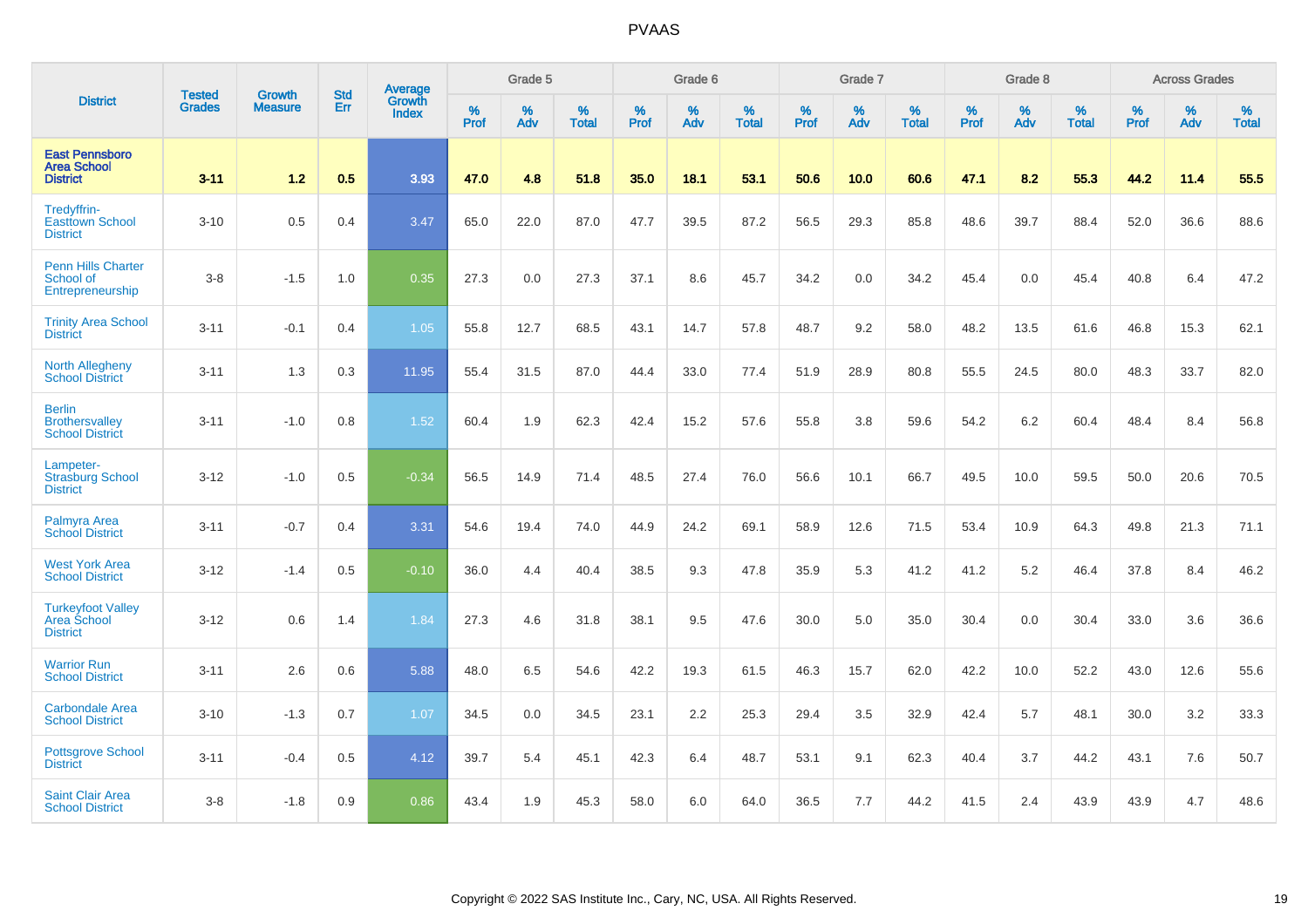| District | Tested Grades | Growth Measure | Std Err | Average Growth Index | Grade 5 | | | Grade 6 | | | Grade 7 | | | Grade 8 | | | Across Grades | | |
|---|---|---|---|---|---|---|---|---|---|---|---|---|---|---|---|---|---|---|---|
| | | | | | % Prof | % Adv | % Total | % Prof | % Adv | % Total | % Prof | % Adv | % Total | % Prof | % Adv | % Total | % Prof | % Adv | % Total |
| **East Pennsboro Area School District** | **3-11** | **1.2** | **0.5** | **3.93** | **47.0** | **4.8** | **51.8** | **35.0** | **18.1** | **53.1** | **50.6** | **10.0** | **60.6** | **47.1** | **8.2** | **55.3** | **44.2** | **11.4** | **55.5** |
| Tredyffrin-Easttown School District | 3-10 | 0.5 | 0.4 | 3.47 | 65.0 | 22.0 | 87.0 | 47.7 | 39.5 | 87.2 | 56.5 | 29.3 | 85.8 | 48.6 | 39.7 | 88.4 | 52.0 | 36.6 | 88.6 |
| Penn Hills Charter School of Entrepreneurship | 3-8 | -1.5 | 1.0 | 0.35 | 27.3 | 0.0 | 27.3 | 37.1 | 8.6 | 45.7 | 34.2 | 0.0 | 34.2 | 45.4 | 0.0 | 45.4 | 40.8 | 6.4 | 47.2 |
| Trinity Area School District | 3-11 | -0.1 | 0.4 | 1.05 | 55.8 | 12.7 | 68.5 | 43.1 | 14.7 | 57.8 | 48.7 | 9.2 | 58.0 | 48.2 | 13.5 | 61.6 | 46.8 | 15.3 | 62.1 |
| North Allegheny School District | 3-11 | 1.3 | 0.3 | 11.95 | 55.4 | 31.5 | 87.0 | 44.4 | 33.0 | 77.4 | 51.9 | 28.9 | 80.8 | 55.5 | 24.5 | 80.0 | 48.3 | 33.7 | 82.0 |
| Berlin Brothersvalley School District | 3-11 | -1.0 | 0.8 | 1.52 | 60.4 | 1.9 | 62.3 | 42.4 | 15.2 | 57.6 | 55.8 | 3.8 | 59.6 | 54.2 | 6.2 | 60.4 | 48.4 | 8.4 | 56.8 |
| Lampeter-Strasburg School District | 3-12 | -1.0 | 0.5 | -0.34 | 56.5 | 14.9 | 71.4 | 48.5 | 27.4 | 76.0 | 56.6 | 10.1 | 66.7 | 49.5 | 10.0 | 59.5 | 50.0 | 20.6 | 70.5 |
| Palmyra Area School District | 3-11 | -0.7 | 0.4 | 3.31 | 54.6 | 19.4 | 74.0 | 44.9 | 24.2 | 69.1 | 58.9 | 12.6 | 71.5 | 53.4 | 10.9 | 64.3 | 49.8 | 21.3 | 71.1 |
| West York Area School District | 3-12 | -1.4 | 0.5 | -0.10 | 36.0 | 4.4 | 40.4 | 38.5 | 9.3 | 47.8 | 35.9 | 5.3 | 41.2 | 41.2 | 5.2 | 46.4 | 37.8 | 8.4 | 46.2 |
| Turkeyfoot Valley Area School District | 3-12 | 0.6 | 1.4 | 1.84 | 27.3 | 4.6 | 31.8 | 38.1 | 9.5 | 47.6 | 30.0 | 5.0 | 35.0 | 30.4 | 0.0 | 30.4 | 33.0 | 3.6 | 36.6 |
| Warrior Run School District | 3-11 | 2.6 | 0.6 | 5.88 | 48.0 | 6.5 | 54.6 | 42.2 | 19.3 | 61.5 | 46.3 | 15.7 | 62.0 | 42.2 | 10.0 | 52.2 | 43.0 | 12.6 | 55.6 |
| Carbondale Area School District | 3-10 | -1.3 | 0.7 | 1.07 | 34.5 | 0.0 | 34.5 | 23.1 | 2.2 | 25.3 | 29.4 | 3.5 | 32.9 | 42.4 | 5.7 | 48.1 | 30.0 | 3.2 | 33.3 |
| Pottsgrove School District | 3-11 | -0.4 | 0.5 | 4.12 | 39.7 | 5.4 | 45.1 | 42.3 | 6.4 | 48.7 | 53.1 | 9.1 | 62.3 | 40.4 | 3.7 | 44.2 | 43.1 | 7.6 | 50.7 |
| Saint Clair Area School District | 3-8 | -1.8 | 0.9 | 0.86 | 43.4 | 1.9 | 45.3 | 58.0 | 6.0 | 64.0 | 36.5 | 7.7 | 44.2 | 41.5 | 2.4 | 43.9 | 43.9 | 4.7 | 48.6 |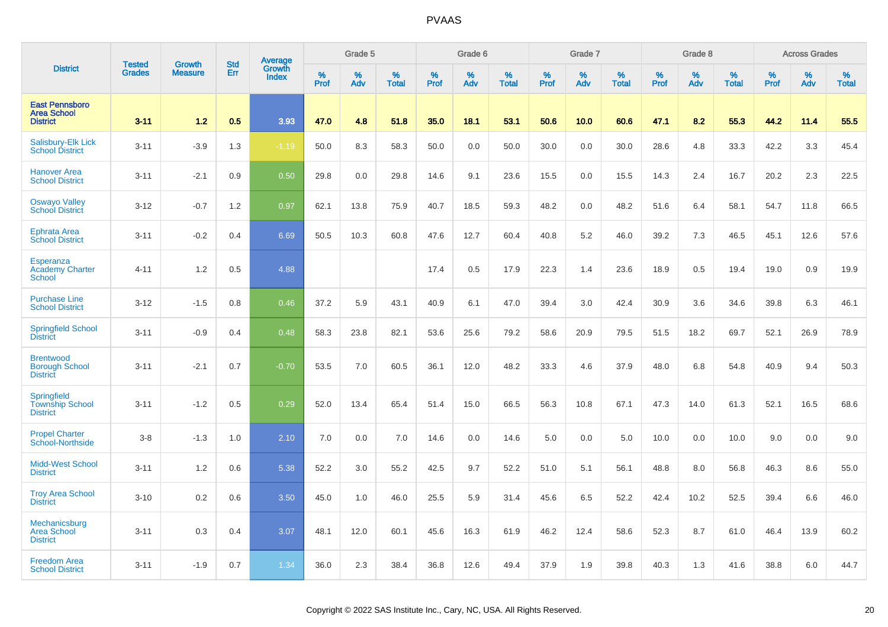# PVAAS

| District | Tested Grades | Growth Measure | Std Err | Average Growth Index | Grade 5 | | | Grade 6 | | | Grade 7 | | | Grade 8 | | | Across Grades | | |
|---|---|---|---|---|---|---|---|---|---|---|---|---|---|---|---|---|---|---|---|
| | | | | | % Prof | % Adv | % Total | % Prof | % Adv | % Total | % Prof | % Adv | % Total | % Prof | % Adv | % Total | % Prof | % Adv | % Total |
| **East Pennsboro Area School District** | **3-11** | **1.2** | **0.5** | **3.93** | **47.0** | **4.8** | **51.8** | **35.0** | **18.1** | **53.1** | **50.6** | **10.0** | **60.6** | **47.1** | **8.2** | **55.3** | **44.2** | **11.4** | **55.5** |
| Salisbury-Elk Lick School District | 3-11 | -3.9 | 1.3 | -1.19 | 50.0 | 8.3 | 58.3 | 50.0 | 0.0 | 50.0 | 30.0 | 0.0 | 30.0 | 28.6 | 4.8 | 33.3 | 42.2 | 3.3 | 45.4 |
| Hanover Area School District | 3-11 | -2.1 | 0.9 | 0.50 | 29.8 | 0.0 | 29.8 | 14.6 | 9.1 | 23.6 | 15.5 | 0.0 | 15.5 | 14.3 | 2.4 | 16.7 | 20.2 | 2.3 | 22.5 |
| Oswayo Valley School District | 3-12 | -0.7 | 1.2 | 0.97 | 62.1 | 13.8 | 75.9 | 40.7 | 18.5 | 59.3 | 48.2 | 0.0 | 48.2 | 51.6 | 6.4 | 58.1 | 54.7 | 11.8 | 66.5 |
| Ephrata Area School District | 3-11 | -0.2 | 0.4 | 6.69 | 50.5 | 10.3 | 60.8 | 47.6 | 12.7 | 60.4 | 40.8 | 5.2 | 46.0 | 39.2 | 7.3 | 46.5 | 45.1 | 12.6 | 57.6 |
| Esperanza Academy Charter School | 4-11 | 1.2 | 0.5 | 4.88 | | | | 17.4 | 0.5 | 17.9 | 22.3 | 1.4 | 23.6 | 18.9 | 0.5 | 19.4 | 19.0 | 0.9 | 19.9 |
| Purchase Line School District | 3-12 | -1.5 | 0.8 | 0.46 | 37.2 | 5.9 | 43.1 | 40.9 | 6.1 | 47.0 | 39.4 | 3.0 | 42.4 | 30.9 | 3.6 | 34.6 | 39.8 | 6.3 | 46.1 |
| Springfield School District | 3-11 | -0.9 | 0.4 | 0.48 | 58.3 | 23.8 | 82.1 | 53.6 | 25.6 | 79.2 | 58.6 | 20.9 | 79.5 | 51.5 | 18.2 | 69.7 | 52.1 | 26.9 | 78.9 |
| Brentwood Borough School District | 3-11 | -2.1 | 0.7 | -0.70 | 53.5 | 7.0 | 60.5 | 36.1 | 12.0 | 48.2 | 33.3 | 4.6 | 37.9 | 48.0 | 6.8 | 54.8 | 40.9 | 9.4 | 50.3 |
| Springfield Township School District | 3-11 | -1.2 | 0.5 | 0.29 | 52.0 | 13.4 | 65.4 | 51.4 | 15.0 | 66.5 | 56.3 | 10.8 | 67.1 | 47.3 | 14.0 | 61.3 | 52.1 | 16.5 | 68.6 |
| Propel Charter School-Northside | 3-8 | -1.3 | 1.0 | 2.10 | 7.0 | 0.0 | 7.0 | 14.6 | 0.0 | 14.6 | 5.0 | 0.0 | 5.0 | 10.0 | 0.0 | 10.0 | 9.0 | 0.0 | 9.0 |
| Midd-West School District | 3-11 | 1.2 | 0.6 | 5.38 | 52.2 | 3.0 | 55.2 | 42.5 | 9.7 | 52.2 | 51.0 | 5.1 | 56.1 | 48.8 | 8.0 | 56.8 | 46.3 | 8.6 | 55.0 |
| Troy Area School District | 3-10 | 0.2 | 0.6 | 3.50 | 45.0 | 1.0 | 46.0 | 25.5 | 5.9 | 31.4 | 45.6 | 6.5 | 52.2 | 42.4 | 10.2 | 52.5 | 39.4 | 6.6 | 46.0 |
| Mechanicsburg Area School District | 3-11 | 0.3 | 0.4 | 3.07 | 48.1 | 12.0 | 60.1 | 45.6 | 16.3 | 61.9 | 46.2 | 12.4 | 58.6 | 52.3 | 8.7 | 61.0 | 46.4 | 13.9 | 60.2 |
| Freedom Area School District | 3-11 | -1.9 | 0.7 | 1.34 | 36.0 | 2.3 | 38.4 | 36.8 | 12.6 | 49.4 | 37.9 | 1.9 | 39.8 | 40.3 | 1.3 | 41.6 | 38.8 | 6.0 | 44.7 |

Copyright © 2022 SAS Institute Inc., Cary, NC, USA. All Rights Reserved.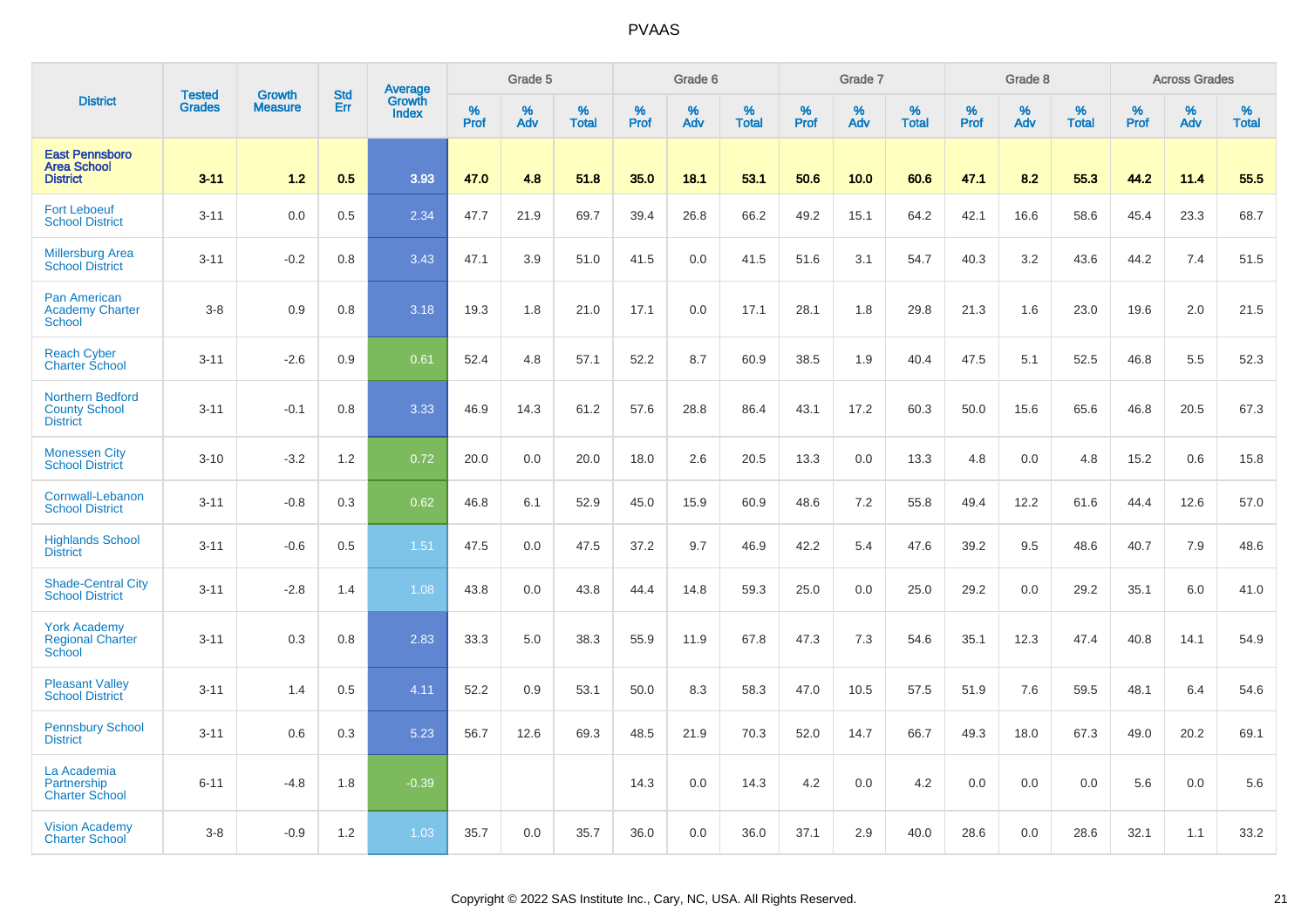| District | Tested Grades | Growth Measure | Std Err | Average Growth Index | Grade 5 | | | Grade 6 | | | Grade 7 | | | Grade 8 | | | Across Grades | | |
|---|---|---|---|---|---|---|---|---|---|---|---|---|---|---|---|---|---|---|---|
| | | | | | % Prof | % Adv | % Total | % Prof | % Adv | % Total | % Prof | % Adv | % Total | % Prof | % Adv | % Total | % Prof | % Adv | % Total |
| **East Pennsboro Area School District** | **3-11** | **1.2** | **0.5** | **3.93** | **47.0** | **4.8** | **51.8** | **35.0** | **18.1** | **53.1** | **50.6** | **10.0** | **60.6** | **47.1** | **8.2** | **55.3** | **44.2** | **11.4** | **55.5** |
| Fort Leboeuf School District | 3-11 | 0.0 | 0.5 | 2.34 | 47.7 | 21.9 | 69.7 | 39.4 | 26.8 | 66.2 | 49.2 | 15.1 | 64.2 | 42.1 | 16.6 | 58.6 | 45.4 | 23.3 | 68.7 |
| Millersburg Area School District | 3-11 | -0.2 | 0.8 | 3.43 | 47.1 | 3.9 | 51.0 | 41.5 | 0.0 | 41.5 | 51.6 | 3.1 | 54.7 | 40.3 | 3.2 | 43.6 | 44.2 | 7.4 | 51.5 |
| Pan American Academy Charter School | 3-8 | 0.9 | 0.8 | 3.18 | 19.3 | 1.8 | 21.0 | 17.1 | 0.0 | 17.1 | 28.1 | 1.8 | 29.8 | 21.3 | 1.6 | 23.0 | 19.6 | 2.0 | 21.5 |
| Reach Cyber Charter School | 3-11 | -2.6 | 0.9 | 0.61 | 52.4 | 4.8 | 57.1 | 52.2 | 8.7 | 60.9 | 38.5 | 1.9 | 40.4 | 47.5 | 5.1 | 52.5 | 46.8 | 5.5 | 52.3 |
| Northern Bedford County School District | 3-11 | -0.1 | 0.8 | 3.33 | 46.9 | 14.3 | 61.2 | 57.6 | 28.8 | 86.4 | 43.1 | 17.2 | 60.3 | 50.0 | 15.6 | 65.6 | 46.8 | 20.5 | 67.3 |
| Monessen City School District | 3-10 | -3.2 | 1.2 | 0.72 | 20.0 | 0.0 | 20.0 | 18.0 | 2.6 | 20.5 | 13.3 | 0.0 | 13.3 | 4.8 | 0.0 | 4.8 | 15.2 | 0.6 | 15.8 |
| Cornwall-Lebanon School District | 3-11 | -0.8 | 0.3 | 0.62 | 46.8 | 6.1 | 52.9 | 45.0 | 15.9 | 60.9 | 48.6 | 7.2 | 55.8 | 49.4 | 12.2 | 61.6 | 44.4 | 12.6 | 57.0 |
| Highlands School District | 3-11 | -0.6 | 0.5 | 1.51 | 47.5 | 0.0 | 47.5 | 37.2 | 9.7 | 46.9 | 42.2 | 5.4 | 47.6 | 39.2 | 9.5 | 48.6 | 40.7 | 7.9 | 48.6 |
| Shade-Central City School District | 3-11 | -2.8 | 1.4 | 1.08 | 43.8 | 0.0 | 43.8 | 44.4 | 14.8 | 59.3 | 25.0 | 0.0 | 25.0 | 29.2 | 0.0 | 29.2 | 35.1 | 6.0 | 41.0 |
| York Academy Regional Charter School | 3-11 | 0.3 | 0.8 | 2.83 | 33.3 | 5.0 | 38.3 | 55.9 | 11.9 | 67.8 | 47.3 | 7.3 | 54.6 | 35.1 | 12.3 | 47.4 | 40.8 | 14.1 | 54.9 |
| Pleasant Valley School District | 3-11 | 1.4 | 0.5 | 4.11 | 52.2 | 0.9 | 53.1 | 50.0 | 8.3 | 58.3 | 47.0 | 10.5 | 57.5 | 51.9 | 7.6 | 59.5 | 48.1 | 6.4 | 54.6 |
| Pennsbury School District | 3-11 | 0.6 | 0.3 | 5.23 | 56.7 | 12.6 | 69.3 | 48.5 | 21.9 | 70.3 | 52.0 | 14.7 | 66.7 | 49.3 | 18.0 | 67.3 | 49.0 | 20.2 | 69.1 |
| La Academia Partnership Charter School | 6-11 | -4.8 | 1.8 | -0.39 | | | | 14.3 | 0.0 | 14.3 | 4.2 | 0.0 | 4.2 | 0.0 | 0.0 | 0.0 | 5.6 | 0.0 | 5.6 |
| Vision Academy Charter School | 3-8 | -0.9 | 1.2 | 1.03 | 35.7 | 0.0 | 35.7 | 36.0 | 0.0 | 36.0 | 37.1 | 2.9 | 40.0 | 28.6 | 0.0 | 28.6 | 32.1 | 1.1 | 33.2 |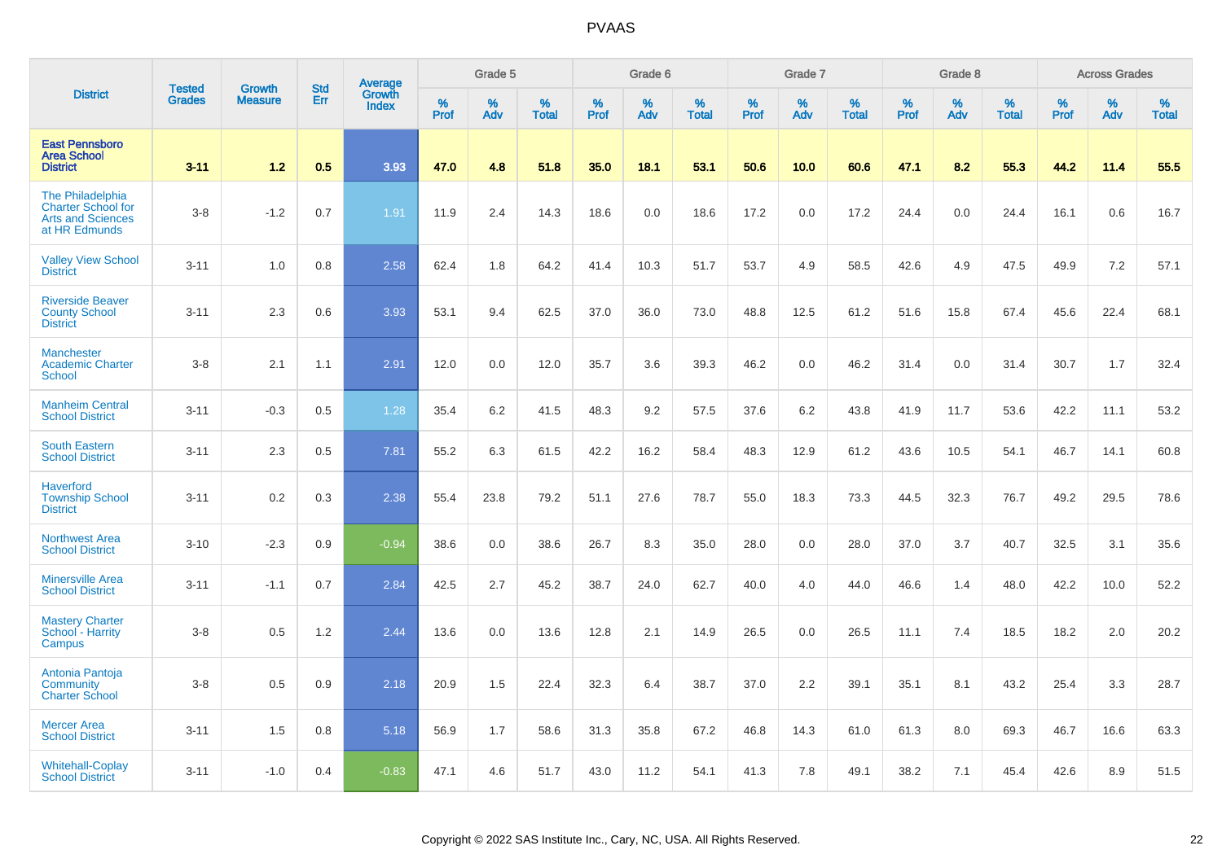| District | Tested Grades | Growth Measure | Std Err | Average Growth Index | Grade 5 | | | Grade 6 | | | Grade 7 | | | Grade 8 | | | Across Grades | | |
|---|---|---|---|---|---|---|---|---|---|---|---|---|---|---|---|---|---|---|---|
| | | | | | % Prof | % Adv | % Total | % Prof | % Adv | % Total | % Prof | % Adv | % Total | % Prof | % Adv | % Total | % Prof | % Adv | % Total |
| **East Pennsboro Area School District** | **3-11** | **1.2** | **0.5** | **3.93** | **47.0** | **4.8** | **51.8** | **35.0** | **18.1** | **53.1** | **50.6** | **10.0** | **60.6** | **47.1** | **8.2** | **55.3** | **44.2** | **11.4** | **55.5** |
| The Philadelphia Charter School for Arts and Sciences at HR Edmunds | 3-8 | -1.2 | 0.7 | 1.91 | 11.9 | 2.4 | 14.3 | 18.6 | 0.0 | 18.6 | 17.2 | 0.0 | 17.2 | 24.4 | 0.0 | 24.4 | 16.1 | 0.6 | 16.7 |
| Valley View School District | 3-11 | 1.0 | 0.8 | 2.58 | 62.4 | 1.8 | 64.2 | 41.4 | 10.3 | 51.7 | 53.7 | 4.9 | 58.5 | 42.6 | 4.9 | 47.5 | 49.9 | 7.2 | 57.1 |
| Riverside Beaver County School District | 3-11 | 2.3 | 0.6 | 3.93 | 53.1 | 9.4 | 62.5 | 37.0 | 36.0 | 73.0 | 48.8 | 12.5 | 61.2 | 51.6 | 15.8 | 67.4 | 45.6 | 22.4 | 68.1 |
| Manchester Academic Charter School | 3-8 | 2.1 | 1.1 | 2.91 | 12.0 | 0.0 | 12.0 | 35.7 | 3.6 | 39.3 | 46.2 | 0.0 | 46.2 | 31.4 | 0.0 | 31.4 | 30.7 | 1.7 | 32.4 |
| Manheim Central School District | 3-11 | -0.3 | 0.5 | 1.28 | 35.4 | 6.2 | 41.5 | 48.3 | 9.2 | 57.5 | 37.6 | 6.2 | 43.8 | 41.9 | 11.7 | 53.6 | 42.2 | 11.1 | 53.2 |
| South Eastern School District | 3-11 | 2.3 | 0.5 | 7.81 | 55.2 | 6.3 | 61.5 | 42.2 | 16.2 | 58.4 | 48.3 | 12.9 | 61.2 | 43.6 | 10.5 | 54.1 | 46.7 | 14.1 | 60.8 |
| Haverford Township School District | 3-11 | 0.2 | 0.3 | 2.38 | 55.4 | 23.8 | 79.2 | 51.1 | 27.6 | 78.7 | 55.0 | 18.3 | 73.3 | 44.5 | 32.3 | 76.7 | 49.2 | 29.5 | 78.6 |
| Northwest Area School District | 3-10 | -2.3 | 0.9 | -0.94 | 38.6 | 0.0 | 38.6 | 26.7 | 8.3 | 35.0 | 28.0 | 0.0 | 28.0 | 37.0 | 3.7 | 40.7 | 32.5 | 3.1 | 35.6 |
| Minersville Area School District | 3-11 | -1.1 | 0.7 | 2.84 | 42.5 | 2.7 | 45.2 | 38.7 | 24.0 | 62.7 | 40.0 | 4.0 | 44.0 | 46.6 | 1.4 | 48.0 | 42.2 | 10.0 | 52.2 |
| Mastery Charter School - Harrity Campus | 3-8 | 0.5 | 1.2 | 2.44 | 13.6 | 0.0 | 13.6 | 12.8 | 2.1 | 14.9 | 26.5 | 0.0 | 26.5 | 11.1 | 7.4 | 18.5 | 18.2 | 2.0 | 20.2 |
| Antonia Pantoja Community Charter School | 3-8 | 0.5 | 0.9 | 2.18 | 20.9 | 1.5 | 22.4 | 32.3 | 6.4 | 38.7 | 37.0 | 2.2 | 39.1 | 35.1 | 8.1 | 43.2 | 25.4 | 3.3 | 28.7 |
| Mercer Area School District | 3-11 | 1.5 | 0.8 | 5.18 | 56.9 | 1.7 | 58.6 | 31.3 | 35.8 | 67.2 | 46.8 | 14.3 | 61.0 | 61.3 | 8.0 | 69.3 | 46.7 | 16.6 | 63.3 |
| Whitehall-Coplay School District | 3-11 | -1.0 | 0.4 | -0.83 | 47.1 | 4.6 | 51.7 | 43.0 | 11.2 | 54.1 | 41.3 | 7.8 | 49.1 | 38.2 | 7.1 | 45.4 | 42.6 | 8.9 | 51.5 |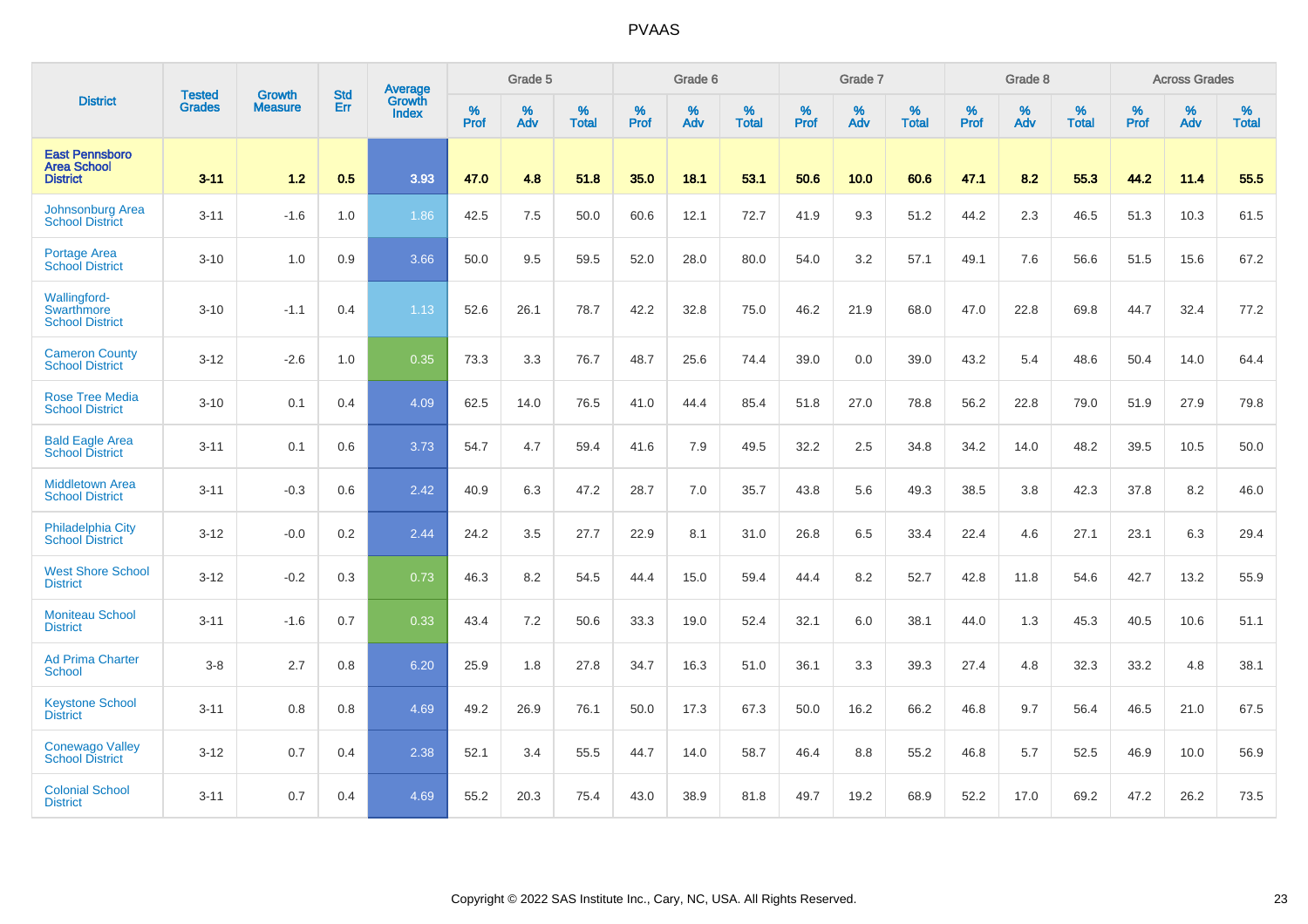# PVAAS

| District | Tested Grades | Growth Measure | Std Err | Average Growth Index | Grade 5 | | | Grade 6 | | | Grade 7 | | | Grade 8 | | | Across Grades | | |
|---|---|---|---|---|---|---|---|---|---|---|---|---|---|---|---|---|---|---|---|
| | | | | | % Prof | % Adv | % Total | % Prof | % Adv | % Total | % Prof | % Adv | % Total | % Prof | % Adv | % Total | % Prof | % Adv | % Total |
| **East Pennsboro Area School District** | **3-11** | **1.2** | **0.5** | **3.93** | **47.0** | **4.8** | **51.8** | **35.0** | **18.1** | **53.1** | **50.6** | **10.0** | **60.6** | **47.1** | **8.2** | **55.3** | **44.2** | **11.4** | **55.5** |
| Johnsonburg Area School District | 3-11 | -1.6 | 1.0 | 1.86 | 42.5 | 7.5 | 50.0 | 60.6 | 12.1 | 72.7 | 41.9 | 9.3 | 51.2 | 44.2 | 2.3 | 46.5 | 51.3 | 10.3 | 61.5 |
| Portage Area School District | 3-10 | 1.0 | 0.9 | 3.66 | 50.0 | 9.5 | 59.5 | 52.0 | 28.0 | 80.0 | 54.0 | 3.2 | 57.1 | 49.1 | 7.6 | 56.6 | 51.5 | 15.6 | 67.2 |
| Wallingford-Swarthmore School District | 3-10 | -1.1 | 0.4 | 1.13 | 52.6 | 26.1 | 78.7 | 42.2 | 32.8 | 75.0 | 46.2 | 21.9 | 68.0 | 47.0 | 22.8 | 69.8 | 44.7 | 32.4 | 77.2 |
| Cameron County School District | 3-12 | -2.6 | 1.0 | 0.35 | 73.3 | 3.3 | 76.7 | 48.7 | 25.6 | 74.4 | 39.0 | 0.0 | 39.0 | 43.2 | 5.4 | 48.6 | 50.4 | 14.0 | 64.4 |
| Rose Tree Media School District | 3-10 | 0.1 | 0.4 | 4.09 | 62.5 | 14.0 | 76.5 | 41.0 | 44.4 | 85.4 | 51.8 | 27.0 | 78.8 | 56.2 | 22.8 | 79.0 | 51.9 | 27.9 | 79.8 |
| Bald Eagle Area School District | 3-11 | 0.1 | 0.6 | 3.73 | 54.7 | 4.7 | 59.4 | 41.6 | 7.9 | 49.5 | 32.2 | 2.5 | 34.8 | 34.2 | 14.0 | 48.2 | 39.5 | 10.5 | 50.0 |
| Middletown Area School District | 3-11 | -0.3 | 0.6 | 2.42 | 40.9 | 6.3 | 47.2 | 28.7 | 7.0 | 35.7 | 43.8 | 5.6 | 49.3 | 38.5 | 3.8 | 42.3 | 37.8 | 8.2 | 46.0 |
| Philadelphia City School District | 3-12 | -0.0 | 0.2 | 2.44 | 24.2 | 3.5 | 27.7 | 22.9 | 8.1 | 31.0 | 26.8 | 6.5 | 33.4 | 22.4 | 4.6 | 27.1 | 23.1 | 6.3 | 29.4 |
| West Shore School District | 3-12 | -0.2 | 0.3 | 0.73 | 46.3 | 8.2 | 54.5 | 44.4 | 15.0 | 59.4 | 44.4 | 8.2 | 52.7 | 42.8 | 11.8 | 54.6 | 42.7 | 13.2 | 55.9 |
| Moniteau School District | 3-11 | -1.6 | 0.7 | 0.33 | 43.4 | 7.2 | 50.6 | 33.3 | 19.0 | 52.4 | 32.1 | 6.0 | 38.1 | 44.0 | 1.3 | 45.3 | 40.5 | 10.6 | 51.1 |
| Ad Prima Charter School | 3-8 | 2.7 | 0.8 | 6.20 | 25.9 | 1.8 | 27.8 | 34.7 | 16.3 | 51.0 | 36.1 | 3.3 | 39.3 | 27.4 | 4.8 | 32.3 | 33.2 | 4.8 | 38.1 |
| Keystone School District | 3-11 | 0.8 | 0.8 | 4.69 | 49.2 | 26.9 | 76.1 | 50.0 | 17.3 | 67.3 | 50.0 | 16.2 | 66.2 | 46.8 | 9.7 | 56.4 | 46.5 | 21.0 | 67.5 |
| Conewago Valley School District | 3-12 | 0.7 | 0.4 | 2.38 | 52.1 | 3.4 | 55.5 | 44.7 | 14.0 | 58.7 | 46.4 | 8.8 | 55.2 | 46.8 | 5.7 | 52.5 | 46.9 | 10.0 | 56.9 |
| Colonial School District | 3-11 | 0.7 | 0.4 | 4.69 | 55.2 | 20.3 | 75.4 | 43.0 | 38.9 | 81.8 | 49.7 | 19.2 | 68.9 | 52.2 | 17.0 | 69.2 | 47.2 | 26.2 | 73.5 |

Copyright © 2022 SAS Institute Inc., Cary, NC, USA. All Rights Reserved.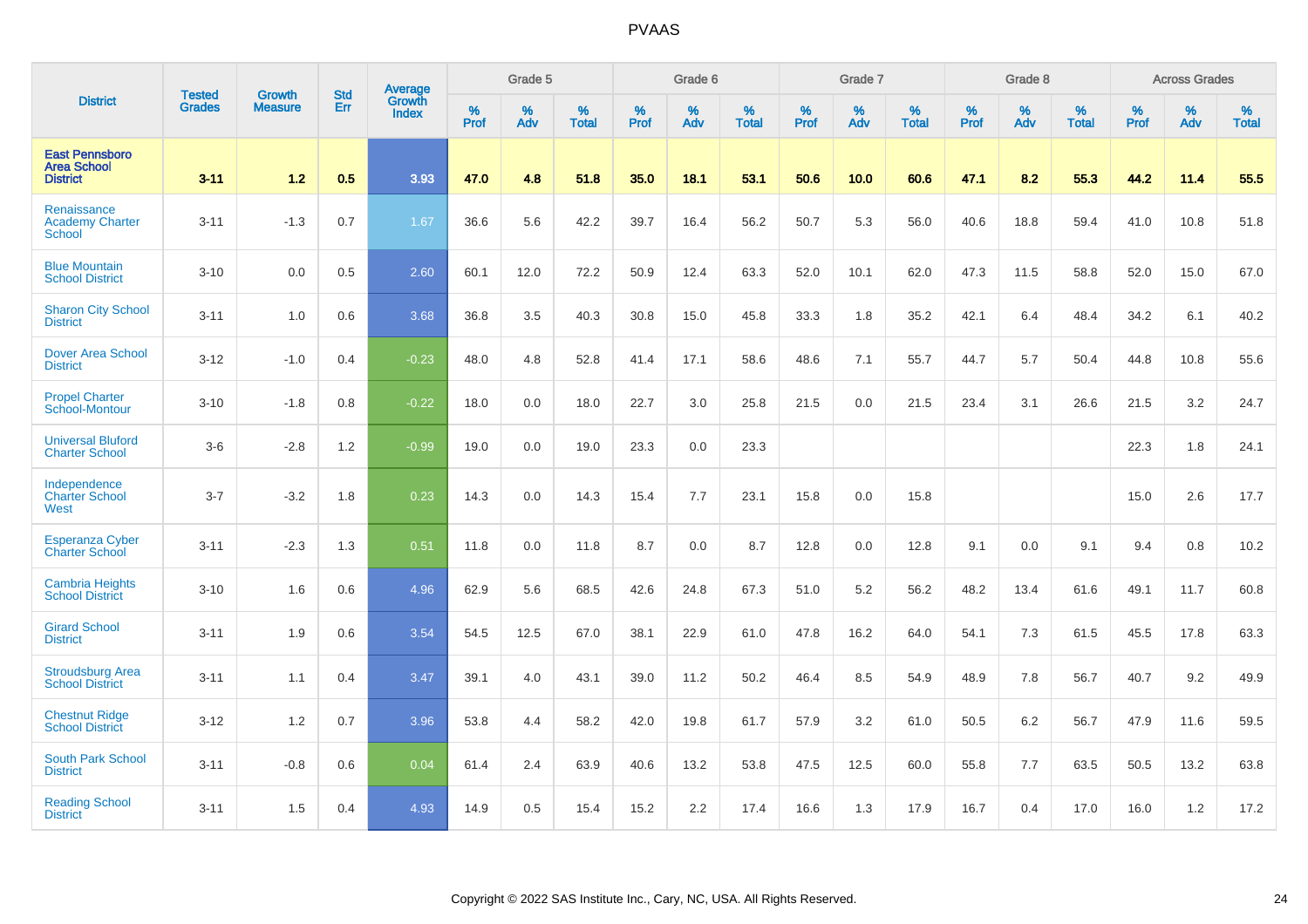# PVAAS

| District | Tested Grades | Growth Measure | Std Err | Average Growth Index | Grade 5 | | | Grade 6 | | | Grade 7 | | | Grade 8 | | | Across Grades | | |
|---|---|---|---|---|---|---|---|---|---|---|---|---|---|---|---|---|---|---|---|
| | | | | | % Prof | % Adv | % Total | % Prof | % Adv | % Total | % Prof | % Adv | % Total | % Prof | % Adv | % Total | % Prof | % Adv | % Total |
| **East Pennsboro Area School District** | **3-11** | **1.2** | **0.5** | **3.93** | **47.0** | **4.8** | **51.8** | **35.0** | **18.1** | **53.1** | **50.6** | **10.0** | **60.6** | **47.1** | **8.2** | **55.3** | **44.2** | **11.4** | **55.5** |
| Renaissance Academy Charter School | 3-11 | -1.3 | 0.7 | 1.67 | 36.6 | 5.6 | 42.2 | 39.7 | 16.4 | 56.2 | 50.7 | 5.3 | 56.0 | 40.6 | 18.8 | 59.4 | 41.0 | 10.8 | 51.8 |
| Blue Mountain School District | 3-10 | 0.0 | 0.5 | 2.60 | 60.1 | 12.0 | 72.2 | 50.9 | 12.4 | 63.3 | 52.0 | 10.1 | 62.0 | 47.3 | 11.5 | 58.8 | 52.0 | 15.0 | 67.0 |
| Sharon City School District | 3-11 | 1.0 | 0.6 | 3.68 | 36.8 | 3.5 | 40.3 | 30.8 | 15.0 | 45.8 | 33.3 | 1.8 | 35.2 | 42.1 | 6.4 | 48.4 | 34.2 | 6.1 | 40.2 |
| Dover Area School District | 3-12 | -1.0 | 0.4 | -0.23 | 48.0 | 4.8 | 52.8 | 41.4 | 17.1 | 58.6 | 48.6 | 7.1 | 55.7 | 44.7 | 5.7 | 50.4 | 44.8 | 10.8 | 55.6 |
| Propel Charter School-Montour | 3-10 | -1.8 | 0.8 | -0.22 | 18.0 | 0.0 | 18.0 | 22.7 | 3.0 | 25.8 | 21.5 | 0.0 | 21.5 | 23.4 | 3.1 | 26.6 | 21.5 | 3.2 | 24.7 |
| Universal Bluford Charter School | 3-6 | -2.8 | 1.2 | -0.99 | 19.0 | 0.0 | 19.0 | 23.3 | 0.0 | 23.3 | | | | | | | 22.3 | 1.8 | 24.1 |
| Independence Charter School West | 3-7 | -3.2 | 1.8 | 0.23 | 14.3 | 0.0 | 14.3 | 15.4 | 7.7 | 23.1 | 15.8 | 0.0 | 15.8 | | | | 15.0 | 2.6 | 17.7 |
| Esperanza Cyber Charter School | 3-11 | -2.3 | 1.3 | 0.51 | 11.8 | 0.0 | 11.8 | 8.7 | 0.0 | 8.7 | 12.8 | 0.0 | 12.8 | 9.1 | 0.0 | 9.1 | 9.4 | 0.8 | 10.2 |
| Cambria Heights School District | 3-10 | 1.6 | 0.6 | 4.96 | 62.9 | 5.6 | 68.5 | 42.6 | 24.8 | 67.3 | 51.0 | 5.2 | 56.2 | 48.2 | 13.4 | 61.6 | 49.1 | 11.7 | 60.8 |
| Girard School District | 3-11 | 1.9 | 0.6 | 3.54 | 54.5 | 12.5 | 67.0 | 38.1 | 22.9 | 61.0 | 47.8 | 16.2 | 64.0 | 54.1 | 7.3 | 61.5 | 45.5 | 17.8 | 63.3 |
| Stroudsburg Area School District | 3-11 | 1.1 | 0.4 | 3.47 | 39.1 | 4.0 | 43.1 | 39.0 | 11.2 | 50.2 | 46.4 | 8.5 | 54.9 | 48.9 | 7.8 | 56.7 | 40.7 | 9.2 | 49.9 |
| Chestnut Ridge School District | 3-12 | 1.2 | 0.7 | 3.96 | 53.8 | 4.4 | 58.2 | 42.0 | 19.8 | 61.7 | 57.9 | 3.2 | 61.0 | 50.5 | 6.2 | 56.7 | 47.9 | 11.6 | 59.5 |
| South Park School District | 3-11 | -0.8 | 0.6 | 0.04 | 61.4 | 2.4 | 63.9 | 40.6 | 13.2 | 53.8 | 47.5 | 12.5 | 60.0 | 55.8 | 7.7 | 63.5 | 50.5 | 13.2 | 63.8 |
| Reading School District | 3-11 | 1.5 | 0.4 | 4.93 | 14.9 | 0.5 | 15.4 | 15.2 | 2.2 | 17.4 | 16.6 | 1.3 | 17.9 | 16.7 | 0.4 | 17.0 | 16.0 | 1.2 | 17.2 |

Copyright © 2022 SAS Institute Inc., Cary, NC, USA. All Rights Reserved.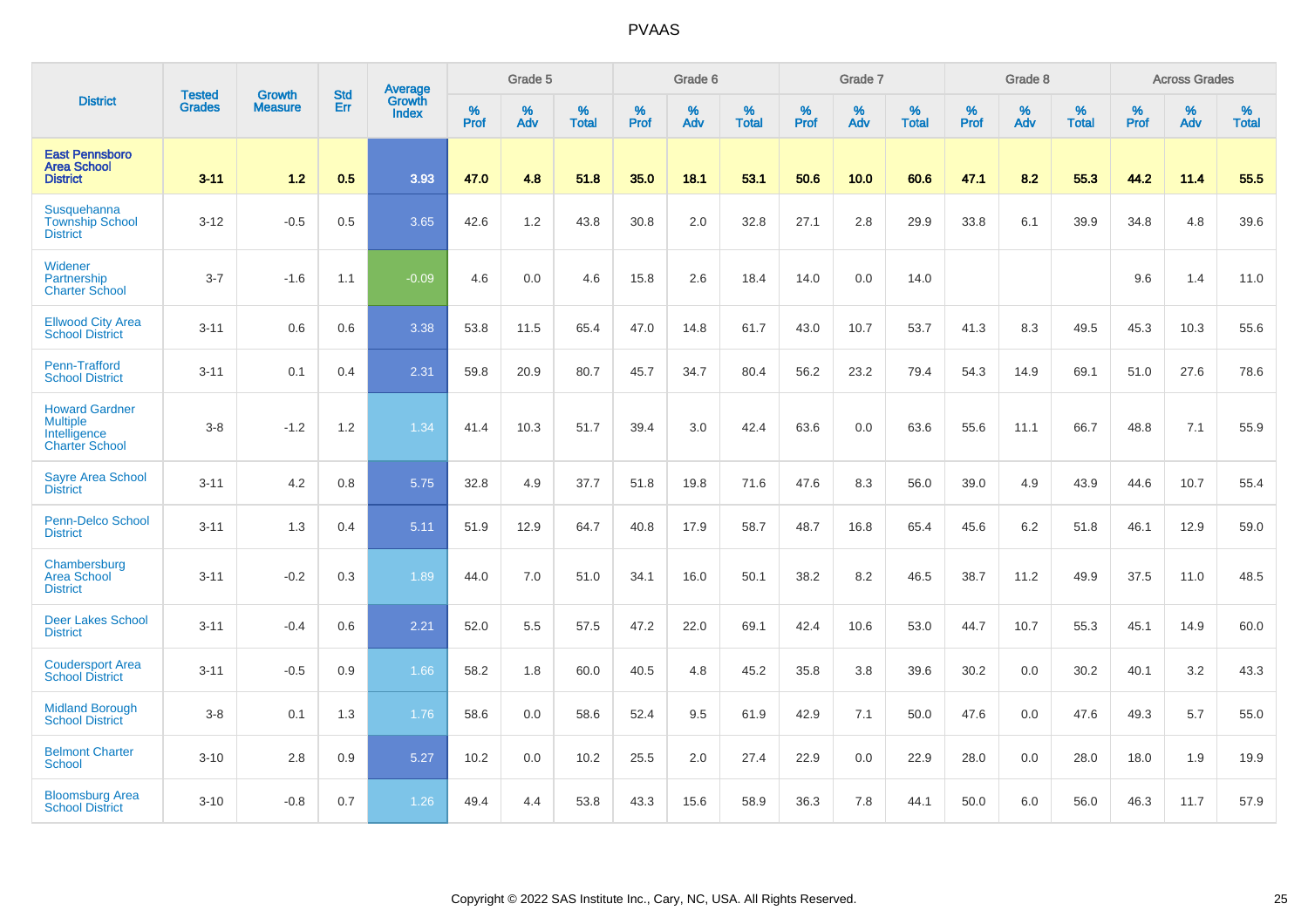| District | Tested Grades | Growth Measure | Std Err | Average Growth Index | Grade 5 | | | Grade 6 | | | Grade 7 | | | Grade 8 | | | Across Grades | | |
|---|---|---|---|---|---|---|---|---|---|---|---|---|---|---|---|---|---|---|---|
| | | | | | % Prof | % Adv | % Total | % Prof | % Adv | % Total | % Prof | % Adv | % Total | % Prof | % Adv | % Total | % Prof | % Adv | % Total |
| **East Pennsboro Area School District** | **3-11** | **1.2** | **0.5** | **3.93** | **47.0** | **4.8** | **51.8** | **35.0** | **18.1** | **53.1** | **50.6** | **10.0** | **60.6** | **47.1** | **8.2** | **55.3** | **44.2** | **11.4** | **55.5** |
| Susquehanna Township School District | 3-12 | -0.5 | 0.5 | 3.65 | 42.6 | 1.2 | 43.8 | 30.8 | 2.0 | 32.8 | 27.1 | 2.8 | 29.9 | 33.8 | 6.1 | 39.9 | 34.8 | 4.8 | 39.6 |
| Widener Partnership Charter School | 3-7 | -1.6 | 1.1 | -0.09 | 4.6 | 0.0 | 4.6 | 15.8 | 2.6 | 18.4 | 14.0 | 0.0 | 14.0 | | | | 9.6 | 1.4 | 11.0 |
| Ellwood City Area School District | 3-11 | 0.6 | 0.6 | 3.38 | 53.8 | 11.5 | 65.4 | 47.0 | 14.8 | 61.7 | 43.0 | 10.7 | 53.7 | 41.3 | 8.3 | 49.5 | 45.3 | 10.3 | 55.6 |
| Penn-Trafford School District | 3-11 | 0.1 | 0.4 | 2.31 | 59.8 | 20.9 | 80.7 | 45.7 | 34.7 | 80.4 | 56.2 | 23.2 | 79.4 | 54.3 | 14.9 | 69.1 | 51.0 | 27.6 | 78.6 |
| Howard Gardner Multiple Intelligence Charter School | 3-8 | -1.2 | 1.2 | 1.34 | 41.4 | 10.3 | 51.7 | 39.4 | 3.0 | 42.4 | 63.6 | 0.0 | 63.6 | 55.6 | 11.1 | 66.7 | 48.8 | 7.1 | 55.9 |
| Sayre Area School District | 3-11 | 4.2 | 0.8 | 5.75 | 32.8 | 4.9 | 37.7 | 51.8 | 19.8 | 71.6 | 47.6 | 8.3 | 56.0 | 39.0 | 4.9 | 43.9 | 44.6 | 10.7 | 55.4 |
| Penn-Delco School District | 3-11 | 1.3 | 0.4 | 5.11 | 51.9 | 12.9 | 64.7 | 40.8 | 17.9 | 58.7 | 48.7 | 16.8 | 65.4 | 45.6 | 6.2 | 51.8 | 46.1 | 12.9 | 59.0 |
| Chambersburg Area School District | 3-11 | -0.2 | 0.3 | 1.89 | 44.0 | 7.0 | 51.0 | 34.1 | 16.0 | 50.1 | 38.2 | 8.2 | 46.5 | 38.7 | 11.2 | 49.9 | 37.5 | 11.0 | 48.5 |
| Deer Lakes School District | 3-11 | -0.4 | 0.6 | 2.21 | 52.0 | 5.5 | 57.5 | 47.2 | 22.0 | 69.1 | 42.4 | 10.6 | 53.0 | 44.7 | 10.7 | 55.3 | 45.1 | 14.9 | 60.0 |
| Coudersport Area School District | 3-11 | -0.5 | 0.9 | 1.66 | 58.2 | 1.8 | 60.0 | 40.5 | 4.8 | 45.2 | 35.8 | 3.8 | 39.6 | 30.2 | 0.0 | 30.2 | 40.1 | 3.2 | 43.3 |
| Midland Borough School District | 3-8 | 0.1 | 1.3 | 1.76 | 58.6 | 0.0 | 58.6 | 52.4 | 9.5 | 61.9 | 42.9 | 7.1 | 50.0 | 47.6 | 0.0 | 47.6 | 49.3 | 5.7 | 55.0 |
| Belmont Charter School | 3-10 | 2.8 | 0.9 | 5.27 | 10.2 | 0.0 | 10.2 | 25.5 | 2.0 | 27.4 | 22.9 | 0.0 | 22.9 | 28.0 | 0.0 | 28.0 | 18.0 | 1.9 | 19.9 |
| Bloomsburg Area School District | 3-10 | -0.8 | 0.7 | 1.26 | 49.4 | 4.4 | 53.8 | 43.3 | 15.6 | 58.9 | 36.3 | 7.8 | 44.1 | 50.0 | 6.0 | 56.0 | 46.3 | 11.7 | 57.9 |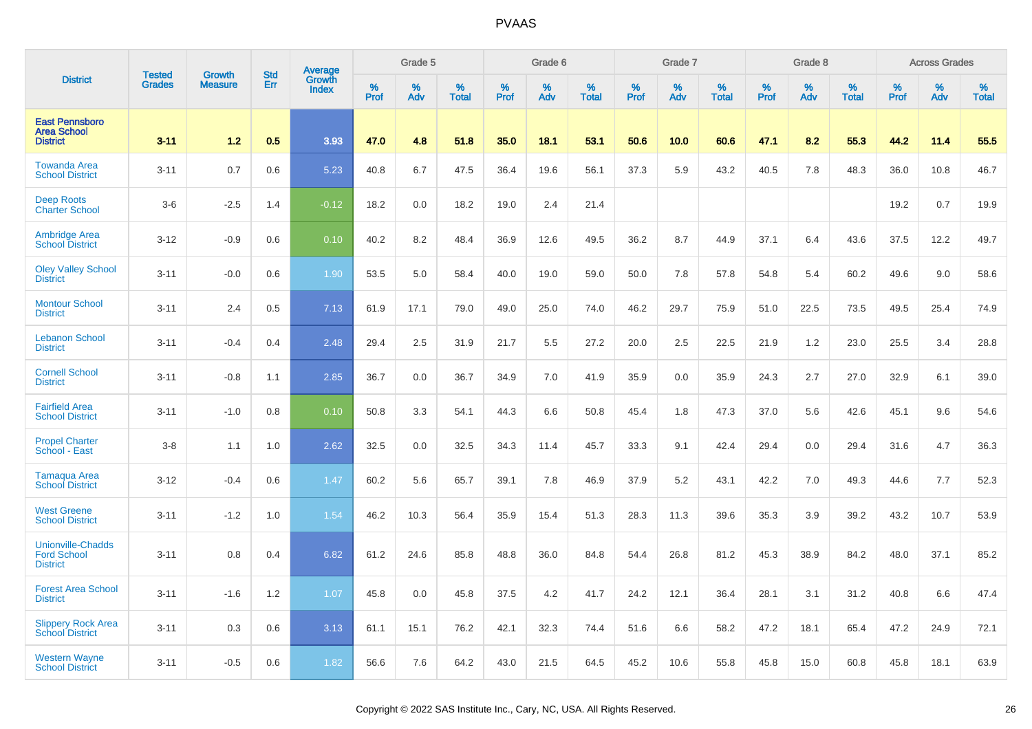| District | Tested Grades | Growth Measure | Std Err | Average Growth Index | Grade 5 | | | Grade 6 | | | Grade 7 | | | Grade 8 | | | Across Grades | | |
|---|---|---|---|---|---|---|---|---|---|---|---|---|---|---|---|---|---|---|---|
| | | | | | % Prof | % Adv | % Total | % Prof | % Adv | % Total | % Prof | % Adv | % Total | % Prof | % Adv | % Total | % Prof | % Adv | % Total |
| **East Pennsboro Area School District** | **3-11** | **1.2** | **0.5** | **3.93** | **47.0** | **4.8** | **51.8** | **35.0** | **18.1** | **53.1** | **50.6** | **10.0** | **60.6** | **47.1** | **8.2** | **55.3** | **44.2** | **11.4** | **55.5** |
| Towanda Area School District | 3-11 | 0.7 | 0.6 | 5.23 | 40.8 | 6.7 | 47.5 | 36.4 | 19.6 | 56.1 | 37.3 | 5.9 | 43.2 | 40.5 | 7.8 | 48.3 | 36.0 | 10.8 | 46.7 |
| Deep Roots Charter School | 3-6 | -2.5 | 1.4 | -0.12 | 18.2 | 0.0 | 18.2 | 19.0 | 2.4 | 21.4 | | | | | | | 19.2 | 0.7 | 19.9 |
| Ambridge Area School District | 3-12 | -0.9 | 0.6 | 0.10 | 40.2 | 8.2 | 48.4 | 36.9 | 12.6 | 49.5 | 36.2 | 8.7 | 44.9 | 37.1 | 6.4 | 43.6 | 37.5 | 12.2 | 49.7 |
| Oley Valley School District | 3-11 | -0.0 | 0.6 | 1.90 | 53.5 | 5.0 | 58.4 | 40.0 | 19.0 | 59.0 | 50.0 | 7.8 | 57.8 | 54.8 | 5.4 | 60.2 | 49.6 | 9.0 | 58.6 |
| Montour School District | 3-11 | 2.4 | 0.5 | 7.13 | 61.9 | 17.1 | 79.0 | 49.0 | 25.0 | 74.0 | 46.2 | 29.7 | 75.9 | 51.0 | 22.5 | 73.5 | 49.5 | 25.4 | 74.9 |
| Lebanon School District | 3-11 | -0.4 | 0.4 | 2.48 | 29.4 | 2.5 | 31.9 | 21.7 | 5.5 | 27.2 | 20.0 | 2.5 | 22.5 | 21.9 | 1.2 | 23.0 | 25.5 | 3.4 | 28.8 |
| Cornell School District | 3-11 | -0.8 | 1.1 | 2.85 | 36.7 | 0.0 | 36.7 | 34.9 | 7.0 | 41.9 | 35.9 | 0.0 | 35.9 | 24.3 | 2.7 | 27.0 | 32.9 | 6.1 | 39.0 |
| Fairfield Area School District | 3-11 | -1.0 | 0.8 | 0.10 | 50.8 | 3.3 | 54.1 | 44.3 | 6.6 | 50.8 | 45.4 | 1.8 | 47.3 | 37.0 | 5.6 | 42.6 | 45.1 | 9.6 | 54.6 |
| Propel Charter School - East | 3-8 | 1.1 | 1.0 | 2.62 | 32.5 | 0.0 | 32.5 | 34.3 | 11.4 | 45.7 | 33.3 | 9.1 | 42.4 | 29.4 | 0.0 | 29.4 | 31.6 | 4.7 | 36.3 |
| Tamaqua Area School District | 3-12 | -0.4 | 0.6 | 1.47 | 60.2 | 5.6 | 65.7 | 39.1 | 7.8 | 46.9 | 37.9 | 5.2 | 43.1 | 42.2 | 7.0 | 49.3 | 44.6 | 7.7 | 52.3 |
| West Greene School District | 3-11 | -1.2 | 1.0 | 1.54 | 46.2 | 10.3 | 56.4 | 35.9 | 15.4 | 51.3 | 28.3 | 11.3 | 39.6 | 35.3 | 3.9 | 39.2 | 43.2 | 10.7 | 53.9 |
| Unionville-Chadds Ford School District | 3-11 | 0.8 | 0.4 | 6.82 | 61.2 | 24.6 | 85.8 | 48.8 | 36.0 | 84.8 | 54.4 | 26.8 | 81.2 | 45.3 | 38.9 | 84.2 | 48.0 | 37.1 | 85.2 |
| Forest Area School District | 3-11 | -1.6 | 1.2 | 1.07 | 45.8 | 0.0 | 45.8 | 37.5 | 4.2 | 41.7 | 24.2 | 12.1 | 36.4 | 28.1 | 3.1 | 31.2 | 40.8 | 6.6 | 47.4 |
| Slippery Rock Area School District | 3-11 | 0.3 | 0.6 | 3.13 | 61.1 | 15.1 | 76.2 | 42.1 | 32.3 | 74.4 | 51.6 | 6.6 | 58.2 | 47.2 | 18.1 | 65.4 | 47.2 | 24.9 | 72.1 |
| Western Wayne School District | 3-11 | -0.5 | 0.6 | 1.82 | 56.6 | 7.6 | 64.2 | 43.0 | 21.5 | 64.5 | 45.2 | 10.6 | 55.8 | 45.8 | 15.0 | 60.8 | 45.8 | 18.1 | 63.9 |

Copyright © 2022 SAS Institute Inc., Cary, NC, USA. All Rights Reserved.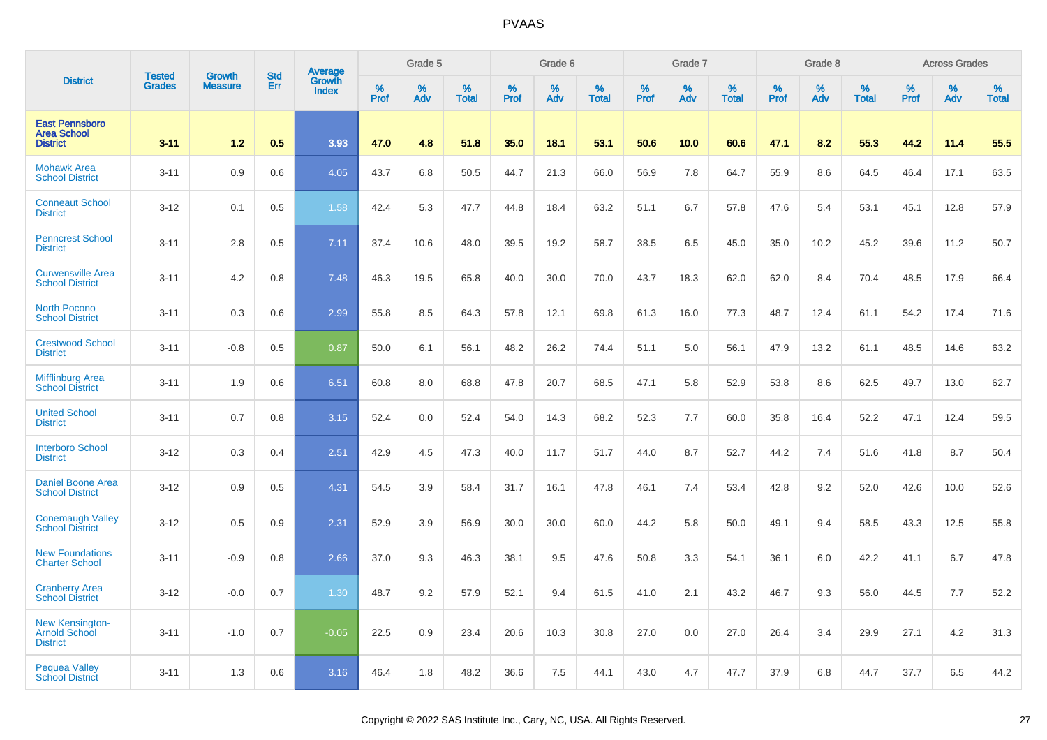| District | Tested Grades | Growth Measure | Std Err | Average Growth Index | Grade 5 | | | Grade 6 | | | Grade 7 | | | Grade 8 | | | Across Grades | | |
|---|---|---|---|---|---|---|---|---|---|---|---|---|---|---|---|---|---|---|---|
| | | | | | % Prof | % Adv | % Total | % Prof | % Adv | % Total | % Prof | % Adv | % Total | % Prof | % Adv | % Total | % Prof | % Adv | % Total |
| **East Pennsboro Area School District** | **3-11** | **1.2** | **0.5** | **3.93** | **47.0** | **4.8** | **51.8** | **35.0** | **18.1** | **53.1** | **50.6** | **10.0** | **60.6** | **47.1** | **8.2** | **55.3** | **44.2** | **11.4** | **55.5** |
| Mohawk Area School District | 3-11 | 0.9 | 0.6 | 4.05 | 43.7 | 6.8 | 50.5 | 44.7 | 21.3 | 66.0 | 56.9 | 7.8 | 64.7 | 55.9 | 8.6 | 64.5 | 46.4 | 17.1 | 63.5 |
| Conneaut School District | 3-12 | 0.1 | 0.5 | 1.58 | 42.4 | 5.3 | 47.7 | 44.8 | 18.4 | 63.2 | 51.1 | 6.7 | 57.8 | 47.6 | 5.4 | 53.1 | 45.1 | 12.8 | 57.9 |
| Penncrest School District | 3-11 | 2.8 | 0.5 | 7.11 | 37.4 | 10.6 | 48.0 | 39.5 | 19.2 | 58.7 | 38.5 | 6.5 | 45.0 | 35.0 | 10.2 | 45.2 | 39.6 | 11.2 | 50.7 |
| Curwensville Area School District | 3-11 | 4.2 | 0.8 | 7.48 | 46.3 | 19.5 | 65.8 | 40.0 | 30.0 | 70.0 | 43.7 | 18.3 | 62.0 | 62.0 | 8.4 | 70.4 | 48.5 | 17.9 | 66.4 |
| North Pocono School District | 3-11 | 0.3 | 0.6 | 2.99 | 55.8 | 8.5 | 64.3 | 57.8 | 12.1 | 69.8 | 61.3 | 16.0 | 77.3 | 48.7 | 12.4 | 61.1 | 54.2 | 17.4 | 71.6 |
| Crestwood School District | 3-11 | -0.8 | 0.5 | 0.87 | 50.0 | 6.1 | 56.1 | 48.2 | 26.2 | 74.4 | 51.1 | 5.0 | 56.1 | 47.9 | 13.2 | 61.1 | 48.5 | 14.6 | 63.2 |
| Mifflinburg Area School District | 3-11 | 1.9 | 0.6 | 6.51 | 60.8 | 8.0 | 68.8 | 47.8 | 20.7 | 68.5 | 47.1 | 5.8 | 52.9 | 53.8 | 8.6 | 62.5 | 49.7 | 13.0 | 62.7 |
| United School District | 3-11 | 0.7 | 0.8 | 3.15 | 52.4 | 0.0 | 52.4 | 54.0 | 14.3 | 68.2 | 52.3 | 7.7 | 60.0 | 35.8 | 16.4 | 52.2 | 47.1 | 12.4 | 59.5 |
| Interboro School District | 3-12 | 0.3 | 0.4 | 2.51 | 42.9 | 4.5 | 47.3 | 40.0 | 11.7 | 51.7 | 44.0 | 8.7 | 52.7 | 44.2 | 7.4 | 51.6 | 41.8 | 8.7 | 50.4 |
| Daniel Boone Area School District | 3-12 | 0.9 | 0.5 | 4.31 | 54.5 | 3.9 | 58.4 | 31.7 | 16.1 | 47.8 | 46.1 | 7.4 | 53.4 | 42.8 | 9.2 | 52.0 | 42.6 | 10.0 | 52.6 |
| Conemaugh Valley School District | 3-12 | 0.5 | 0.9 | 2.31 | 52.9 | 3.9 | 56.9 | 30.0 | 30.0 | 60.0 | 44.2 | 5.8 | 50.0 | 49.1 | 9.4 | 58.5 | 43.3 | 12.5 | 55.8 |
| New Foundations Charter School | 3-11 | -0.9 | 0.8 | 2.66 | 37.0 | 9.3 | 46.3 | 38.1 | 9.5 | 47.6 | 50.8 | 3.3 | 54.1 | 36.1 | 6.0 | 42.2 | 41.1 | 6.7 | 47.8 |
| Cranberry Area School District | 3-12 | -0.0 | 0.7 | 1.30 | 48.7 | 9.2 | 57.9 | 52.1 | 9.4 | 61.5 | 41.0 | 2.1 | 43.2 | 46.7 | 9.3 | 56.0 | 44.5 | 7.7 | 52.2 |
| New Kensington-Arnold School District | 3-11 | -1.0 | 0.7 | -0.05 | 22.5 | 0.9 | 23.4 | 20.6 | 10.3 | 30.8 | 27.0 | 0.0 | 27.0 | 26.4 | 3.4 | 29.9 | 27.1 | 4.2 | 31.3 |
| Pequea Valley School District | 3-11 | 1.3 | 0.6 | 3.16 | 46.4 | 1.8 | 48.2 | 36.6 | 7.5 | 44.1 | 43.0 | 4.7 | 47.7 | 37.9 | 6.8 | 44.7 | 37.7 | 6.5 | 44.2 |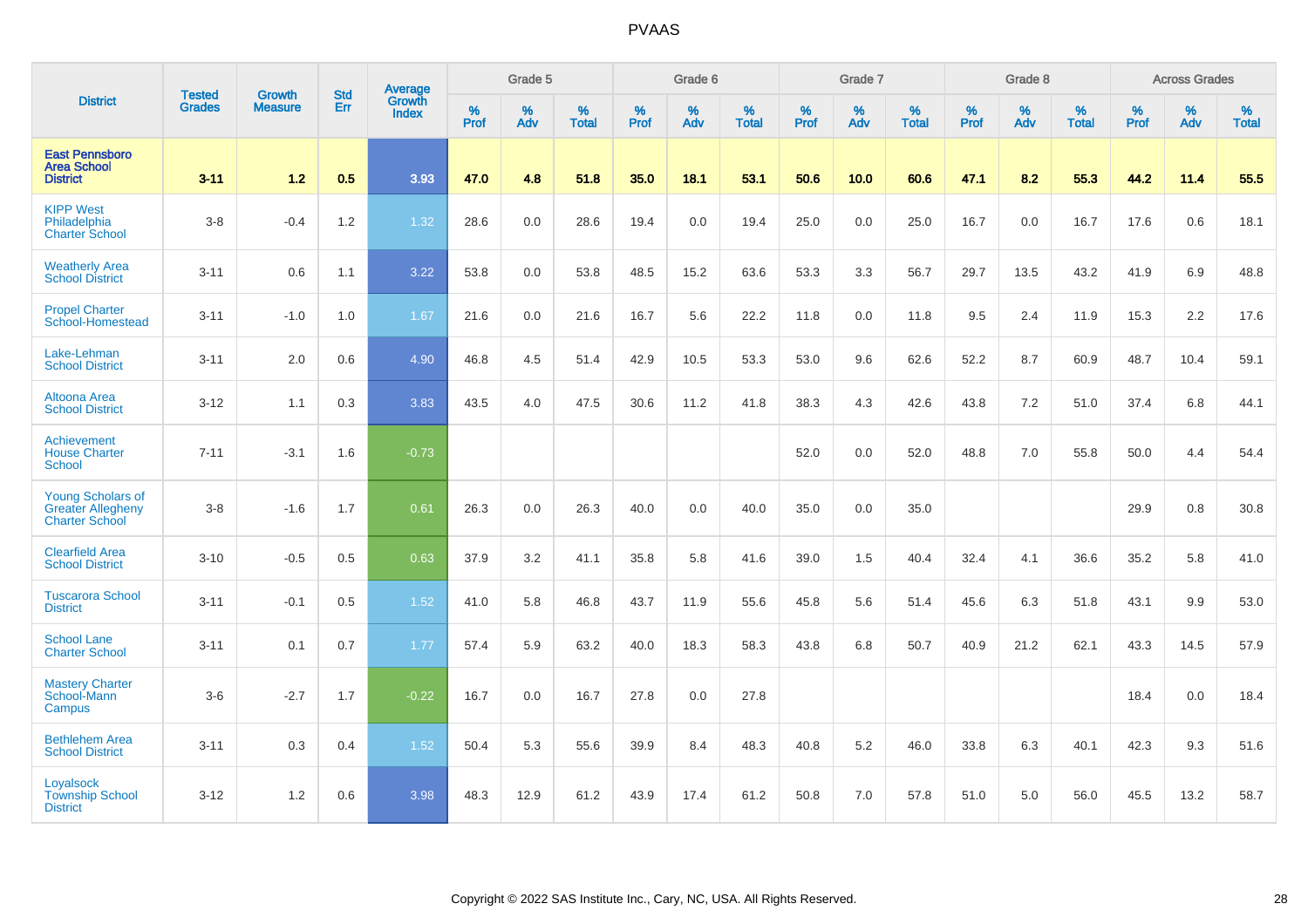| District | Tested Grades | Growth Measure | Std Err | Average Growth Index | Grade 5 | | | Grade 6 | | | Grade 7 | | | Grade 8 | | | Across Grades | | |
|---|---|---|---|---|---|---|---|---|---|---|---|---|---|---|---|---|---|---|---|
| | | | | | % Prof | % Adv | % Total | % Prof | % Adv | % Total | % Prof | % Adv | % Total | % Prof | % Adv | % Total | % Prof | % Adv | % Total |
| **East Pennsboro Area School District** | **3-11** | **1.2** | **0.5** | **3.93** | **47.0** | **4.8** | **51.8** | **35.0** | **18.1** | **53.1** | **50.6** | **10.0** | **60.6** | **47.1** | **8.2** | **55.3** | **44.2** | **11.4** | **55.5** |
| KIPP West Philadelphia Charter School | 3-8 | -0.4 | 1.2 | 1.32 | 28.6 | 0.0 | 28.6 | 19.4 | 0.0 | 19.4 | 25.0 | 0.0 | 25.0 | 16.7 | 0.0 | 16.7 | 17.6 | 0.6 | 18.1 |
| Weatherly Area School District | 3-11 | 0.6 | 1.1 | 3.22 | 53.8 | 0.0 | 53.8 | 48.5 | 15.2 | 63.6 | 53.3 | 3.3 | 56.7 | 29.7 | 13.5 | 43.2 | 41.9 | 6.9 | 48.8 |
| Propel Charter School-Homestead | 3-11 | -1.0 | 1.0 | 1.67 | 21.6 | 0.0 | 21.6 | 16.7 | 5.6 | 22.2 | 11.8 | 0.0 | 11.8 | 9.5 | 2.4 | 11.9 | 15.3 | 2.2 | 17.6 |
| Lake-Lehman School District | 3-11 | 2.0 | 0.6 | 4.90 | 46.8 | 4.5 | 51.4 | 42.9 | 10.5 | 53.3 | 53.0 | 9.6 | 62.6 | 52.2 | 8.7 | 60.9 | 48.7 | 10.4 | 59.1 |
| Altoona Area School District | 3-12 | 1.1 | 0.3 | 3.83 | 43.5 | 4.0 | 47.5 | 30.6 | 11.2 | 41.8 | 38.3 | 4.3 | 42.6 | 43.8 | 7.2 | 51.0 | 37.4 | 6.8 | 44.1 |
| Achievement House Charter School | 7-11 | -3.1 | 1.6 | -0.73 | | | | | | | 52.0 | 0.0 | 52.0 | 48.8 | 7.0 | 55.8 | 50.0 | 4.4 | 54.4 |
| Young Scholars of Greater Allegheny Charter School | 3-8 | -1.6 | 1.7 | 0.61 | 26.3 | 0.0 | 26.3 | 40.0 | 0.0 | 40.0 | 35.0 | 0.0 | 35.0 | | | | 29.9 | 0.8 | 30.8 |
| Clearfield Area School District | 3-10 | -0.5 | 0.5 | 0.63 | 37.9 | 3.2 | 41.1 | 35.8 | 5.8 | 41.6 | 39.0 | 1.5 | 40.4 | 32.4 | 4.1 | 36.6 | 35.2 | 5.8 | 41.0 |
| Tuscarora School District | 3-11 | -0.1 | 0.5 | 1.52 | 41.0 | 5.8 | 46.8 | 43.7 | 11.9 | 55.6 | 45.8 | 5.6 | 51.4 | 45.6 | 6.3 | 51.8 | 43.1 | 9.9 | 53.0 |
| School Lane Charter School | 3-11 | 0.1 | 0.7 | 1.77 | 57.4 | 5.9 | 63.2 | 40.0 | 18.3 | 58.3 | 43.8 | 6.8 | 50.7 | 40.9 | 21.2 | 62.1 | 43.3 | 14.5 | 57.9 |
| Mastery Charter School-Mann Campus | 3-6 | -2.7 | 1.7 | -0.22 | 16.7 | 0.0 | 16.7 | 27.8 | 0.0 | 27.8 | | | | | | | 18.4 | 0.0 | 18.4 |
| Bethlehem Area School District | 3-11 | 0.3 | 0.4 | 1.52 | 50.4 | 5.3 | 55.6 | 39.9 | 8.4 | 48.3 | 40.8 | 5.2 | 46.0 | 33.8 | 6.3 | 40.1 | 42.3 | 9.3 | 51.6 |
| Loyalsock Township School District | 3-12 | 1.2 | 0.6 | 3.98 | 48.3 | 12.9 | 61.2 | 43.9 | 17.4 | 61.2 | 50.8 | 7.0 | 57.8 | 51.0 | 5.0 | 56.0 | 45.5 | 13.2 | 58.7 |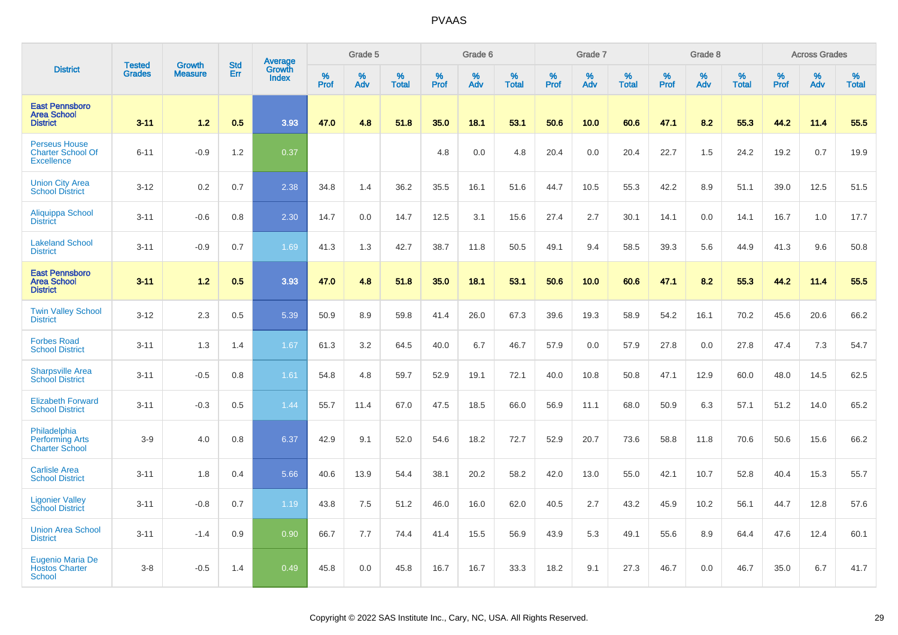| District | Tested Grades | Growth Measure | Std Err | Average Growth Index | Grade 5 | | | Grade 6 | | | Grade 7 | | | Grade 8 | | | Across Grades | | |
|---|---|---|---|---|---|---|---|---|---|---|---|---|---|---|---|---|---|---|---|
| | | | | | % Prof | % Adv | % Total | % Prof | % Adv | % Total | % Prof | % Adv | % Total | % Prof | % Adv | % Total | % Prof | % Adv | % Total |
| **East Pennsboro Area School District** | **3-11** | **1.2** | **0.5** | **3.93** | **47.0** | **4.8** | **51.8** | **35.0** | **18.1** | **53.1** | **50.6** | **10.0** | **60.6** | **47.1** | **8.2** | **55.3** | **44.2** | **11.4** | **55.5** |
| Perseus House Charter School Of Excellence | 6-11 | -0.9 | 1.2 | 0.37 | | | | 4.8 | 0.0 | 4.8 | 20.4 | 0.0 | 20.4 | 22.7 | 1.5 | 24.2 | 19.2 | 0.7 | 19.9 |
| Union City Area School District | 3-12 | 0.2 | 0.7 | 2.38 | 34.8 | 1.4 | 36.2 | 35.5 | 16.1 | 51.6 | 44.7 | 10.5 | 55.3 | 42.2 | 8.9 | 51.1 | 39.0 | 12.5 | 51.5 |
| Aliquippa School District | 3-11 | -0.6 | 0.8 | 2.30 | 14.7 | 0.0 | 14.7 | 12.5 | 3.1 | 15.6 | 27.4 | 2.7 | 30.1 | 14.1 | 0.0 | 14.1 | 16.7 | 1.0 | 17.7 |
| Lakeland School District | 3-11 | -0.9 | 0.7 | 1.69 | 41.3 | 1.3 | 42.7 | 38.7 | 11.8 | 50.5 | 49.1 | 9.4 | 58.5 | 39.3 | 5.6 | 44.9 | 41.3 | 9.6 | 50.8 |
| **East Pennsboro Area School District** | **3-11** | **1.2** | **0.5** | **3.93** | **47.0** | **4.8** | **51.8** | **35.0** | **18.1** | **53.1** | **50.6** | **10.0** | **60.6** | **47.1** | **8.2** | **55.3** | **44.2** | **11.4** | **55.5** |
| Twin Valley School District | 3-12 | 2.3 | 0.5 | 5.39 | 50.9 | 8.9 | 59.8 | 41.4 | 26.0 | 67.3 | 39.6 | 19.3 | 58.9 | 54.2 | 16.1 | 70.2 | 45.6 | 20.6 | 66.2 |
| Forbes Road School District | 3-11 | 1.3 | 1.4 | 1.67 | 61.3 | 3.2 | 64.5 | 40.0 | 6.7 | 46.7 | 57.9 | 0.0 | 57.9 | 27.8 | 0.0 | 27.8 | 47.4 | 7.3 | 54.7 |
| Sharpsville Area School District | 3-11 | -0.5 | 0.8 | 1.61 | 54.8 | 4.8 | 59.7 | 52.9 | 19.1 | 72.1 | 40.0 | 10.8 | 50.8 | 47.1 | 12.9 | 60.0 | 48.0 | 14.5 | 62.5 |
| Elizabeth Forward School District | 3-11 | -0.3 | 0.5 | 1.44 | 55.7 | 11.4 | 67.0 | 47.5 | 18.5 | 66.0 | 56.9 | 11.1 | 68.0 | 50.9 | 6.3 | 57.1 | 51.2 | 14.0 | 65.2 |
| Philadelphia Performing Arts Charter School | 3-9 | 4.0 | 0.8 | 6.37 | 42.9 | 9.1 | 52.0 | 54.6 | 18.2 | 72.7 | 52.9 | 20.7 | 73.6 | 58.8 | 11.8 | 70.6 | 50.6 | 15.6 | 66.2 |
| Carlisle Area School District | 3-11 | 1.8 | 0.4 | 5.66 | 40.6 | 13.9 | 54.4 | 38.1 | 20.2 | 58.2 | 42.0 | 13.0 | 55.0 | 42.1 | 10.7 | 52.8 | 40.4 | 15.3 | 55.7 |
| Ligonier Valley School District | 3-11 | -0.8 | 0.7 | 1.19 | 43.8 | 7.5 | 51.2 | 46.0 | 16.0 | 62.0 | 40.5 | 2.7 | 43.2 | 45.9 | 10.2 | 56.1 | 44.7 | 12.8 | 57.6 |
| Union Area School District | 3-11 | -1.4 | 0.9 | 0.90 | 66.7 | 7.7 | 74.4 | 41.4 | 15.5 | 56.9 | 43.9 | 5.3 | 49.1 | 55.6 | 8.9 | 64.4 | 47.6 | 12.4 | 60.1 |
| Eugenio Maria De Hostos Charter School | 3-8 | -0.5 | 1.4 | 0.49 | 45.8 | 0.0 | 45.8 | 16.7 | 16.7 | 33.3 | 18.2 | 9.1 | 27.3 | 46.7 | 0.0 | 46.7 | 35.0 | 6.7 | 41.7 |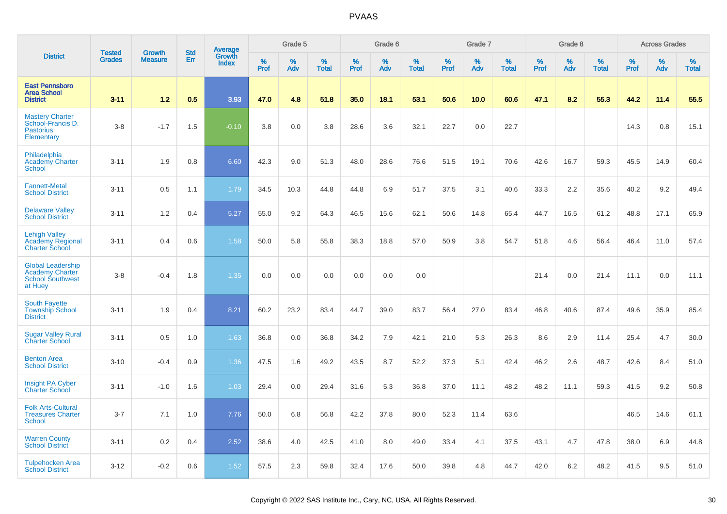# PVAAS

| District | Tested Grades | Growth Measure | Std Err | Average Growth Index | Grade 5 | | | Grade 6 | | | Grade 7 | | | Grade 8 | | | Across Grades | | |
|---|---|---|---|---|---|---|---|---|---|---|---|---|---|---|---|---|---|---|---|
| | | | | | % Prof | % Adv | % Total | % Prof | % Adv | % Total | % Prof | % Adv | % Total | % Prof | % Adv | % Total | % Prof | % Adv | % Total |
| **East Pennsboro Area School District** | **3-11** | **1.2** | **0.5** | **3.93** | **47.0** | **4.8** | **51.8** | **35.0** | **18.1** | **53.1** | **50.6** | **10.0** | **60.6** | **47.1** | **8.2** | **55.3** | **44.2** | **11.4** | **55.5** |
| Mastery Charter School-Francis D. Pastorius Elementary | 3-8 | -1.7 | 1.5 | -0.10 | 3.8 | 0.0 | 3.8 | 28.6 | 3.6 | 32.1 | 22.7 | 0.0 | 22.7 | | | | 14.3 | 0.8 | 15.1 |
| Philadelphia Academy Charter School | 3-11 | 1.9 | 0.8 | 6.60 | 42.3 | 9.0 | 51.3 | 48.0 | 28.6 | 76.6 | 51.5 | 19.1 | 70.6 | 42.6 | 16.7 | 59.3 | 45.5 | 14.9 | 60.4 |
| Fannett-Metal School District | 3-11 | 0.5 | 1.1 | 1.79 | 34.5 | 10.3 | 44.8 | 44.8 | 6.9 | 51.7 | 37.5 | 3.1 | 40.6 | 33.3 | 2.2 | 35.6 | 40.2 | 9.2 | 49.4 |
| Delaware Valley School District | 3-11 | 1.2 | 0.4 | 5.27 | 55.0 | 9.2 | 64.3 | 46.5 | 15.6 | 62.1 | 50.6 | 14.8 | 65.4 | 44.7 | 16.5 | 61.2 | 48.8 | 17.1 | 65.9 |
| Lehigh Valley Academy Regional Charter School | 3-11 | 0.4 | 0.6 | 1.58 | 50.0 | 5.8 | 55.8 | 38.3 | 18.8 | 57.0 | 50.9 | 3.8 | 54.7 | 51.8 | 4.6 | 56.4 | 46.4 | 11.0 | 57.4 |
| Global Leadership Academy Charter School Southwest at Huey | 3-8 | -0.4 | 1.8 | 1.35 | 0.0 | 0.0 | 0.0 | 0.0 | 0.0 | 0.0 | | | | 21.4 | 0.0 | 21.4 | 11.1 | 0.0 | 11.1 |
| South Fayette Township School District | 3-11 | 1.9 | 0.4 | 8.21 | 60.2 | 23.2 | 83.4 | 44.7 | 39.0 | 83.7 | 56.4 | 27.0 | 83.4 | 46.8 | 40.6 | 87.4 | 49.6 | 35.9 | 85.4 |
| Sugar Valley Rural Charter School | 3-11 | 0.5 | 1.0 | 1.63 | 36.8 | 0.0 | 36.8 | 34.2 | 7.9 | 42.1 | 21.0 | 5.3 | 26.3 | 8.6 | 2.9 | 11.4 | 25.4 | 4.7 | 30.0 |
| Benton Area School District | 3-10 | -0.4 | 0.9 | 1.36 | 47.5 | 1.6 | 49.2 | 43.5 | 8.7 | 52.2 | 37.3 | 5.1 | 42.4 | 46.2 | 2.6 | 48.7 | 42.6 | 8.4 | 51.0 |
| Insight PA Cyber Charter School | 3-11 | -1.0 | 1.6 | 1.03 | 29.4 | 0.0 | 29.4 | 31.6 | 5.3 | 36.8 | 37.0 | 11.1 | 48.2 | 48.2 | 11.1 | 59.3 | 41.5 | 9.2 | 50.8 |
| Folk Arts-Cultural Treasures Charter School | 3-7 | 7.1 | 1.0 | 7.76 | 50.0 | 6.8 | 56.8 | 42.2 | 37.8 | 80.0 | 52.3 | 11.4 | 63.6 | | | | 46.5 | 14.6 | 61.1 |
| Warren County School District | 3-11 | 0.2 | 0.4 | 2.52 | 38.6 | 4.0 | 42.5 | 41.0 | 8.0 | 49.0 | 33.4 | 4.1 | 37.5 | 43.1 | 4.7 | 47.8 | 38.0 | 6.9 | 44.8 |
| Tulpehocken Area School District | 3-12 | -0.2 | 0.6 | 1.52 | 57.5 | 2.3 | 59.8 | 32.4 | 17.6 | 50.0 | 39.8 | 4.8 | 44.7 | 42.0 | 6.2 | 48.2 | 41.5 | 9.5 | 51.0 |

Copyright © 2022 SAS Institute Inc., Cary, NC, USA. All Rights Reserved.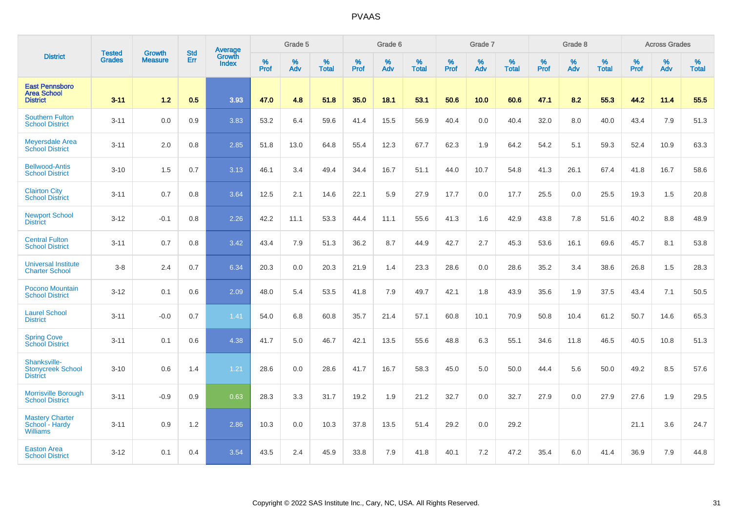| District | Tested Grades | Growth Measure | Std Err | Average Growth Index | Grade 5 | | | Grade 6 | | | Grade 7 | | | Grade 8 | | | Across Grades | | |
|---|---|---|---|---|---|---|---|---|---|---|---|---|---|---|---|---|---|---|---|
| | | | | | % Prof | % Adv | % Total | % Prof | % Adv | % Total | % Prof | % Adv | % Total | % Prof | % Adv | % Total | % Prof | % Adv | % Total |
| **East Pennsboro Area School District** | **3-11** | **1.2** | **0.5** | **3.93** | **47.0** | **4.8** | **51.8** | **35.0** | **18.1** | **53.1** | **50.6** | **10.0** | **60.6** | **47.1** | **8.2** | **55.3** | **44.2** | **11.4** | **55.5** |
| Southern Fulton School District | 3-11 | 0.0 | 0.9 | 3.83 | 53.2 | 6.4 | 59.6 | 41.4 | 15.5 | 56.9 | 40.4 | 0.0 | 40.4 | 32.0 | 8.0 | 40.0 | 43.4 | 7.9 | 51.3 |
| Meyersdale Area School District | 3-11 | 2.0 | 0.8 | 2.85 | 51.8 | 13.0 | 64.8 | 55.4 | 12.3 | 67.7 | 62.3 | 1.9 | 64.2 | 54.2 | 5.1 | 59.3 | 52.4 | 10.9 | 63.3 |
| Bellwood-Antis School District | 3-10 | 1.5 | 0.7 | 3.13 | 46.1 | 3.4 | 49.4 | 34.4 | 16.7 | 51.1 | 44.0 | 10.7 | 54.8 | 41.3 | 26.1 | 67.4 | 41.8 | 16.7 | 58.6 |
| Clairton City School District | 3-11 | 0.7 | 0.8 | 3.64 | 12.5 | 2.1 | 14.6 | 22.1 | 5.9 | 27.9 | 17.7 | 0.0 | 17.7 | 25.5 | 0.0 | 25.5 | 19.3 | 1.5 | 20.8 |
| Newport School District | 3-12 | -0.1 | 0.8 | 2.26 | 42.2 | 11.1 | 53.3 | 44.4 | 11.1 | 55.6 | 41.3 | 1.6 | 42.9 | 43.8 | 7.8 | 51.6 | 40.2 | 8.8 | 48.9 |
| Central Fulton School District | 3-11 | 0.7 | 0.8 | 3.42 | 43.4 | 7.9 | 51.3 | 36.2 | 8.7 | 44.9 | 42.7 | 2.7 | 45.3 | 53.6 | 16.1 | 69.6 | 45.7 | 8.1 | 53.8 |
| Universal Institute Charter School | 3-8 | 2.4 | 0.7 | 6.34 | 20.3 | 0.0 | 20.3 | 21.9 | 1.4 | 23.3 | 28.6 | 0.0 | 28.6 | 35.2 | 3.4 | 38.6 | 26.8 | 1.5 | 28.3 |
| Pocono Mountain School District | 3-12 | 0.1 | 0.6 | 2.09 | 48.0 | 5.4 | 53.5 | 41.8 | 7.9 | 49.7 | 42.1 | 1.8 | 43.9 | 35.6 | 1.9 | 37.5 | 43.4 | 7.1 | 50.5 |
| Laurel School District | 3-11 | -0.0 | 0.7 | 1.41 | 54.0 | 6.8 | 60.8 | 35.7 | 21.4 | 57.1 | 60.8 | 10.1 | 70.9 | 50.8 | 10.4 | 61.2 | 50.7 | 14.6 | 65.3 |
| Spring Cove School District | 3-11 | 0.1 | 0.6 | 4.38 | 41.7 | 5.0 | 46.7 | 42.1 | 13.5 | 55.6 | 48.8 | 6.3 | 55.1 | 34.6 | 11.8 | 46.5 | 40.5 | 10.8 | 51.3 |
| Shanksville-Stonycreek School District | 3-10 | 0.6 | 1.4 | 1.21 | 28.6 | 0.0 | 28.6 | 41.7 | 16.7 | 58.3 | 45.0 | 5.0 | 50.0 | 44.4 | 5.6 | 50.0 | 49.2 | 8.5 | 57.6 |
| Morrisville Borough School District | 3-11 | -0.9 | 0.9 | 0.63 | 28.3 | 3.3 | 31.7 | 19.2 | 1.9 | 21.2 | 32.7 | 0.0 | 32.7 | 27.9 | 0.0 | 27.9 | 27.6 | 1.9 | 29.5 |
| Mastery Charter School - Hardy Williams | 3-11 | 0.9 | 1.2 | 2.86 | 10.3 | 0.0 | 10.3 | 37.8 | 13.5 | 51.4 | 29.2 | 0.0 | 29.2 | | | | 21.1 | 3.6 | 24.7 |
| Easton Area School District | 3-12 | 0.1 | 0.4 | 3.54 | 43.5 | 2.4 | 45.9 | 33.8 | 7.9 | 41.8 | 40.1 | 7.2 | 47.2 | 35.4 | 6.0 | 41.4 | 36.9 | 7.9 | 44.8 |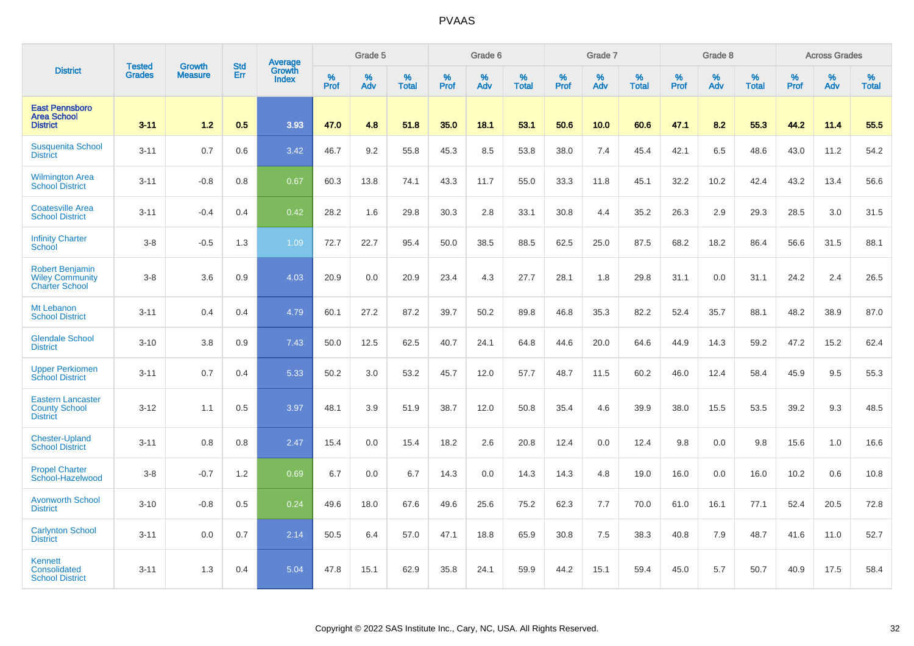# PVAAS

| District | Tested Grades | Growth Measure | Std Err | Average Growth Index | Grade 5 | | | Grade 6 | | | Grade 7 | | | Grade 8 | | | Across Grades | | |
|---|---|---|---|---|---|---|---|---|---|---|---|---|---|---|---|---|---|---|---|
| | | | | | % Prof | % Adv | % Total | % Prof | % Adv | % Total | % Prof | % Adv | % Total | % Prof | % Adv | % Total | % Prof | % Adv | % Total |
| **East Pennsboro Area School District** | **3-11** | **1.2** | **0.5** | **3.93** | **47.0** | **4.8** | **51.8** | **35.0** | **18.1** | **53.1** | **50.6** | **10.0** | **60.6** | **47.1** | **8.2** | **55.3** | **44.2** | **11.4** | **55.5** |
| Susquenita School District | 3-11 | 0.7 | 0.6 | 3.42 | 46.7 | 9.2 | 55.8 | 45.3 | 8.5 | 53.8 | 38.0 | 7.4 | 45.4 | 42.1 | 6.5 | 48.6 | 43.0 | 11.2 | 54.2 |
| Wilmington Area School District | 3-11 | -0.8 | 0.8 | 0.67 | 60.3 | 13.8 | 74.1 | 43.3 | 11.7 | 55.0 | 33.3 | 11.8 | 45.1 | 32.2 | 10.2 | 42.4 | 43.2 | 13.4 | 56.6 |
| Coatesville Area School District | 3-11 | -0.4 | 0.4 | 0.42 | 28.2 | 1.6 | 29.8 | 30.3 | 2.8 | 33.1 | 30.8 | 4.4 | 35.2 | 26.3 | 2.9 | 29.3 | 28.5 | 3.0 | 31.5 |
| Infinity Charter School | 3-8 | -0.5 | 1.3 | 1.09 | 72.7 | 22.7 | 95.4 | 50.0 | 38.5 | 88.5 | 62.5 | 25.0 | 87.5 | 68.2 | 18.2 | 86.4 | 56.6 | 31.5 | 88.1 |
| Robert Benjamin Wiley Community Charter School | 3-8 | 3.6 | 0.9 | 4.03 | 20.9 | 0.0 | 20.9 | 23.4 | 4.3 | 27.7 | 28.1 | 1.8 | 29.8 | 31.1 | 0.0 | 31.1 | 24.2 | 2.4 | 26.5 |
| Mt Lebanon School District | 3-11 | 0.4 | 0.4 | 4.79 | 60.1 | 27.2 | 87.2 | 39.7 | 50.2 | 89.8 | 46.8 | 35.3 | 82.2 | 52.4 | 35.7 | 88.1 | 48.2 | 38.9 | 87.0 |
| Glendale School District | 3-10 | 3.8 | 0.9 | 7.43 | 50.0 | 12.5 | 62.5 | 40.7 | 24.1 | 64.8 | 44.6 | 20.0 | 64.6 | 44.9 | 14.3 | 59.2 | 47.2 | 15.2 | 62.4 |
| Upper Perkiomen School District | 3-11 | 0.7 | 0.4 | 5.33 | 50.2 | 3.0 | 53.2 | 45.7 | 12.0 | 57.7 | 48.7 | 11.5 | 60.2 | 46.0 | 12.4 | 58.4 | 45.9 | 9.5 | 55.3 |
| Eastern Lancaster County School District | 3-12 | 1.1 | 0.5 | 3.97 | 48.1 | 3.9 | 51.9 | 38.7 | 12.0 | 50.8 | 35.4 | 4.6 | 39.9 | 38.0 | 15.5 | 53.5 | 39.2 | 9.3 | 48.5 |
| Chester-Upland School District | 3-11 | 0.8 | 0.8 | 2.47 | 15.4 | 0.0 | 15.4 | 18.2 | 2.6 | 20.8 | 12.4 | 0.0 | 12.4 | 9.8 | 0.0 | 9.8 | 15.6 | 1.0 | 16.6 |
| Propel Charter School-Hazelwood | 3-8 | -0.7 | 1.2 | 0.69 | 6.7 | 0.0 | 6.7 | 14.3 | 0.0 | 14.3 | 14.3 | 4.8 | 19.0 | 16.0 | 0.0 | 16.0 | 10.2 | 0.6 | 10.8 |
| Avonworth School District | 3-10 | -0.8 | 0.5 | 0.24 | 49.6 | 18.0 | 67.6 | 49.6 | 25.6 | 75.2 | 62.3 | 7.7 | 70.0 | 61.0 | 16.1 | 77.1 | 52.4 | 20.5 | 72.8 |
| Carlynton School District | 3-11 | 0.0 | 0.7 | 2.14 | 50.5 | 6.4 | 57.0 | 47.1 | 18.8 | 65.9 | 30.8 | 7.5 | 38.3 | 40.8 | 7.9 | 48.7 | 41.6 | 11.0 | 52.7 |
| Kennett Consolidated School District | 3-11 | 1.3 | 0.4 | 5.04 | 47.8 | 15.1 | 62.9 | 35.8 | 24.1 | 59.9 | 44.2 | 15.1 | 59.4 | 45.0 | 5.7 | 50.7 | 40.9 | 17.5 | 58.4 |

Copyright © 2022 SAS Institute Inc., Cary, NC, USA. All Rights Reserved.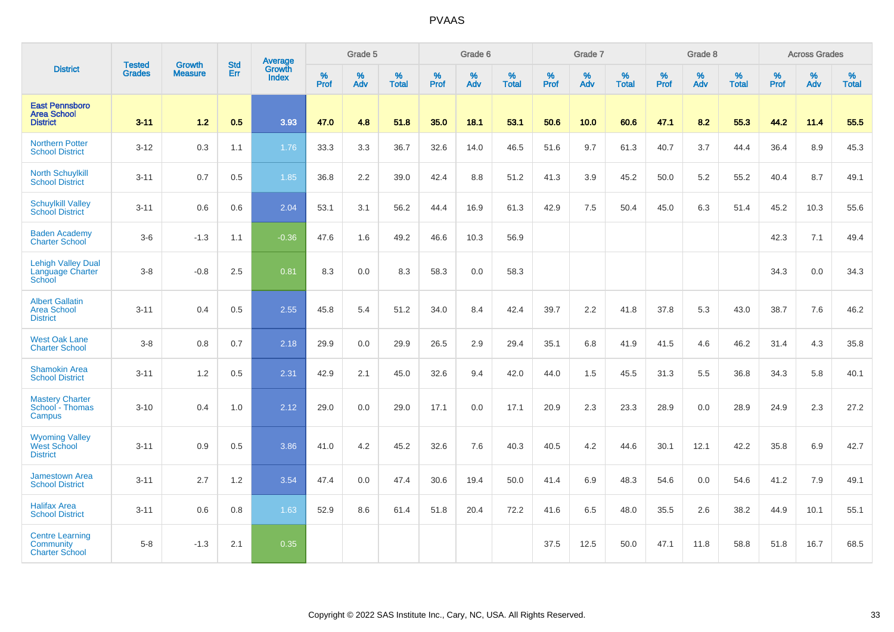# PVAAS

| District | Tested Grades | Growth Measure | Std Err | Average Growth Index | Grade 5 | | | Grade 6 | | | Grade 7 | | | Grade 8 | | | Across Grades | | |
|---|---|---|---|---|---|---|---|---|---|---|---|---|---|---|---|---|---|---|---|
| | | | | | % Prof | % Adv | % Total | % Prof | % Adv | % Total | % Prof | % Adv | % Total | % Prof | % Adv | % Total | % Prof | % Adv | % Total |
| **East Pennsboro Area School District** | **3-11** | **1.2** | **0.5** | **3.93** | **47.0** | **4.8** | **51.8** | **35.0** | **18.1** | **53.1** | **50.6** | **10.0** | **60.6** | **47.1** | **8.2** | **55.3** | **44.2** | **11.4** | **55.5** |
| Northern Potter School District | 3-12 | 0.3 | 1.1 | 1.76 | 33.3 | 3.3 | 36.7 | 32.6 | 14.0 | 46.5 | 51.6 | 9.7 | 61.3 | 40.7 | 3.7 | 44.4 | 36.4 | 8.9 | 45.3 |
| North Schuylkill School District | 3-11 | 0.7 | 0.5 | 1.85 | 36.8 | 2.2 | 39.0 | 42.4 | 8.8 | 51.2 | 41.3 | 3.9 | 45.2 | 50.0 | 5.2 | 55.2 | 40.4 | 8.7 | 49.1 |
| Schuylkill Valley School District | 3-11 | 0.6 | 0.6 | 2.04 | 53.1 | 3.1 | 56.2 | 44.4 | 16.9 | 61.3 | 42.9 | 7.5 | 50.4 | 45.0 | 6.3 | 51.4 | 45.2 | 10.3 | 55.6 |
| Baden Academy Charter School | 3-6 | -1.3 | 1.1 | -0.36 | 47.6 | 1.6 | 49.2 | 46.6 | 10.3 | 56.9 | | | | | | | 42.3 | 7.1 | 49.4 |
| Lehigh Valley Dual Language Charter School | 3-8 | -0.8 | 2.5 | 0.81 | 8.3 | 0.0 | 8.3 | 58.3 | 0.0 | 58.3 | | | | | | | 34.3 | 0.0 | 34.3 |
| Albert Gallatin Area School District | 3-11 | 0.4 | 0.5 | 2.55 | 45.8 | 5.4 | 51.2 | 34.0 | 8.4 | 42.4 | 39.7 | 2.2 | 41.8 | 37.8 | 5.3 | 43.0 | 38.7 | 7.6 | 46.2 |
| West Oak Lane Charter School | 3-8 | 0.8 | 0.7 | 2.18 | 29.9 | 0.0 | 29.9 | 26.5 | 2.9 | 29.4 | 35.1 | 6.8 | 41.9 | 41.5 | 4.6 | 46.2 | 31.4 | 4.3 | 35.8 |
| Shamokin Area School District | 3-11 | 1.2 | 0.5 | 2.31 | 42.9 | 2.1 | 45.0 | 32.6 | 9.4 | 42.0 | 44.0 | 1.5 | 45.5 | 31.3 | 5.5 | 36.8 | 34.3 | 5.8 | 40.1 |
| Mastery Charter School - Thomas Campus | 3-10 | 0.4 | 1.0 | 2.12 | 29.0 | 0.0 | 29.0 | 17.1 | 0.0 | 17.1 | 20.9 | 2.3 | 23.3 | 28.9 | 0.0 | 28.9 | 24.9 | 2.3 | 27.2 |
| Wyoming Valley West School District | 3-11 | 0.9 | 0.5 | 3.86 | 41.0 | 4.2 | 45.2 | 32.6 | 7.6 | 40.3 | 40.5 | 4.2 | 44.6 | 30.1 | 12.1 | 42.2 | 35.8 | 6.9 | 42.7 |
| Jamestown Area School District | 3-11 | 2.7 | 1.2 | 3.54 | 47.4 | 0.0 | 47.4 | 30.6 | 19.4 | 50.0 | 41.4 | 6.9 | 48.3 | 54.6 | 0.0 | 54.6 | 41.2 | 7.9 | 49.1 |
| Halifax Area School District | 3-11 | 0.6 | 0.8 | 1.63 | 52.9 | 8.6 | 61.4 | 51.8 | 20.4 | 72.2 | 41.6 | 6.5 | 48.0 | 35.5 | 2.6 | 38.2 | 44.9 | 10.1 | 55.1 |
| Centre Learning Community Charter School | 5-8 | -1.3 | 2.1 | 0.35 | | | | | | | 37.5 | 12.5 | 50.0 | 47.1 | 11.8 | 58.8 | 51.8 | 16.7 | 68.5 |

Copyright © 2022 SAS Institute Inc., Cary, NC, USA. All Rights Reserved.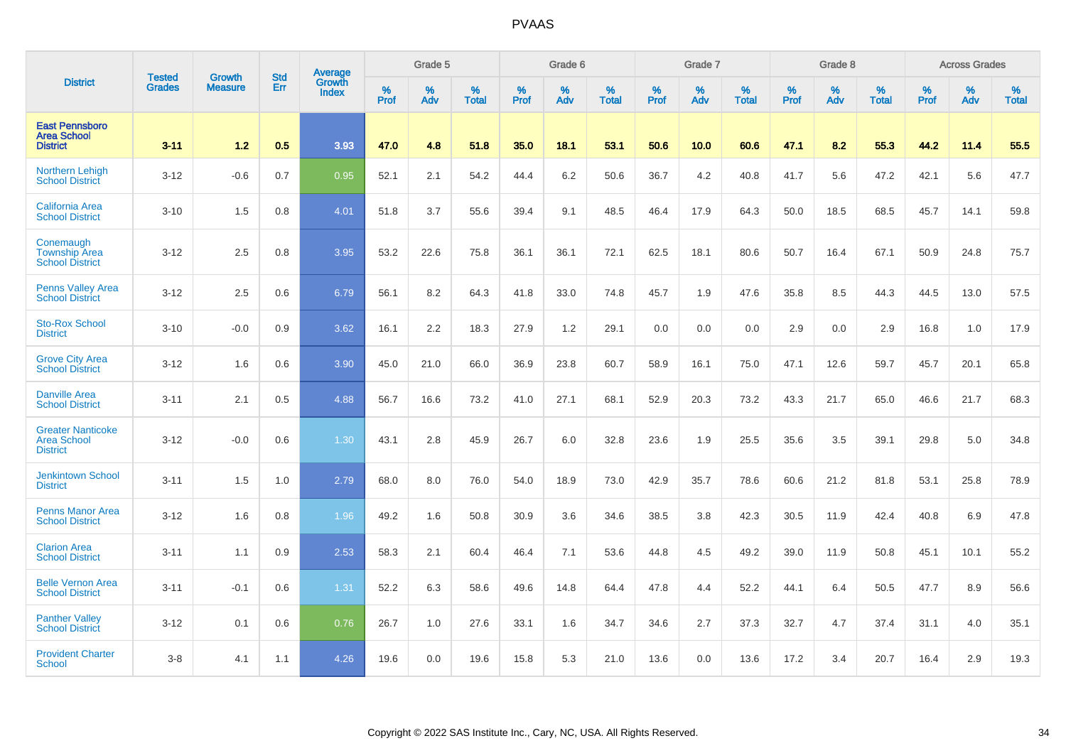# PVAAS

| District | Tested Grades | Growth Measure | Std Err | Average Growth Index | Grade 5 | | | Grade 6 | | | Grade 7 | | | Grade 8 | | | Across Grades | | |
|---|---|---|---|---|---|---|---|---|---|---|---|---|---|---|---|---|---|---|---|
| | | | | | % Prof | % Adv | % Total | % Prof | % Adv | % Total | % Prof | % Adv | % Total | % Prof | % Adv | % Total | % Prof | % Adv | % Total |
| **East Pennsboro Area School District** | **3-11** | **1.2** | **0.5** | **3.93** | **47.0** | **4.8** | **51.8** | **35.0** | **18.1** | **53.1** | **50.6** | **10.0** | **60.6** | **47.1** | **8.2** | **55.3** | **44.2** | **11.4** | **55.5** |
| Northern Lehigh School District | 3-12 | -0.6 | 0.7 | 0.95 | 52.1 | 2.1 | 54.2 | 44.4 | 6.2 | 50.6 | 36.7 | 4.2 | 40.8 | 41.7 | 5.6 | 47.2 | 42.1 | 5.6 | 47.7 |
| California Area School District | 3-10 | 1.5 | 0.8 | 4.01 | 51.8 | 3.7 | 55.6 | 39.4 | 9.1 | 48.5 | 46.4 | 17.9 | 64.3 | 50.0 | 18.5 | 68.5 | 45.7 | 14.1 | 59.8 |
| Conemaugh Township Area School District | 3-12 | 2.5 | 0.8 | 3.95 | 53.2 | 22.6 | 75.8 | 36.1 | 36.1 | 72.1 | 62.5 | 18.1 | 80.6 | 50.7 | 16.4 | 67.1 | 50.9 | 24.8 | 75.7 |
| Penns Valley Area School District | 3-12 | 2.5 | 0.6 | 6.79 | 56.1 | 8.2 | 64.3 | 41.8 | 33.0 | 74.8 | 45.7 | 1.9 | 47.6 | 35.8 | 8.5 | 44.3 | 44.5 | 13.0 | 57.5 |
| Sto-Rox School District | 3-10 | -0.0 | 0.9 | 3.62 | 16.1 | 2.2 | 18.3 | 27.9 | 1.2 | 29.1 | 0.0 | 0.0 | 0.0 | 2.9 | 0.0 | 2.9 | 16.8 | 1.0 | 17.9 |
| Grove City Area School District | 3-12 | 1.6 | 0.6 | 3.90 | 45.0 | 21.0 | 66.0 | 36.9 | 23.8 | 60.7 | 58.9 | 16.1 | 75.0 | 47.1 | 12.6 | 59.7 | 45.7 | 20.1 | 65.8 |
| Danville Area School District | 3-11 | 2.1 | 0.5 | 4.88 | 56.7 | 16.6 | 73.2 | 41.0 | 27.1 | 68.1 | 52.9 | 20.3 | 73.2 | 43.3 | 21.7 | 65.0 | 46.6 | 21.7 | 68.3 |
| Greater Nanticoke Area School District | 3-12 | -0.0 | 0.6 | 1.30 | 43.1 | 2.8 | 45.9 | 26.7 | 6.0 | 32.8 | 23.6 | 1.9 | 25.5 | 35.6 | 3.5 | 39.1 | 29.8 | 5.0 | 34.8 |
| Jenkintown School District | 3-11 | 1.5 | 1.0 | 2.79 | 68.0 | 8.0 | 76.0 | 54.0 | 18.9 | 73.0 | 42.9 | 35.7 | 78.6 | 60.6 | 21.2 | 81.8 | 53.1 | 25.8 | 78.9 |
| Penns Manor Area School District | 3-12 | 1.6 | 0.8 | 1.96 | 49.2 | 1.6 | 50.8 | 30.9 | 3.6 | 34.6 | 38.5 | 3.8 | 42.3 | 30.5 | 11.9 | 42.4 | 40.8 | 6.9 | 47.8 |
| Clarion Area School District | 3-11 | 1.1 | 0.9 | 2.53 | 58.3 | 2.1 | 60.4 | 46.4 | 7.1 | 53.6 | 44.8 | 4.5 | 49.2 | 39.0 | 11.9 | 50.8 | 45.1 | 10.1 | 55.2 |
| Belle Vernon Area School District | 3-11 | -0.1 | 0.6 | 1.31 | 52.2 | 6.3 | 58.6 | 49.6 | 14.8 | 64.4 | 47.8 | 4.4 | 52.2 | 44.1 | 6.4 | 50.5 | 47.7 | 8.9 | 56.6 |
| Panther Valley School District | 3-12 | 0.1 | 0.6 | 0.76 | 26.7 | 1.0 | 27.6 | 33.1 | 1.6 | 34.7 | 34.6 | 2.7 | 37.3 | 32.7 | 4.7 | 37.4 | 31.1 | 4.0 | 35.1 |
| Provident Charter School | 3-8 | 4.1 | 1.1 | 4.26 | 19.6 | 0.0 | 19.6 | 15.8 | 5.3 | 21.0 | 13.6 | 0.0 | 13.6 | 17.2 | 3.4 | 20.7 | 16.4 | 2.9 | 19.3 |

Copyright © 2022 SAS Institute Inc., Cary, NC, USA. All Rights Reserved.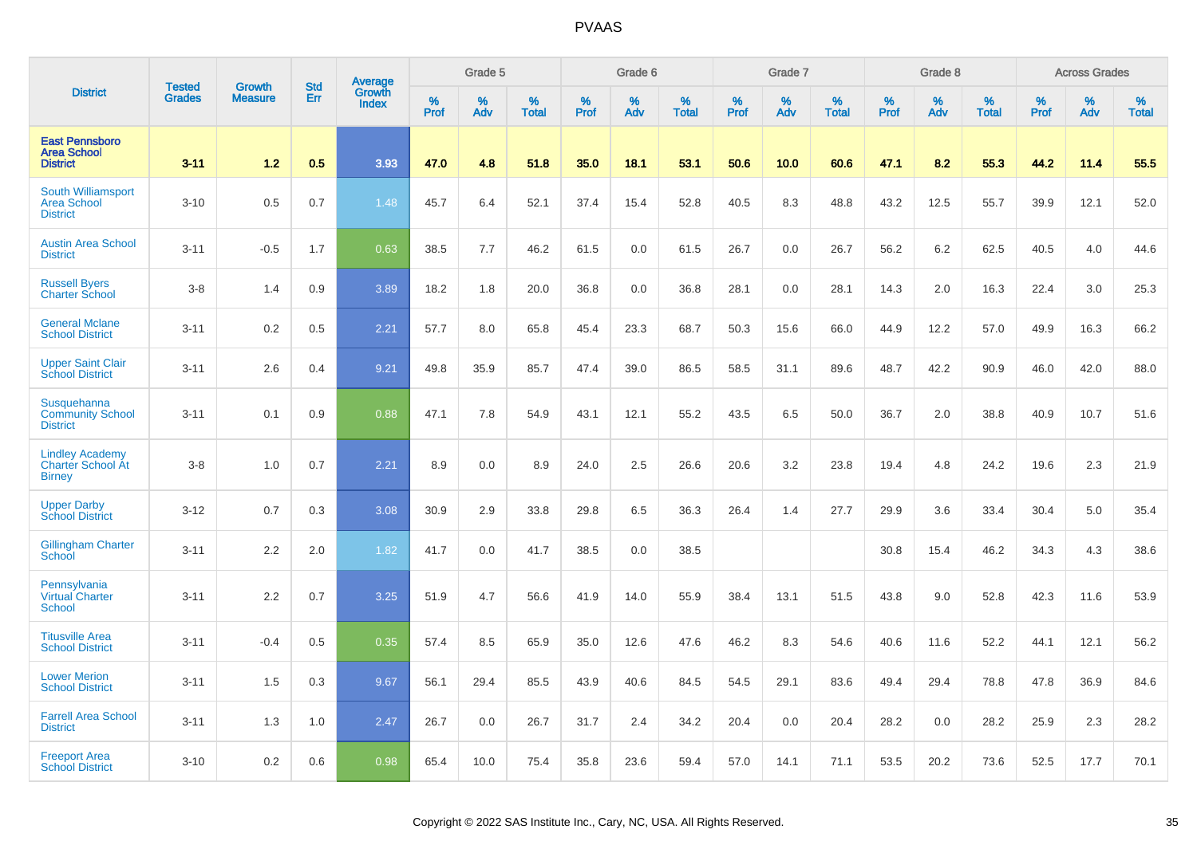# PVAAS

| District | Tested Grades | Growth Measure | Std Err | Average Growth Index | Grade 5 | | | Grade 6 | | | Grade 7 | | | Grade 8 | | | Across Grades | | |
|---|---|---|---|---|---|---|---|---|---|---|---|---|---|---|---|---|---|---|---|
| | | | | | % Prof | % Adv | % Total | % Prof | % Adv | % Total | % Prof | % Adv | % Total | % Prof | % Adv | % Total | % Prof | % Adv | % Total |
| **East Pennsboro Area School District** | **3-11** | **1.2** | **0.5** | **3.93** | **47.0** | **4.8** | **51.8** | **35.0** | **18.1** | **53.1** | **50.6** | **10.0** | **60.6** | **47.1** | **8.2** | **55.3** | **44.2** | **11.4** | **55.5** |
| South Williamsport Area School District | 3-10 | 0.5 | 0.7 | 1.48 | 45.7 | 6.4 | 52.1 | 37.4 | 15.4 | 52.8 | 40.5 | 8.3 | 48.8 | 43.2 | 12.5 | 55.7 | 39.9 | 12.1 | 52.0 |
| Austin Area School District | 3-11 | -0.5 | 1.7 | 0.63 | 38.5 | 7.7 | 46.2 | 61.5 | 0.0 | 61.5 | 26.7 | 0.0 | 26.7 | 56.2 | 6.2 | 62.5 | 40.5 | 4.0 | 44.6 |
| Russell Byers Charter School | 3-8 | 1.4 | 0.9 | 3.89 | 18.2 | 1.8 | 20.0 | 36.8 | 0.0 | 36.8 | 28.1 | 0.0 | 28.1 | 14.3 | 2.0 | 16.3 | 22.4 | 3.0 | 25.3 |
| General Mclane School District | 3-11 | 0.2 | 0.5 | 2.21 | 57.7 | 8.0 | 65.8 | 45.4 | 23.3 | 68.7 | 50.3 | 15.6 | 66.0 | 44.9 | 12.2 | 57.0 | 49.9 | 16.3 | 66.2 |
| Upper Saint Clair School District | 3-11 | 2.6 | 0.4 | 9.21 | 49.8 | 35.9 | 85.7 | 47.4 | 39.0 | 86.5 | 58.5 | 31.1 | 89.6 | 48.7 | 42.2 | 90.9 | 46.0 | 42.0 | 88.0 |
| Susquehanna Community School District | 3-11 | 0.1 | 0.9 | 0.88 | 47.1 | 7.8 | 54.9 | 43.1 | 12.1 | 55.2 | 43.5 | 6.5 | 50.0 | 36.7 | 2.0 | 38.8 | 40.9 | 10.7 | 51.6 |
| Lindley Academy Charter School At Birney | 3-8 | 1.0 | 0.7 | 2.21 | 8.9 | 0.0 | 8.9 | 24.0 | 2.5 | 26.6 | 20.6 | 3.2 | 23.8 | 19.4 | 4.8 | 24.2 | 19.6 | 2.3 | 21.9 |
| Upper Darby School District | 3-12 | 0.7 | 0.3 | 3.08 | 30.9 | 2.9 | 33.8 | 29.8 | 6.5 | 36.3 | 26.4 | 1.4 | 27.7 | 29.9 | 3.6 | 33.4 | 30.4 | 5.0 | 35.4 |
| Gillingham Charter School | 3-11 | 2.2 | 2.0 | 1.82 | 41.7 | 0.0 | 41.7 | 38.5 | 0.0 | 38.5 | | | | 30.8 | 15.4 | 46.2 | 34.3 | 4.3 | 38.6 |
| Pennsylvania Virtual Charter School | 3-11 | 2.2 | 0.7 | 3.25 | 51.9 | 4.7 | 56.6 | 41.9 | 14.0 | 55.9 | 38.4 | 13.1 | 51.5 | 43.8 | 9.0 | 52.8 | 42.3 | 11.6 | 53.9 |
| Titusville Area School District | 3-11 | -0.4 | 0.5 | 0.35 | 57.4 | 8.5 | 65.9 | 35.0 | 12.6 | 47.6 | 46.2 | 8.3 | 54.6 | 40.6 | 11.6 | 52.2 | 44.1 | 12.1 | 56.2 |
| Lower Merion School District | 3-11 | 1.5 | 0.3 | 9.67 | 56.1 | 29.4 | 85.5 | 43.9 | 40.6 | 84.5 | 54.5 | 29.1 | 83.6 | 49.4 | 29.4 | 78.8 | 47.8 | 36.9 | 84.6 |
| Farrell Area School District | 3-11 | 1.3 | 1.0 | 2.47 | 26.7 | 0.0 | 26.7 | 31.7 | 2.4 | 34.2 | 20.4 | 0.0 | 20.4 | 28.2 | 0.0 | 28.2 | 25.9 | 2.3 | 28.2 |
| Freeport Area School District | 3-10 | 0.2 | 0.6 | 0.98 | 65.4 | 10.0 | 75.4 | 35.8 | 23.6 | 59.4 | 57.0 | 14.1 | 71.1 | 53.5 | 20.2 | 73.6 | 52.5 | 17.7 | 70.1 |

Copyright © 2022 SAS Institute Inc., Cary, NC, USA. All Rights Reserved.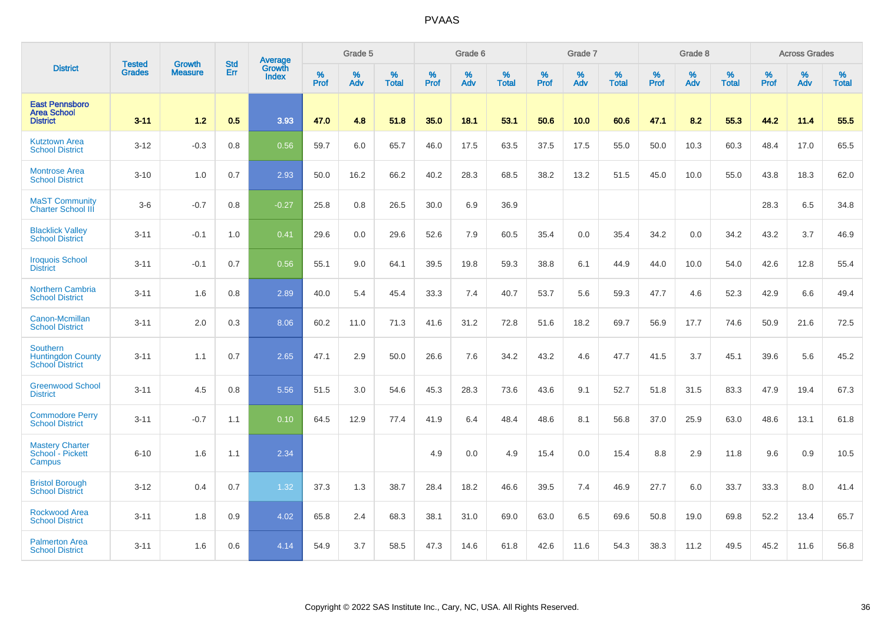# PVAAS

| District | Tested Grades | Growth Measure | Std Err | Average Growth Index | Grade 5 | | | Grade 6 | | | Grade 7 | | | Grade 8 | | | Across Grades | | |
|---|---|---|---|---|---|---|---|---|---|---|---|---|---|---|---|---|---|---|---|
| | | | | | % Prof | % Adv | % Total | % Prof | % Adv | % Total | % Prof | % Adv | % Total | % Prof | % Adv | % Total | % Prof | % Adv | % Total |
| **East Pennsboro Area School District** | **3-11** | **1.2** | **0.5** | **3.93** | **47.0** | **4.8** | **51.8** | **35.0** | **18.1** | **53.1** | **50.6** | **10.0** | **60.6** | **47.1** | **8.2** | **55.3** | **44.2** | **11.4** | **55.5** |
| Kutztown Area School District | 3-12 | -0.3 | 0.8 | 0.56 | 59.7 | 6.0 | 65.7 | 46.0 | 17.5 | 63.5 | 37.5 | 17.5 | 55.0 | 50.0 | 10.3 | 60.3 | 48.4 | 17.0 | 65.5 |
| Montrose Area School District | 3-10 | 1.0 | 0.7 | 2.93 | 50.0 | 16.2 | 66.2 | 40.2 | 28.3 | 68.5 | 38.2 | 13.2 | 51.5 | 45.0 | 10.0 | 55.0 | 43.8 | 18.3 | 62.0 |
| MaST Community Charter School III | 3-6 | -0.7 | 0.8 | -0.27 | 25.8 | 0.8 | 26.5 | 30.0 | 6.9 | 36.9 | | | | | | | 28.3 | 6.5 | 34.8 |
| Blacklick Valley School District | 3-11 | -0.1 | 1.0 | 0.41 | 29.6 | 0.0 | 29.6 | 52.6 | 7.9 | 60.5 | 35.4 | 0.0 | 35.4 | 34.2 | 0.0 | 34.2 | 43.2 | 3.7 | 46.9 |
| Iroquois School District | 3-11 | -0.1 | 0.7 | 0.56 | 55.1 | 9.0 | 64.1 | 39.5 | 19.8 | 59.3 | 38.8 | 6.1 | 44.9 | 44.0 | 10.0 | 54.0 | 42.6 | 12.8 | 55.4 |
| Northern Cambria School District | 3-11 | 1.6 | 0.8 | 2.89 | 40.0 | 5.4 | 45.4 | 33.3 | 7.4 | 40.7 | 53.7 | 5.6 | 59.3 | 47.7 | 4.6 | 52.3 | 42.9 | 6.6 | 49.4 |
| Canon-Mcmillan School District | 3-11 | 2.0 | 0.3 | 8.06 | 60.2 | 11.0 | 71.3 | 41.6 | 31.2 | 72.8 | 51.6 | 18.2 | 69.7 | 56.9 | 17.7 | 74.6 | 50.9 | 21.6 | 72.5 |
| Southern Huntingdon County School District | 3-11 | 1.1 | 0.7 | 2.65 | 47.1 | 2.9 | 50.0 | 26.6 | 7.6 | 34.2 | 43.2 | 4.6 | 47.7 | 41.5 | 3.7 | 45.1 | 39.6 | 5.6 | 45.2 |
| Greenwood School District | 3-11 | 4.5 | 0.8 | 5.56 | 51.5 | 3.0 | 54.6 | 45.3 | 28.3 | 73.6 | 43.6 | 9.1 | 52.7 | 51.8 | 31.5 | 83.3 | 47.9 | 19.4 | 67.3 |
| Commodore Perry School District | 3-11 | -0.7 | 1.1 | 0.10 | 64.5 | 12.9 | 77.4 | 41.9 | 6.4 | 48.4 | 48.6 | 8.1 | 56.8 | 37.0 | 25.9 | 63.0 | 48.6 | 13.1 | 61.8 |
| Mastery Charter School - Pickett Campus | 6-10 | 1.6 | 1.1 | 2.34 | | | | 4.9 | 0.0 | 4.9 | 15.4 | 0.0 | 15.4 | 8.8 | 2.9 | 11.8 | 9.6 | 0.9 | 10.5 |
| Bristol Borough School District | 3-12 | 0.4 | 0.7 | 1.32 | 37.3 | 1.3 | 38.7 | 28.4 | 18.2 | 46.6 | 39.5 | 7.4 | 46.9 | 27.7 | 6.0 | 33.7 | 33.3 | 8.0 | 41.4 |
| Rockwood Area School District | 3-11 | 1.8 | 0.9 | 4.02 | 65.8 | 2.4 | 68.3 | 38.1 | 31.0 | 69.0 | 63.0 | 6.5 | 69.6 | 50.8 | 19.0 | 69.8 | 52.2 | 13.4 | 65.7 |
| Palmerton Area School District | 3-11 | 1.6 | 0.6 | 4.14 | 54.9 | 3.7 | 58.5 | 47.3 | 14.6 | 61.8 | 42.6 | 11.6 | 54.3 | 38.3 | 11.2 | 49.5 | 45.2 | 11.6 | 56.8 |

Copyright © 2022 SAS Institute Inc., Cary, NC, USA. All Rights Reserved.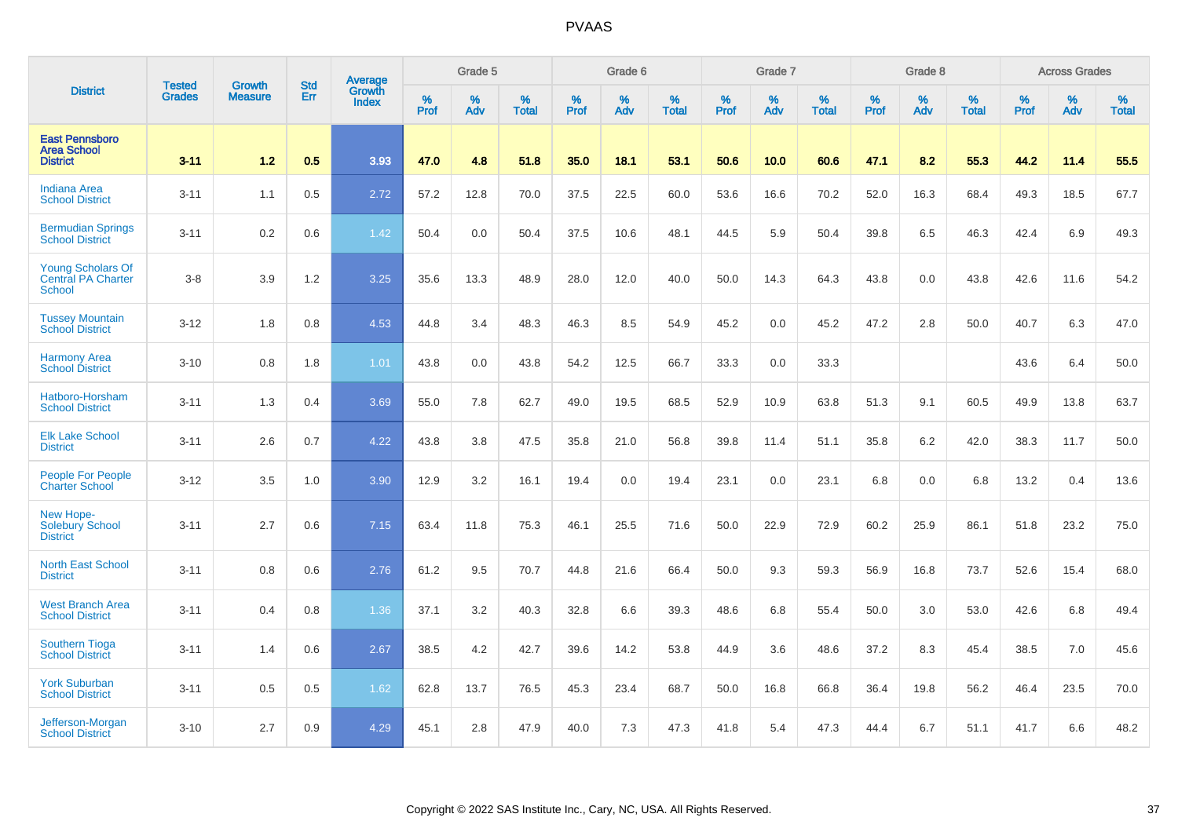| District | Tested Grades | Growth Measure | Std Err | Average Growth Index | Grade 5 | | | Grade 6 | | | Grade 7 | | | Grade 8 | | | Across Grades | | |
|---|---|---|---|---|---|---|---|---|---|---|---|---|---|---|---|---|---|---|---|
| | | | | | % Prof | % Adv | % Total | % Prof | % Adv | % Total | % Prof | % Adv | % Total | % Prof | % Adv | % Total | % Prof | % Adv | % Total |
| **East Pennsboro Area School District** | **3-11** | **1.2** | **0.5** | **3.93** | **47.0** | **4.8** | **51.8** | **35.0** | **18.1** | **53.1** | **50.6** | **10.0** | **60.6** | **47.1** | **8.2** | **55.3** | **44.2** | **11.4** | **55.5** |
| Indiana Area School District | 3-11 | 1.1 | 0.5 | 2.72 | 57.2 | 12.8 | 70.0 | 37.5 | 22.5 | 60.0 | 53.6 | 16.6 | 70.2 | 52.0 | 16.3 | 68.4 | 49.3 | 18.5 | 67.7 |
| Bermudian Springs School District | 3-11 | 0.2 | 0.6 | 1.42 | 50.4 | 0.0 | 50.4 | 37.5 | 10.6 | 48.1 | 44.5 | 5.9 | 50.4 | 39.8 | 6.5 | 46.3 | 42.4 | 6.9 | 49.3 |
| Young Scholars Of Central PA Charter School | 3-8 | 3.9 | 1.2 | 3.25 | 35.6 | 13.3 | 48.9 | 28.0 | 12.0 | 40.0 | 50.0 | 14.3 | 64.3 | 43.8 | 0.0 | 43.8 | 42.6 | 11.6 | 54.2 |
| Tussey Mountain School District | 3-12 | 1.8 | 0.8 | 4.53 | 44.8 | 3.4 | 48.3 | 46.3 | 8.5 | 54.9 | 45.2 | 0.0 | 45.2 | 47.2 | 2.8 | 50.0 | 40.7 | 6.3 | 47.0 |
| Harmony Area School District | 3-10 | 0.8 | 1.8 | 1.01 | 43.8 | 0.0 | 43.8 | 54.2 | 12.5 | 66.7 | 33.3 | 0.0 | 33.3 | | | | 43.6 | 6.4 | 50.0 |
| Hatboro-Horsham School District | 3-11 | 1.3 | 0.4 | 3.69 | 55.0 | 7.8 | 62.7 | 49.0 | 19.5 | 68.5 | 52.9 | 10.9 | 63.8 | 51.3 | 9.1 | 60.5 | 49.9 | 13.8 | 63.7 |
| Elk Lake School District | 3-11 | 2.6 | 0.7 | 4.22 | 43.8 | 3.8 | 47.5 | 35.8 | 21.0 | 56.8 | 39.8 | 11.4 | 51.1 | 35.8 | 6.2 | 42.0 | 38.3 | 11.7 | 50.0 |
| People For People Charter School | 3-12 | 3.5 | 1.0 | 3.90 | 12.9 | 3.2 | 16.1 | 19.4 | 0.0 | 19.4 | 23.1 | 0.0 | 23.1 | 6.8 | 0.0 | 6.8 | 13.2 | 0.4 | 13.6 |
| New Hope-Solebury School District | 3-11 | 2.7 | 0.6 | 7.15 | 63.4 | 11.8 | 75.3 | 46.1 | 25.5 | 71.6 | 50.0 | 22.9 | 72.9 | 60.2 | 25.9 | 86.1 | 51.8 | 23.2 | 75.0 |
| North East School District | 3-11 | 0.8 | 0.6 | 2.76 | 61.2 | 9.5 | 70.7 | 44.8 | 21.6 | 66.4 | 50.0 | 9.3 | 59.3 | 56.9 | 16.8 | 73.7 | 52.6 | 15.4 | 68.0 |
| West Branch Area School District | 3-11 | 0.4 | 0.8 | 1.36 | 37.1 | 3.2 | 40.3 | 32.8 | 6.6 | 39.3 | 48.6 | 6.8 | 55.4 | 50.0 | 3.0 | 53.0 | 42.6 | 6.8 | 49.4 |
| Southern Tioga School District | 3-11 | 1.4 | 0.6 | 2.67 | 38.5 | 4.2 | 42.7 | 39.6 | 14.2 | 53.8 | 44.9 | 3.6 | 48.6 | 37.2 | 8.3 | 45.4 | 38.5 | 7.0 | 45.6 |
| York Suburban School District | 3-11 | 0.5 | 0.5 | 1.62 | 62.8 | 13.7 | 76.5 | 45.3 | 23.4 | 68.7 | 50.0 | 16.8 | 66.8 | 36.4 | 19.8 | 56.2 | 46.4 | 23.5 | 70.0 |
| Jefferson-Morgan School District | 3-10 | 2.7 | 0.9 | 4.29 | 45.1 | 2.8 | 47.9 | 40.0 | 7.3 | 47.3 | 41.8 | 5.4 | 47.3 | 44.4 | 6.7 | 51.1 | 41.7 | 6.6 | 48.2 |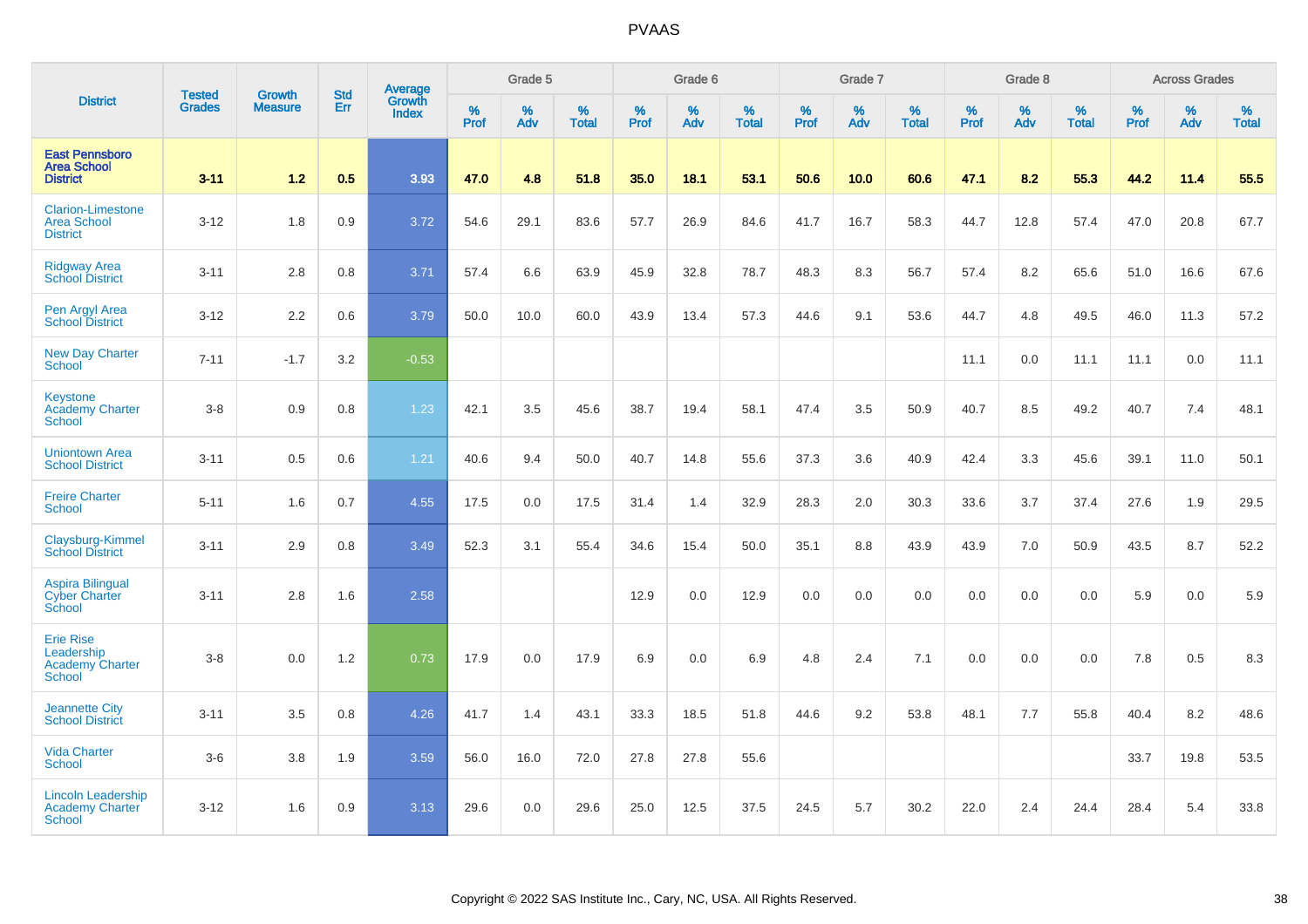| District | Tested Grades | Growth Measure | Std Err | Average Growth Index | Grade 5 | | | Grade 6 | | | Grade 7 | | | Grade 8 | | | Across Grades | | |
|---|---|---|---|---|---|---|---|---|---|---|---|---|---|---|---|---|---|---|---|
| | | | | | % Prof | % Adv | % Total | % Prof | % Adv | % Total | % Prof | % Adv | % Total | % Prof | % Adv | % Total | % Prof | % Adv | % Total |
| **East Pennsboro Area School District** | **3-11** | **1.2** | **0.5** | **3.93** | **47.0** | **4.8** | **51.8** | **35.0** | **18.1** | **53.1** | **50.6** | **10.0** | **60.6** | **47.1** | **8.2** | **55.3** | **44.2** | **11.4** | **55.5** |
| Clarion-Limestone Area School District | 3-12 | 1.8 | 0.9 | 3.72 | 54.6 | 29.1 | 83.6 | 57.7 | 26.9 | 84.6 | 41.7 | 16.7 | 58.3 | 44.7 | 12.8 | 57.4 | 47.0 | 20.8 | 67.7 |
| Ridgway Area School District | 3-11 | 2.8 | 0.8 | 3.71 | 57.4 | 6.6 | 63.9 | 45.9 | 32.8 | 78.7 | 48.3 | 8.3 | 56.7 | 57.4 | 8.2 | 65.6 | 51.0 | 16.6 | 67.6 |
| Pen Argyl Area School District | 3-12 | 2.2 | 0.6 | 3.79 | 50.0 | 10.0 | 60.0 | 43.9 | 13.4 | 57.3 | 44.6 | 9.1 | 53.6 | 44.7 | 4.8 | 49.5 | 46.0 | 11.3 | 57.2 |
| New Day Charter School | 7-11 | -1.7 | 3.2 | -0.53 | | | | | | | | | | 11.1 | 0.0 | 11.1 | 11.1 | 0.0 | 11.1 |
| Keystone Academy Charter School | 3-8 | 0.9 | 0.8 | 1.23 | 42.1 | 3.5 | 45.6 | 38.7 | 19.4 | 58.1 | 47.4 | 3.5 | 50.9 | 40.7 | 8.5 | 49.2 | 40.7 | 7.4 | 48.1 |
| Uniontown Area School District | 3-11 | 0.5 | 0.6 | 1.21 | 40.6 | 9.4 | 50.0 | 40.7 | 14.8 | 55.6 | 37.3 | 3.6 | 40.9 | 42.4 | 3.3 | 45.6 | 39.1 | 11.0 | 50.1 |
| Freire Charter School | 5-11 | 1.6 | 0.7 | 4.55 | 17.5 | 0.0 | 17.5 | 31.4 | 1.4 | 32.9 | 28.3 | 2.0 | 30.3 | 33.6 | 3.7 | 37.4 | 27.6 | 1.9 | 29.5 |
| Claysburg-Kimmel School District | 3-11 | 2.9 | 0.8 | 3.49 | 52.3 | 3.1 | 55.4 | 34.6 | 15.4 | 50.0 | 35.1 | 8.8 | 43.9 | 43.9 | 7.0 | 50.9 | 43.5 | 8.7 | 52.2 |
| Aspira Bilingual Cyber Charter School | 3-11 | 2.8 | 1.6 | 2.58 | | | | 12.9 | 0.0 | 12.9 | 0.0 | 0.0 | 0.0 | 0.0 | 0.0 | 0.0 | 5.9 | 0.0 | 5.9 |
| Erie Rise Leadership Academy Charter School | 3-8 | 0.0 | 1.2 | 0.73 | 17.9 | 0.0 | 17.9 | 6.9 | 0.0 | 6.9 | 4.8 | 2.4 | 7.1 | 0.0 | 0.0 | 0.0 | 7.8 | 0.5 | 8.3 |
| Jeannette City School District | 3-11 | 3.5 | 0.8 | 4.26 | 41.7 | 1.4 | 43.1 | 33.3 | 18.5 | 51.8 | 44.6 | 9.2 | 53.8 | 48.1 | 7.7 | 55.8 | 40.4 | 8.2 | 48.6 |
| Vida Charter School | 3-6 | 3.8 | 1.9 | 3.59 | 56.0 | 16.0 | 72.0 | 27.8 | 27.8 | 55.6 | | | | | | | 33.7 | 19.8 | 53.5 |
| Lincoln Leadership Academy Charter School | 3-12 | 1.6 | 0.9 | 3.13 | 29.6 | 0.0 | 29.6 | 25.0 | 12.5 | 37.5 | 24.5 | 5.7 | 30.2 | 22.0 | 2.4 | 24.4 | 28.4 | 5.4 | 33.8 |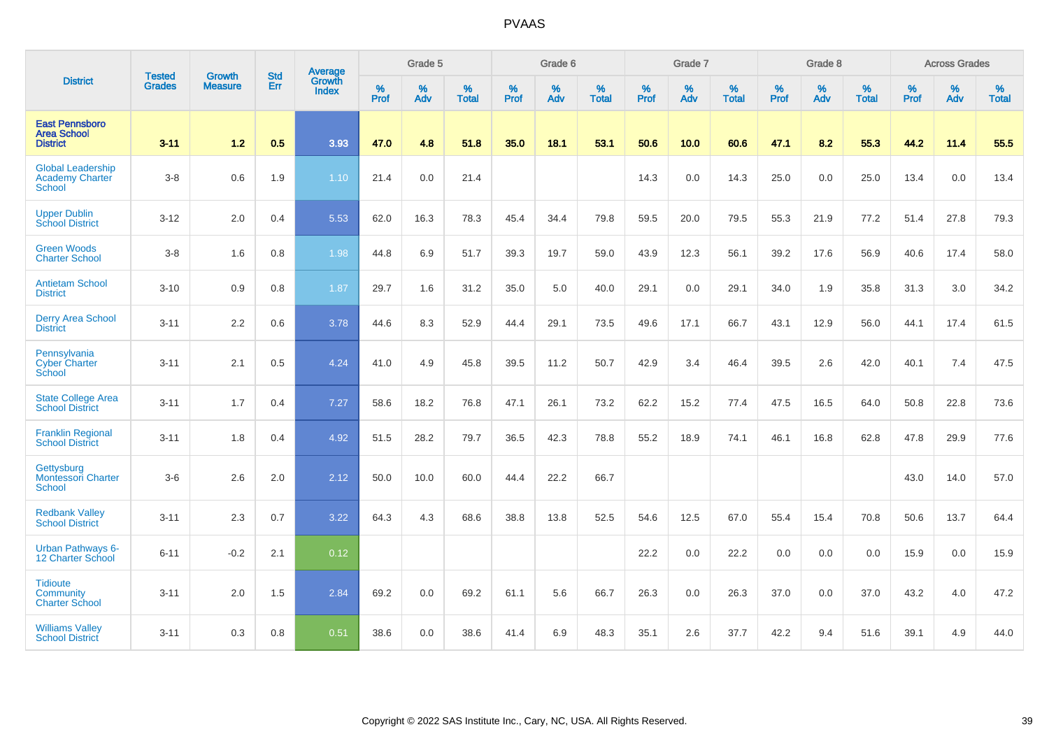# PVAAS

| District | Tested Grades | Growth Measure | Std Err | Average Growth Index | Grade 5 | | | Grade 6 | | | Grade 7 | | | Grade 8 | | | Across Grades | | |
|---|---|---|---|---|---|---|---|---|---|---|---|---|---|---|---|---|---|---|---|
| | | | | | % Prof | % Adv | % Total | % Prof | % Adv | % Total | % Prof | % Adv | % Total | % Prof | % Adv | % Total | % Prof | % Adv | % Total |
| **East Pennsboro Area School District** | **3-11** | **1.2** | **0.5** | **3.93** | **47.0** | **4.8** | **51.8** | **35.0** | **18.1** | **53.1** | **50.6** | **10.0** | **60.6** | **47.1** | **8.2** | **55.3** | **44.2** | **11.4** | **55.5** |
| Global Leadership Academy Charter School | 3-8 | 0.6 | 1.9 | 1.10 | 21.4 | 0.0 | 21.4 | | | | 14.3 | 0.0 | 14.3 | 25.0 | 0.0 | 25.0 | 13.4 | 0.0 | 13.4 |
| Upper Dublin School District | 3-12 | 2.0 | 0.4 | 5.53 | 62.0 | 16.3 | 78.3 | 45.4 | 34.4 | 79.8 | 59.5 | 20.0 | 79.5 | 55.3 | 21.9 | 77.2 | 51.4 | 27.8 | 79.3 |
| Green Woods Charter School | 3-8 | 1.6 | 0.8 | 1.98 | 44.8 | 6.9 | 51.7 | 39.3 | 19.7 | 59.0 | 43.9 | 12.3 | 56.1 | 39.2 | 17.6 | 56.9 | 40.6 | 17.4 | 58.0 |
| Antietam School District | 3-10 | 0.9 | 0.8 | 1.87 | 29.7 | 1.6 | 31.2 | 35.0 | 5.0 | 40.0 | 29.1 | 0.0 | 29.1 | 34.0 | 1.9 | 35.8 | 31.3 | 3.0 | 34.2 |
| Derry Area School District | 3-11 | 2.2 | 0.6 | 3.78 | 44.6 | 8.3 | 52.9 | 44.4 | 29.1 | 73.5 | 49.6 | 17.1 | 66.7 | 43.1 | 12.9 | 56.0 | 44.1 | 17.4 | 61.5 |
| Pennsylvania Cyber Charter School | 3-11 | 2.1 | 0.5 | 4.24 | 41.0 | 4.9 | 45.8 | 39.5 | 11.2 | 50.7 | 42.9 | 3.4 | 46.4 | 39.5 | 2.6 | 42.0 | 40.1 | 7.4 | 47.5 |
| State College Area School District | 3-11 | 1.7 | 0.4 | 7.27 | 58.6 | 18.2 | 76.8 | 47.1 | 26.1 | 73.2 | 62.2 | 15.2 | 77.4 | 47.5 | 16.5 | 64.0 | 50.8 | 22.8 | 73.6 |
| Franklin Regional School District | 3-11 | 1.8 | 0.4 | 4.92 | 51.5 | 28.2 | 79.7 | 36.5 | 42.3 | 78.8 | 55.2 | 18.9 | 74.1 | 46.1 | 16.8 | 62.8 | 47.8 | 29.9 | 77.6 |
| Gettysburg Montessori Charter School | 3-6 | 2.6 | 2.0 | 2.12 | 50.0 | 10.0 | 60.0 | 44.4 | 22.2 | 66.7 | | | | | | | 43.0 | 14.0 | 57.0 |
| Redbank Valley School District | 3-11 | 2.3 | 0.7 | 3.22 | 64.3 | 4.3 | 68.6 | 38.8 | 13.8 | 52.5 | 54.6 | 12.5 | 67.0 | 55.4 | 15.4 | 70.8 | 50.6 | 13.7 | 64.4 |
| Urban Pathways 6-12 Charter School | 6-11 | -0.2 | 2.1 | 0.12 | | | | | | | 22.2 | 0.0 | 22.2 | 0.0 | 0.0 | 0.0 | 15.9 | 0.0 | 15.9 |
| Tidioute Community Charter School | 3-11 | 2.0 | 1.5 | 2.84 | 69.2 | 0.0 | 69.2 | 61.1 | 5.6 | 66.7 | 26.3 | 0.0 | 26.3 | 37.0 | 0.0 | 37.0 | 43.2 | 4.0 | 47.2 |
| Williams Valley School District | 3-11 | 0.3 | 0.8 | 0.51 | 38.6 | 0.0 | 38.6 | 41.4 | 6.9 | 48.3 | 35.1 | 2.6 | 37.7 | 42.2 | 9.4 | 51.6 | 39.1 | 4.9 | 44.0 |

Copyright © 2022 SAS Institute Inc., Cary, NC, USA. All Rights Reserved.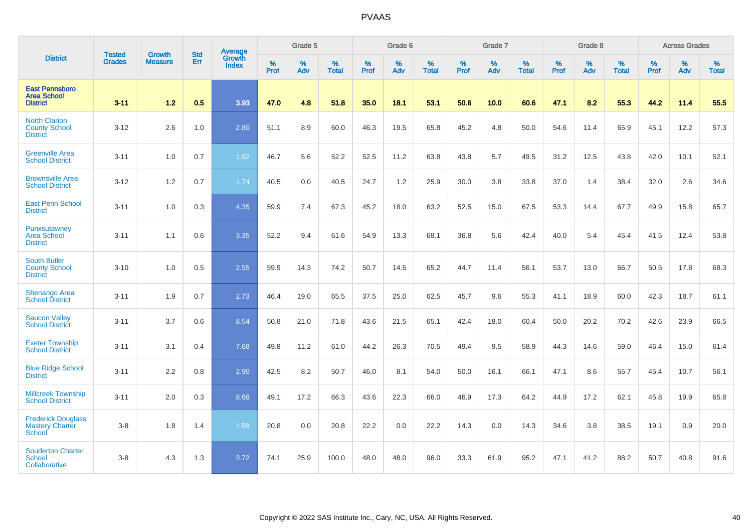| District | Tested Grades | Growth Measure | Std Err | Average Growth Index | Grade 5 | | | Grade 6 | | | Grade 7 | | | Grade 8 | | | Across Grades | | |
|---|---|---|---|---|---|---|---|---|---|---|---|---|---|---|---|---|---|---|---|
| | | | | | % Prof | % Adv | % Total | % Prof | % Adv | % Total | % Prof | % Adv | % Total | % Prof | % Adv | % Total | % Prof | % Adv | % Total |
| **East Pennsboro Area School District** | **3-11** | **1.2** | **0.5** | **3.93** | **47.0** | **4.8** | **51.8** | **35.0** | **18.1** | **53.1** | **50.6** | **10.0** | **60.6** | **47.1** | **8.2** | **55.3** | **44.2** | **11.4** | **55.5** |
| North Clarion County School District | 3-12 | 2.6 | 1.0 | 2.80 | 51.1 | 8.9 | 60.0 | 46.3 | 19.5 | 65.8 | 45.2 | 4.8 | 50.0 | 54.6 | 11.4 | 65.9 | 45.1 | 12.2 | 57.3 |
| Greenville Area School District | 3-11 | 1.0 | 0.7 | 1.92 | 46.7 | 5.6 | 52.2 | 52.5 | 11.2 | 63.8 | 43.8 | 5.7 | 49.5 | 31.2 | 12.5 | 43.8 | 42.0 | 10.1 | 52.1 |
| Brownsville Area School District | 3-12 | 1.2 | 0.7 | 1.74 | 40.5 | 0.0 | 40.5 | 24.7 | 1.2 | 25.9 | 30.0 | 3.8 | 33.8 | 37.0 | 1.4 | 38.4 | 32.0 | 2.6 | 34.6 |
| East Penn School District | 3-11 | 1.0 | 0.3 | 4.35 | 59.9 | 7.4 | 67.3 | 45.2 | 18.0 | 63.2 | 52.5 | 15.0 | 67.5 | 53.3 | 14.4 | 67.7 | 49.9 | 15.8 | 65.7 |
| Punxsutawney Area School District | 3-11 | 1.1 | 0.6 | 3.35 | 52.2 | 9.4 | 61.6 | 54.9 | 13.3 | 68.1 | 36.8 | 5.6 | 42.4 | 40.0 | 5.4 | 45.4 | 41.5 | 12.4 | 53.8 |
| South Butler County School District | 3-10 | 1.0 | 0.5 | 2.55 | 59.9 | 14.3 | 74.2 | 50.7 | 14.5 | 65.2 | 44.7 | 11.4 | 56.1 | 53.7 | 13.0 | 66.7 | 50.5 | 17.8 | 68.3 |
| Shenango Area School District | 3-11 | 1.9 | 0.7 | 2.73 | 46.4 | 19.0 | 65.5 | 37.5 | 25.0 | 62.5 | 45.7 | 9.6 | 55.3 | 41.1 | 18.9 | 60.0 | 42.3 | 18.7 | 61.1 |
| Saucon Valley School District | 3-11 | 3.7 | 0.6 | 8.54 | 50.8 | 21.0 | 71.8 | 43.6 | 21.5 | 65.1 | 42.4 | 18.0 | 60.4 | 50.0 | 20.2 | 70.2 | 42.6 | 23.9 | 66.5 |
| Exeter Township School District | 3-11 | 3.1 | 0.4 | 7.68 | 49.8 | 11.2 | 61.0 | 44.2 | 26.3 | 70.5 | 49.4 | 9.5 | 58.9 | 44.3 | 14.6 | 59.0 | 46.4 | 15.0 | 61.4 |
| Blue Ridge School District | 3-11 | 2.2 | 0.8 | 2.90 | 42.5 | 8.2 | 50.7 | 46.0 | 8.1 | 54.0 | 50.0 | 16.1 | 66.1 | 47.1 | 8.6 | 55.7 | 45.4 | 10.7 | 56.1 |
| Millcreek Township School District | 3-11 | 2.0 | 0.3 | 8.68 | 49.1 | 17.2 | 66.3 | 43.6 | 22.3 | 66.0 | 46.9 | 17.3 | 64.2 | 44.9 | 17.2 | 62.1 | 45.8 | 19.9 | 65.8 |
| Frederick Douglass Mastery Charter School | 3-8 | 1.8 | 1.4 | 1.59 | 20.8 | 0.0 | 20.8 | 22.2 | 0.0 | 22.2 | 14.3 | 0.0 | 14.3 | 34.6 | 3.8 | 38.5 | 19.1 | 0.9 | 20.0 |
| Souderton Charter School Collaborative | 3-8 | 4.3 | 1.3 | 3.72 | 74.1 | 25.9 | 100.0 | 48.0 | 48.0 | 96.0 | 33.3 | 61.9 | 95.2 | 47.1 | 41.2 | 88.2 | 50.7 | 40.8 | 91.6 |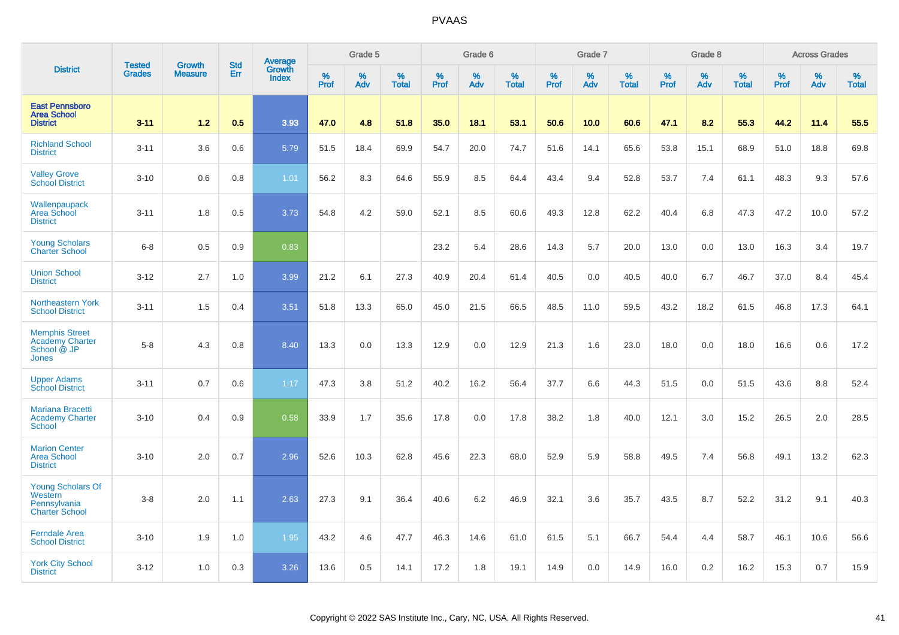# PVAAS

| District | Tested Grades | Growth Measure | Std Err | Average Growth Index | Grade 5 | | | Grade 6 | | | Grade 7 | | | Grade 8 | | | Across Grades | | |
|---|---|---|---|---|---|---|---|---|---|---|---|---|---|---|---|---|---|---|---|
| | | | | | % Prof | % Adv | % Total | % Prof | % Adv | % Total | % Prof | % Adv | % Total | % Prof | % Adv | % Total | % Prof | % Adv | % Total |
| **East Pennsboro Area School District** | **3-11** | **1.2** | **0.5** | **3.93** | **47.0** | **4.8** | **51.8** | **35.0** | **18.1** | **53.1** | **50.6** | **10.0** | **60.6** | **47.1** | **8.2** | **55.3** | **44.2** | **11.4** | **55.5** |
| Richland School District | 3-11 | 3.6 | 0.6 | 5.79 | 51.5 | 18.4 | 69.9 | 54.7 | 20.0 | 74.7 | 51.6 | 14.1 | 65.6 | 53.8 | 15.1 | 68.9 | 51.0 | 18.8 | 69.8 |
| Valley Grove School District | 3-10 | 0.6 | 0.8 | 1.01 | 56.2 | 8.3 | 64.6 | 55.9 | 8.5 | 64.4 | 43.4 | 9.4 | 52.8 | 53.7 | 7.4 | 61.1 | 48.3 | 9.3 | 57.6 |
| Wallenpaupack Area School District | 3-11 | 1.8 | 0.5 | 3.73 | 54.8 | 4.2 | 59.0 | 52.1 | 8.5 | 60.6 | 49.3 | 12.8 | 62.2 | 40.4 | 6.8 | 47.3 | 47.2 | 10.0 | 57.2 |
| Young Scholars Charter School | 6-8 | 0.5 | 0.9 | 0.83 | | | | 23.2 | 5.4 | 28.6 | 14.3 | 5.7 | 20.0 | 13.0 | 0.0 | 13.0 | 16.3 | 3.4 | 19.7 |
| Union School District | 3-12 | 2.7 | 1.0 | 3.99 | 21.2 | 6.1 | 27.3 | 40.9 | 20.4 | 61.4 | 40.5 | 0.0 | 40.5 | 40.0 | 6.7 | 46.7 | 37.0 | 8.4 | 45.4 |
| Northeastern York School District | 3-11 | 1.5 | 0.4 | 3.51 | 51.8 | 13.3 | 65.0 | 45.0 | 21.5 | 66.5 | 48.5 | 11.0 | 59.5 | 43.2 | 18.2 | 61.5 | 46.8 | 17.3 | 64.1 |
| Memphis Street Academy Charter School @ JP Jones | 5-8 | 4.3 | 0.8 | 8.40 | 13.3 | 0.0 | 13.3 | 12.9 | 0.0 | 12.9 | 21.3 | 1.6 | 23.0 | 18.0 | 0.0 | 18.0 | 16.6 | 0.6 | 17.2 |
| Upper Adams School District | 3-11 | 0.7 | 0.6 | 1.17 | 47.3 | 3.8 | 51.2 | 40.2 | 16.2 | 56.4 | 37.7 | 6.6 | 44.3 | 51.5 | 0.0 | 51.5 | 43.6 | 8.8 | 52.4 |
| Mariana Bracetti Academy Charter School | 3-10 | 0.4 | 0.9 | 0.58 | 33.9 | 1.7 | 35.6 | 17.8 | 0.0 | 17.8 | 38.2 | 1.8 | 40.0 | 12.1 | 3.0 | 15.2 | 26.5 | 2.0 | 28.5 |
| Marion Center Area School District | 3-10 | 2.0 | 0.7 | 2.96 | 52.6 | 10.3 | 62.8 | 45.6 | 22.3 | 68.0 | 52.9 | 5.9 | 58.8 | 49.5 | 7.4 | 56.8 | 49.1 | 13.2 | 62.3 |
| Young Scholars Of Western Pennsylvania Charter School | 3-8 | 2.0 | 1.1 | 2.63 | 27.3 | 9.1 | 36.4 | 40.6 | 6.2 | 46.9 | 32.1 | 3.6 | 35.7 | 43.5 | 8.7 | 52.2 | 31.2 | 9.1 | 40.3 |
| Ferndale Area School District | 3-10 | 1.9 | 1.0 | 1.95 | 43.2 | 4.6 | 47.7 | 46.3 | 14.6 | 61.0 | 61.5 | 5.1 | 66.7 | 54.4 | 4.4 | 58.7 | 46.1 | 10.6 | 56.6 |
| York City School District | 3-12 | 1.0 | 0.3 | 3.26 | 13.6 | 0.5 | 14.1 | 17.2 | 1.8 | 19.1 | 14.9 | 0.0 | 14.9 | 16.0 | 0.2 | 16.2 | 15.3 | 0.7 | 15.9 |

Copyright © 2022 SAS Institute Inc., Cary, NC, USA. All Rights Reserved.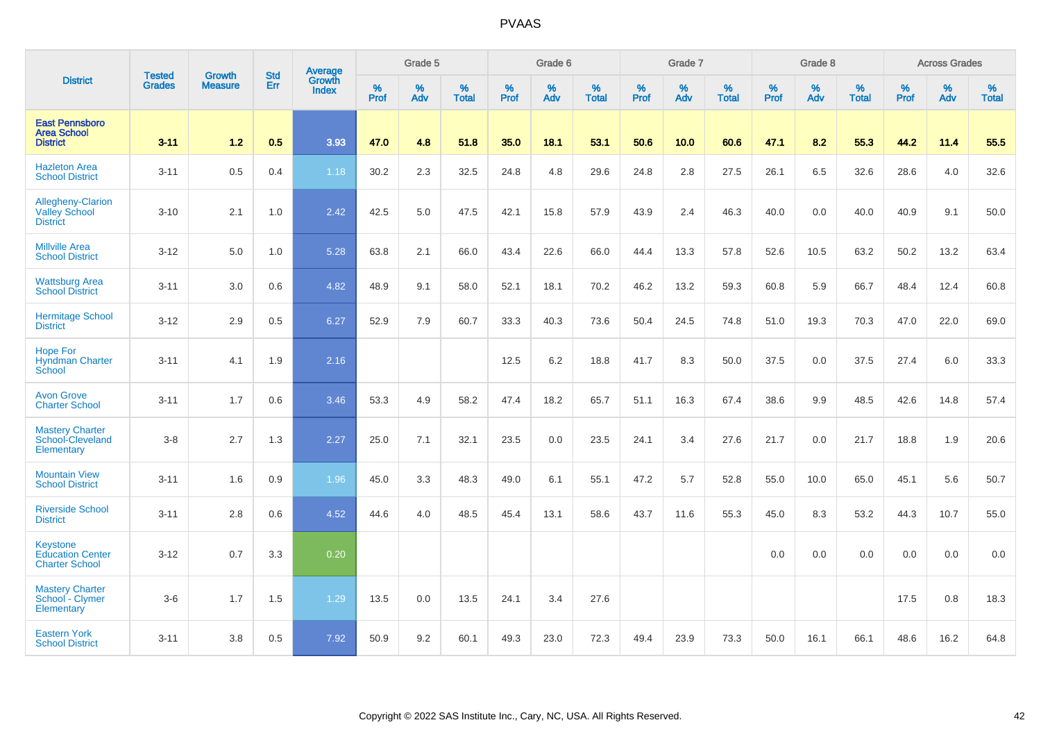# PVAAS

| District | Tested Grades | Growth Measure | Std Err | Average Growth Index | Grade 5 | | | Grade 6 | | | Grade 7 | | | Grade 8 | | | Across Grades | | |
|---|---|---|---|---|---|---|---|---|---|---|---|---|---|---|---|---|---|---|---|
| | | | | | % Prof | % Adv | % Total | % Prof | % Adv | % Total | % Prof | % Adv | % Total | % Prof | % Adv | % Total | % Prof | % Adv | % Total |
| **East Pennsboro Area School District** | **3-11** | **1.2** | **0.5** | **3.93** | **47.0** | **4.8** | **51.8** | **35.0** | **18.1** | **53.1** | **50.6** | **10.0** | **60.6** | **47.1** | **8.2** | **55.3** | **44.2** | **11.4** | **55.5** |
| Hazleton Area School District | 3-11 | 0.5 | 0.4 | 1.18 | 30.2 | 2.3 | 32.5 | 24.8 | 4.8 | 29.6 | 24.8 | 2.8 | 27.5 | 26.1 | 6.5 | 32.6 | 28.6 | 4.0 | 32.6 |
| Allegheny-Clarion Valley School District | 3-10 | 2.1 | 1.0 | 2.42 | 42.5 | 5.0 | 47.5 | 42.1 | 15.8 | 57.9 | 43.9 | 2.4 | 46.3 | 40.0 | 0.0 | 40.0 | 40.9 | 9.1 | 50.0 |
| Millville Area School District | 3-12 | 5.0 | 1.0 | 5.28 | 63.8 | 2.1 | 66.0 | 43.4 | 22.6 | 66.0 | 44.4 | 13.3 | 57.8 | 52.6 | 10.5 | 63.2 | 50.2 | 13.2 | 63.4 |
| Wattsburg Area School District | 3-11 | 3.0 | 0.6 | 4.82 | 48.9 | 9.1 | 58.0 | 52.1 | 18.1 | 70.2 | 46.2 | 13.2 | 59.3 | 60.8 | 5.9 | 66.7 | 48.4 | 12.4 | 60.8 |
| Hermitage School District | 3-12 | 2.9 | 0.5 | 6.27 | 52.9 | 7.9 | 60.7 | 33.3 | 40.3 | 73.6 | 50.4 | 24.5 | 74.8 | 51.0 | 19.3 | 70.3 | 47.0 | 22.0 | 69.0 |
| Hope For Hyndman Charter School | 3-11 | 4.1 | 1.9 | 2.16 | | | | 12.5 | 6.2 | 18.8 | 41.7 | 8.3 | 50.0 | 37.5 | 0.0 | 37.5 | 27.4 | 6.0 | 33.3 |
| Avon Grove Charter School | 3-11 | 1.7 | 0.6 | 3.46 | 53.3 | 4.9 | 58.2 | 47.4 | 18.2 | 65.7 | 51.1 | 16.3 | 67.4 | 38.6 | 9.9 | 48.5 | 42.6 | 14.8 | 57.4 |
| Mastery Charter School-Cleveland Elementary | 3-8 | 2.7 | 1.3 | 2.27 | 25.0 | 7.1 | 32.1 | 23.5 | 0.0 | 23.5 | 24.1 | 3.4 | 27.6 | 21.7 | 0.0 | 21.7 | 18.8 | 1.9 | 20.6 |
| Mountain View School District | 3-11 | 1.6 | 0.9 | 1.96 | 45.0 | 3.3 | 48.3 | 49.0 | 6.1 | 55.1 | 47.2 | 5.7 | 52.8 | 55.0 | 10.0 | 65.0 | 45.1 | 5.6 | 50.7 |
| Riverside School District | 3-11 | 2.8 | 0.6 | 4.52 | 44.6 | 4.0 | 48.5 | 45.4 | 13.1 | 58.6 | 43.7 | 11.6 | 55.3 | 45.0 | 8.3 | 53.2 | 44.3 | 10.7 | 55.0 |
| Keystone Education Center Charter School | 3-12 | 0.7 | 3.3 | 0.20 | | | | | | | | | | 0.0 | 0.0 | 0.0 | 0.0 | 0.0 | 0.0 |
| Mastery Charter School - Clymer Elementary | 3-6 | 1.7 | 1.5 | 1.29 | 13.5 | 0.0 | 13.5 | 24.1 | 3.4 | 27.6 | | | | | | | 17.5 | 0.8 | 18.3 |
| Eastern York School District | 3-11 | 3.8 | 0.5 | 7.92 | 50.9 | 9.2 | 60.1 | 49.3 | 23.0 | 72.3 | 49.4 | 23.9 | 73.3 | 50.0 | 16.1 | 66.1 | 48.6 | 16.2 | 64.8 |

Copyright © 2022 SAS Institute Inc., Cary, NC, USA. All Rights Reserved.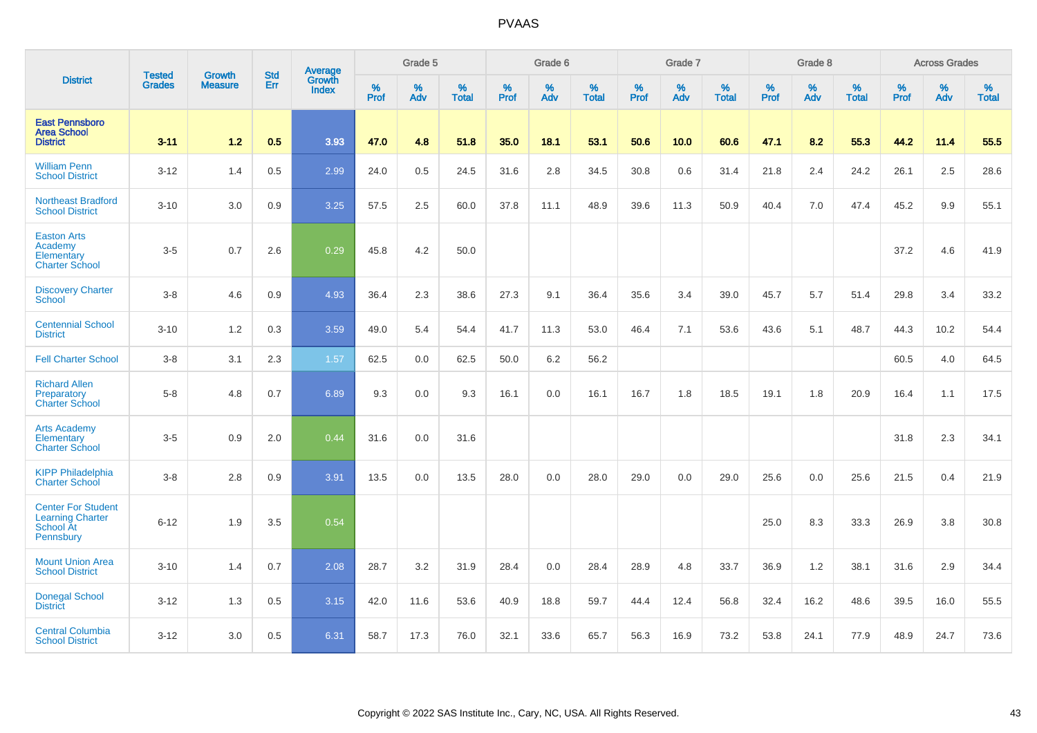# PVAAS

| District | Tested Grades | Growth Measure | Std Err | Average Growth Index | Grade 5 | | | Grade 6 | | | Grade 7 | | | Grade 8 | | | Across Grades | | |
|---|---|---|---|---|---|---|---|---|---|---|---|---|---|---|---|---|---|---|---|
| | | | | | % Prof | % Adv | % Total | % Prof | % Adv | % Total | % Prof | % Adv | % Total | % Prof | % Adv | % Total | % Prof | % Adv | % Total |
| **East Pennsboro Area School District** | **3-11** | **1.2** | **0.5** | **3.93** | **47.0** | **4.8** | **51.8** | **35.0** | **18.1** | **53.1** | **50.6** | **10.0** | **60.6** | **47.1** | **8.2** | **55.3** | **44.2** | **11.4** | **55.5** |
| William Penn School District | 3-12 | 1.4 | 0.5 | 2.99 | 24.0 | 0.5 | 24.5 | 31.6 | 2.8 | 34.5 | 30.8 | 0.6 | 31.4 | 21.8 | 2.4 | 24.2 | 26.1 | 2.5 | 28.6 |
| Northeast Bradford School District | 3-10 | 3.0 | 0.9 | 3.25 | 57.5 | 2.5 | 60.0 | 37.8 | 11.1 | 48.9 | 39.6 | 11.3 | 50.9 | 40.4 | 7.0 | 47.4 | 45.2 | 9.9 | 55.1 |
| Easton Arts Academy Elementary Charter School | 3-5 | 0.7 | 2.6 | 0.29 | 45.8 | 4.2 | 50.0 | | | | | | | | | | 37.2 | 4.6 | 41.9 |
| Discovery Charter School | 3-8 | 4.6 | 0.9 | 4.93 | 36.4 | 2.3 | 38.6 | 27.3 | 9.1 | 36.4 | 35.6 | 3.4 | 39.0 | 45.7 | 5.7 | 51.4 | 29.8 | 3.4 | 33.2 |
| Centennial School District | 3-10 | 1.2 | 0.3 | 3.59 | 49.0 | 5.4 | 54.4 | 41.7 | 11.3 | 53.0 | 46.4 | 7.1 | 53.6 | 43.6 | 5.1 | 48.7 | 44.3 | 10.2 | 54.4 |
| Fell Charter School | 3-8 | 3.1 | 2.3 | 1.57 | 62.5 | 0.0 | 62.5 | 50.0 | 6.2 | 56.2 | | | | | | | 60.5 | 4.0 | 64.5 |
| Richard Allen Preparatory Charter School | 5-8 | 4.8 | 0.7 | 6.89 | 9.3 | 0.0 | 9.3 | 16.1 | 0.0 | 16.1 | 16.7 | 1.8 | 18.5 | 19.1 | 1.8 | 20.9 | 16.4 | 1.1 | 17.5 |
| Arts Academy Elementary Charter School | 3-5 | 0.9 | 2.0 | 0.44 | 31.6 | 0.0 | 31.6 | | | | | | | | | | 31.8 | 2.3 | 34.1 |
| KIPP Philadelphia Charter School | 3-8 | 2.8 | 0.9 | 3.91 | 13.5 | 0.0 | 13.5 | 28.0 | 0.0 | 28.0 | 29.0 | 0.0 | 29.0 | 25.6 | 0.0 | 25.6 | 21.5 | 0.4 | 21.9 |
| Center For Student Learning Charter School At Pennsbury | 6-12 | 1.9 | 3.5 | 0.54 | | | | | | | | | | 25.0 | 8.3 | 33.3 | 26.9 | 3.8 | 30.8 |
| Mount Union Area School District | 3-10 | 1.4 | 0.7 | 2.08 | 28.7 | 3.2 | 31.9 | 28.4 | 0.0 | 28.4 | 28.9 | 4.8 | 33.7 | 36.9 | 1.2 | 38.1 | 31.6 | 2.9 | 34.4 |
| Donegal School District | 3-12 | 1.3 | 0.5 | 3.15 | 42.0 | 11.6 | 53.6 | 40.9 | 18.8 | 59.7 | 44.4 | 12.4 | 56.8 | 32.4 | 16.2 | 48.6 | 39.5 | 16.0 | 55.5 |
| Central Columbia School District | 3-12 | 3.0 | 0.5 | 6.31 | 58.7 | 17.3 | 76.0 | 32.1 | 33.6 | 65.7 | 56.3 | 16.9 | 73.2 | 53.8 | 24.1 | 77.9 | 48.9 | 24.7 | 73.6 |

Copyright © 2022 SAS Institute Inc., Cary, NC, USA. All Rights Reserved.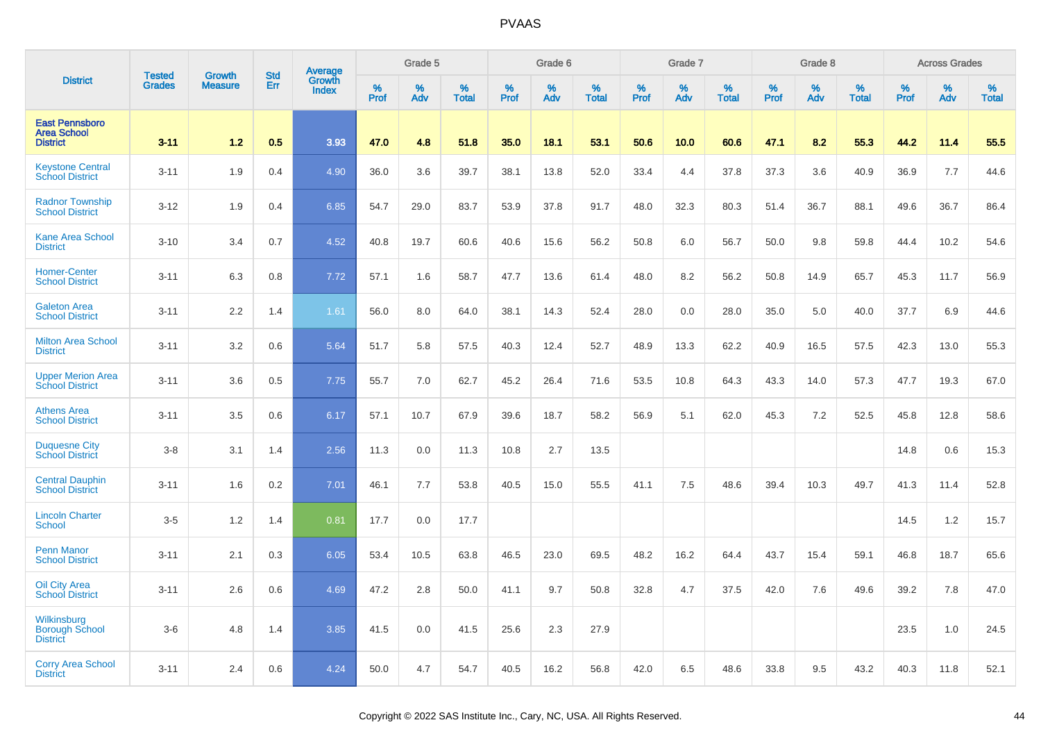| District | Tested Grades | Growth Measure | Std Err | Average Growth Index | Grade 5 | | | Grade 6 | | | Grade 7 | | | Grade 8 | | | Across Grades | | |
|---|---|---|---|---|---|---|---|---|---|---|---|---|---|---|---|---|---|---|---|
| | | | | | % Prof | % Adv | % Total | % Prof | % Adv | % Total | % Prof | % Adv | % Total | % Prof | % Adv | % Total | % Prof | % Adv | % Total |
| **East Pennsboro Area School District** | **3-11** | **1.2** | **0.5** | **3.93** | **47.0** | **4.8** | **51.8** | **35.0** | **18.1** | **53.1** | **50.6** | **10.0** | **60.6** | **47.1** | **8.2** | **55.3** | **44.2** | **11.4** | **55.5** |
| Keystone Central School District | 3-11 | 1.9 | 0.4 | 4.90 | 36.0 | 3.6 | 39.7 | 38.1 | 13.8 | 52.0 | 33.4 | 4.4 | 37.8 | 37.3 | 3.6 | 40.9 | 36.9 | 7.7 | 44.6 |
| Radnor Township School District | 3-12 | 1.9 | 0.4 | 6.85 | 54.7 | 29.0 | 83.7 | 53.9 | 37.8 | 91.7 | 48.0 | 32.3 | 80.3 | 51.4 | 36.7 | 88.1 | 49.6 | 36.7 | 86.4 |
| Kane Area School District | 3-10 | 3.4 | 0.7 | 4.52 | 40.8 | 19.7 | 60.6 | 40.6 | 15.6 | 56.2 | 50.8 | 6.0 | 56.7 | 50.0 | 9.8 | 59.8 | 44.4 | 10.2 | 54.6 |
| Homer-Center School District | 3-11 | 6.3 | 0.8 | 7.72 | 57.1 | 1.6 | 58.7 | 47.7 | 13.6 | 61.4 | 48.0 | 8.2 | 56.2 | 50.8 | 14.9 | 65.7 | 45.3 | 11.7 | 56.9 |
| Galeton Area School District | 3-11 | 2.2 | 1.4 | 1.61 | 56.0 | 8.0 | 64.0 | 38.1 | 14.3 | 52.4 | 28.0 | 0.0 | 28.0 | 35.0 | 5.0 | 40.0 | 37.7 | 6.9 | 44.6 |
| Milton Area School District | 3-11 | 3.2 | 0.6 | 5.64 | 51.7 | 5.8 | 57.5 | 40.3 | 12.4 | 52.7 | 48.9 | 13.3 | 62.2 | 40.9 | 16.5 | 57.5 | 42.3 | 13.0 | 55.3 |
| Upper Merion Area School District | 3-11 | 3.6 | 0.5 | 7.75 | 55.7 | 7.0 | 62.7 | 45.2 | 26.4 | 71.6 | 53.5 | 10.8 | 64.3 | 43.3 | 14.0 | 57.3 | 47.7 | 19.3 | 67.0 |
| Athens Area School District | 3-11 | 3.5 | 0.6 | 6.17 | 57.1 | 10.7 | 67.9 | 39.6 | 18.7 | 58.2 | 56.9 | 5.1 | 62.0 | 45.3 | 7.2 | 52.5 | 45.8 | 12.8 | 58.6 |
| Duquesne City School District | 3-8 | 3.1 | 1.4 | 2.56 | 11.3 | 0.0 | 11.3 | 10.8 | 2.7 | 13.5 | | | | | | | 14.8 | 0.6 | 15.3 |
| Central Dauphin School District | 3-11 | 1.6 | 0.2 | 7.01 | 46.1 | 7.7 | 53.8 | 40.5 | 15.0 | 55.5 | 41.1 | 7.5 | 48.6 | 39.4 | 10.3 | 49.7 | 41.3 | 11.4 | 52.8 |
| Lincoln Charter School | 3-5 | 1.2 | 1.4 | 0.81 | 17.7 | 0.0 | 17.7 | | | | | | | | | | 14.5 | 1.2 | 15.7 |
| Penn Manor School District | 3-11 | 2.1 | 0.3 | 6.05 | 53.4 | 10.5 | 63.8 | 46.5 | 23.0 | 69.5 | 48.2 | 16.2 | 64.4 | 43.7 | 15.4 | 59.1 | 46.8 | 18.7 | 65.6 |
| Oil City Area School District | 3-11 | 2.6 | 0.6 | 4.69 | 47.2 | 2.8 | 50.0 | 41.1 | 9.7 | 50.8 | 32.8 | 4.7 | 37.5 | 42.0 | 7.6 | 49.6 | 39.2 | 7.8 | 47.0 |
| Wilkinsburg Borough School District | 3-6 | 4.8 | 1.4 | 3.85 | 41.5 | 0.0 | 41.5 | 25.6 | 2.3 | 27.9 | | | | | | | 23.5 | 1.0 | 24.5 |
| Corry Area School District | 3-11 | 2.4 | 0.6 | 4.24 | 50.0 | 4.7 | 54.7 | 40.5 | 16.2 | 56.8 | 42.0 | 6.5 | 48.6 | 33.8 | 9.5 | 43.2 | 40.3 | 11.8 | 52.1 |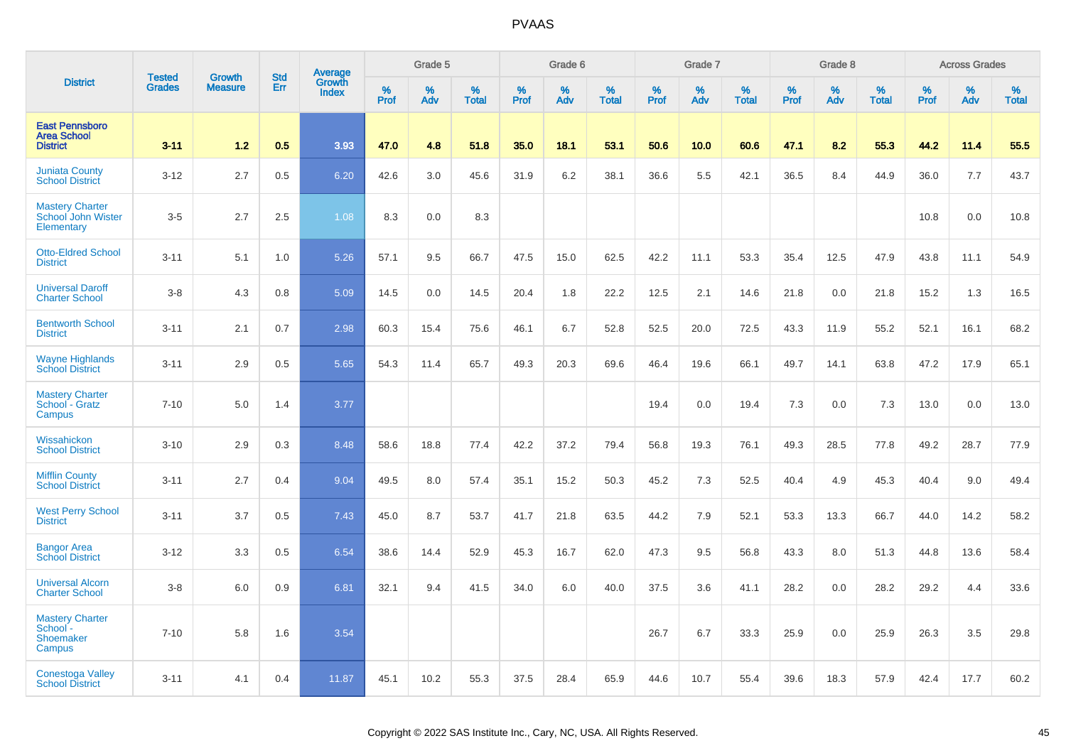| District | Tested Grades | Growth Measure | Std Err | Average Growth Index | Grade 5 | | | Grade 6 | | | Grade 7 | | | Grade 8 | | | Across Grades | | |
|---|---|---|---|---|---|---|---|---|---|---|---|---|---|---|---|---|---|---|---|
| | | | | | % Prof | % Adv | % Total | % Prof | % Adv | % Total | % Prof | % Adv | % Total | % Prof | % Adv | % Total | % Prof | % Adv | % Total |
| **East Pennsboro Area School District** | **3-11** | **1.2** | **0.5** | **3.93** | **47.0** | **4.8** | **51.8** | **35.0** | **18.1** | **53.1** | **50.6** | **10.0** | **60.6** | **47.1** | **8.2** | **55.3** | **44.2** | **11.4** | **55.5** |
| Juniata County School District | 3-12 | 2.7 | 0.5 | 6.20 | 42.6 | 3.0 | 45.6 | 31.9 | 6.2 | 38.1 | 36.6 | 5.5 | 42.1 | 36.5 | 8.4 | 44.9 | 36.0 | 7.7 | 43.7 |
| Mastery Charter School John Wister Elementary | 3-5 | 2.7 | 2.5 | 1.08 | 8.3 | 0.0 | 8.3 | | | | | | | | | | 10.8 | 0.0 | 10.8 |
| Otto-Eldred School District | 3-11 | 5.1 | 1.0 | 5.26 | 57.1 | 9.5 | 66.7 | 47.5 | 15.0 | 62.5 | 42.2 | 11.1 | 53.3 | 35.4 | 12.5 | 47.9 | 43.8 | 11.1 | 54.9 |
| Universal Daroff Charter School | 3-8 | 4.3 | 0.8 | 5.09 | 14.5 | 0.0 | 14.5 | 20.4 | 1.8 | 22.2 | 12.5 | 2.1 | 14.6 | 21.8 | 0.0 | 21.8 | 15.2 | 1.3 | 16.5 |
| Bentworth School District | 3-11 | 2.1 | 0.7 | 2.98 | 60.3 | 15.4 | 75.6 | 46.1 | 6.7 | 52.8 | 52.5 | 20.0 | 72.5 | 43.3 | 11.9 | 55.2 | 52.1 | 16.1 | 68.2 |
| Wayne Highlands School District | 3-11 | 2.9 | 0.5 | 5.65 | 54.3 | 11.4 | 65.7 | 49.3 | 20.3 | 69.6 | 46.4 | 19.6 | 66.1 | 49.7 | 14.1 | 63.8 | 47.2 | 17.9 | 65.1 |
| Mastery Charter School - Gratz Campus | 7-10 | 5.0 | 1.4 | 3.77 | | | | | | | 19.4 | 0.0 | 19.4 | 7.3 | 0.0 | 7.3 | 13.0 | 0.0 | 13.0 |
| Wissahickon School District | 3-10 | 2.9 | 0.3 | 8.48 | 58.6 | 18.8 | 77.4 | 42.2 | 37.2 | 79.4 | 56.8 | 19.3 | 76.1 | 49.3 | 28.5 | 77.8 | 49.2 | 28.7 | 77.9 |
| Mifflin County School District | 3-11 | 2.7 | 0.4 | 9.04 | 49.5 | 8.0 | 57.4 | 35.1 | 15.2 | 50.3 | 45.2 | 7.3 | 52.5 | 40.4 | 4.9 | 45.3 | 40.4 | 9.0 | 49.4 |
| West Perry School District | 3-11 | 3.7 | 0.5 | 7.43 | 45.0 | 8.7 | 53.7 | 41.7 | 21.8 | 63.5 | 44.2 | 7.9 | 52.1 | 53.3 | 13.3 | 66.7 | 44.0 | 14.2 | 58.2 |
| Bangor Area School District | 3-12 | 3.3 | 0.5 | 6.54 | 38.6 | 14.4 | 52.9 | 45.3 | 16.7 | 62.0 | 47.3 | 9.5 | 56.8 | 43.3 | 8.0 | 51.3 | 44.8 | 13.6 | 58.4 |
| Universal Alcorn Charter School | 3-8 | 6.0 | 0.9 | 6.81 | 32.1 | 9.4 | 41.5 | 34.0 | 6.0 | 40.0 | 37.5 | 3.6 | 41.1 | 28.2 | 0.0 | 28.2 | 29.2 | 4.4 | 33.6 |
| Mastery Charter School - Shoemaker Campus | 7-10 | 5.8 | 1.6 | 3.54 | | | | | | | 26.7 | 6.7 | 33.3 | 25.9 | 0.0 | 25.9 | 26.3 | 3.5 | 29.8 |
| Conestoga Valley School District | 3-11 | 4.1 | 0.4 | 11.87 | 45.1 | 10.2 | 55.3 | 37.5 | 28.4 | 65.9 | 44.6 | 10.7 | 55.4 | 39.6 | 18.3 | 57.9 | 42.4 | 17.7 | 60.2 |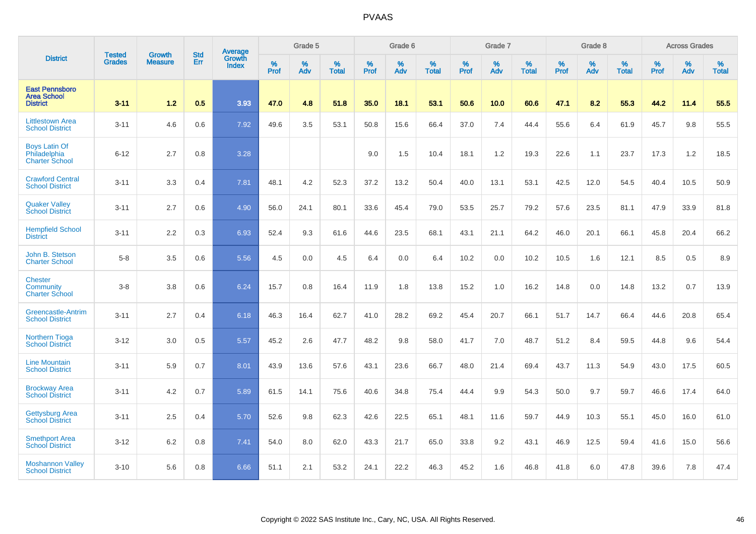| District | Tested Grades | Growth Measure | Std Err | Average Growth Index | Grade 5 | | | Grade 6 | | | Grade 7 | | | Grade 8 | | | Across Grades | | |
|---|---|---|---|---|---|---|---|---|---|---|---|---|---|---|---|---|---|---|---|
| | | | | | % Prof | % Adv | % Total | % Prof | % Adv | % Total | % Prof | % Adv | % Total | % Prof | % Adv | % Total | % Prof | % Adv | % Total |
| **East Pennsboro Area School District** | **3-11** | **1.2** | **0.5** | **3.93** | **47.0** | **4.8** | **51.8** | **35.0** | **18.1** | **53.1** | **50.6** | **10.0** | **60.6** | **47.1** | **8.2** | **55.3** | **44.2** | **11.4** | **55.5** |
| Littlestown Area School District | 3-11 | 4.6 | 0.6 | 7.92 | 49.6 | 3.5 | 53.1 | 50.8 | 15.6 | 66.4 | 37.0 | 7.4 | 44.4 | 55.6 | 6.4 | 61.9 | 45.7 | 9.8 | 55.5 |
| Boys Latin Of Philadelphia Charter School | 6-12 | 2.7 | 0.8 | 3.28 | | | | 9.0 | 1.5 | 10.4 | 18.1 | 1.2 | 19.3 | 22.6 | 1.1 | 23.7 | 17.3 | 1.2 | 18.5 |
| Crawford Central School District | 3-11 | 3.3 | 0.4 | 7.81 | 48.1 | 4.2 | 52.3 | 37.2 | 13.2 | 50.4 | 40.0 | 13.1 | 53.1 | 42.5 | 12.0 | 54.5 | 40.4 | 10.5 | 50.9 |
| Quaker Valley School District | 3-11 | 2.7 | 0.6 | 4.90 | 56.0 | 24.1 | 80.1 | 33.6 | 45.4 | 79.0 | 53.5 | 25.7 | 79.2 | 57.6 | 23.5 | 81.1 | 47.9 | 33.9 | 81.8 |
| Hempfield School District | 3-11 | 2.2 | 0.3 | 6.93 | 52.4 | 9.3 | 61.6 | 44.6 | 23.5 | 68.1 | 43.1 | 21.1 | 64.2 | 46.0 | 20.1 | 66.1 | 45.8 | 20.4 | 66.2 |
| John B. Stetson Charter School | 5-8 | 3.5 | 0.6 | 5.56 | 4.5 | 0.0 | 4.5 | 6.4 | 0.0 | 6.4 | 10.2 | 0.0 | 10.2 | 10.5 | 1.6 | 12.1 | 8.5 | 0.5 | 8.9 |
| Chester Community Charter School | 3-8 | 3.8 | 0.6 | 6.24 | 15.7 | 0.8 | 16.4 | 11.9 | 1.8 | 13.8 | 15.2 | 1.0 | 16.2 | 14.8 | 0.0 | 14.8 | 13.2 | 0.7 | 13.9 |
| Greencastle-Antrim School District | 3-11 | 2.7 | 0.4 | 6.18 | 46.3 | 16.4 | 62.7 | 41.0 | 28.2 | 69.2 | 45.4 | 20.7 | 66.1 | 51.7 | 14.7 | 66.4 | 44.6 | 20.8 | 65.4 |
| Northern Tioga School District | 3-12 | 3.0 | 0.5 | 5.57 | 45.2 | 2.6 | 47.7 | 48.2 | 9.8 | 58.0 | 41.7 | 7.0 | 48.7 | 51.2 | 8.4 | 59.5 | 44.8 | 9.6 | 54.4 |
| Line Mountain School District | 3-11 | 5.9 | 0.7 | 8.01 | 43.9 | 13.6 | 57.6 | 43.1 | 23.6 | 66.7 | 48.0 | 21.4 | 69.4 | 43.7 | 11.3 | 54.9 | 43.0 | 17.5 | 60.5 |
| Brockway Area School District | 3-11 | 4.2 | 0.7 | 5.89 | 61.5 | 14.1 | 75.6 | 40.6 | 34.8 | 75.4 | 44.4 | 9.9 | 54.3 | 50.0 | 9.7 | 59.7 | 46.6 | 17.4 | 64.0 |
| Gettysburg Area School District | 3-11 | 2.5 | 0.4 | 5.70 | 52.6 | 9.8 | 62.3 | 42.6 | 22.5 | 65.1 | 48.1 | 11.6 | 59.7 | 44.9 | 10.3 | 55.1 | 45.0 | 16.0 | 61.0 |
| Smethport Area School District | 3-12 | 6.2 | 0.8 | 7.41 | 54.0 | 8.0 | 62.0 | 43.3 | 21.7 | 65.0 | 33.8 | 9.2 | 43.1 | 46.9 | 12.5 | 59.4 | 41.6 | 15.0 | 56.6 |
| Moshannon Valley School District | 3-10 | 5.6 | 0.8 | 6.66 | 51.1 | 2.1 | 53.2 | 24.1 | 22.2 | 46.3 | 45.2 | 1.6 | 46.8 | 41.8 | 6.0 | 47.8 | 39.6 | 7.8 | 47.4 |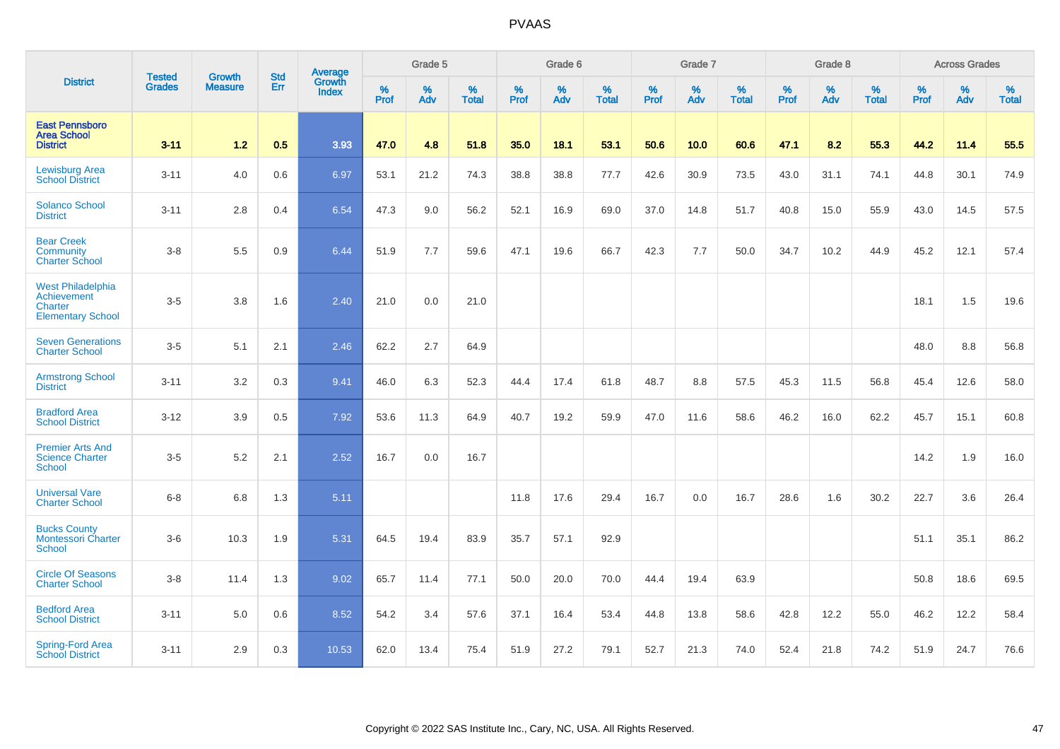# PVAAS

| District | Tested Grades | Growth Measure | Std Err | Average Growth Index | Grade 5 | | | Grade 6 | | | Grade 7 | | | Grade 8 | | | Across Grades | | |
|---|---|---|---|---|---|---|---|---|---|---|---|---|---|---|---|---|---|---|---|
| | | | | | % Prof | % Adv | % Total | % Prof | % Adv | % Total | % Prof | % Adv | % Total | % Prof | % Adv | % Total | % Prof | % Adv | % Total |
| **East Pennsboro Area School District** | **3-11** | **1.2** | **0.5** | **3.93** | **47.0** | **4.8** | **51.8** | **35.0** | **18.1** | **53.1** | **50.6** | **10.0** | **60.6** | **47.1** | **8.2** | **55.3** | **44.2** | **11.4** | **55.5** |
| Lewisburg Area School District | 3-11 | 4.0 | 0.6 | 6.97 | 53.1 | 21.2 | 74.3 | 38.8 | 38.8 | 77.7 | 42.6 | 30.9 | 73.5 | 43.0 | 31.1 | 74.1 | 44.8 | 30.1 | 74.9 |
| Solanco School District | 3-11 | 2.8 | 0.4 | 6.54 | 47.3 | 9.0 | 56.2 | 52.1 | 16.9 | 69.0 | 37.0 | 14.8 | 51.7 | 40.8 | 15.0 | 55.9 | 43.0 | 14.5 | 57.5 |
| Bear Creek Community Charter School | 3-8 | 5.5 | 0.9 | 6.44 | 51.9 | 7.7 | 59.6 | 47.1 | 19.6 | 66.7 | 42.3 | 7.7 | 50.0 | 34.7 | 10.2 | 44.9 | 45.2 | 12.1 | 57.4 |
| West Philadelphia Achievement Charter Elementary School | 3-5 | 3.8 | 1.6 | 2.40 | 21.0 | 0.0 | 21.0 | | | | | | | | | | 18.1 | 1.5 | 19.6 |
| Seven Generations Charter School | 3-5 | 5.1 | 2.1 | 2.46 | 62.2 | 2.7 | 64.9 | | | | | | | | | | 48.0 | 8.8 | 56.8 |
| Armstrong School District | 3-11 | 3.2 | 0.3 | 9.41 | 46.0 | 6.3 | 52.3 | 44.4 | 17.4 | 61.8 | 48.7 | 8.8 | 57.5 | 45.3 | 11.5 | 56.8 | 45.4 | 12.6 | 58.0 |
| Bradford Area School District | 3-12 | 3.9 | 0.5 | 7.92 | 53.6 | 11.3 | 64.9 | 40.7 | 19.2 | 59.9 | 47.0 | 11.6 | 58.6 | 46.2 | 16.0 | 62.2 | 45.7 | 15.1 | 60.8 |
| Premier Arts And Science Charter School | 3-5 | 5.2 | 2.1 | 2.52 | 16.7 | 0.0 | 16.7 | | | | | | | | | | 14.2 | 1.9 | 16.0 |
| Universal Vare Charter School | 6-8 | 6.8 | 1.3 | 5.11 | | | | 11.8 | 17.6 | 29.4 | 16.7 | 0.0 | 16.7 | 28.6 | 1.6 | 30.2 | 22.7 | 3.6 | 26.4 |
| Bucks County Montessori Charter School | 3-6 | 10.3 | 1.9 | 5.31 | 64.5 | 19.4 | 83.9 | 35.7 | 57.1 | 92.9 | | | | | | | 51.1 | 35.1 | 86.2 |
| Circle Of Seasons Charter School | 3-8 | 11.4 | 1.3 | 9.02 | 65.7 | 11.4 | 77.1 | 50.0 | 20.0 | 70.0 | 44.4 | 19.4 | 63.9 | | | | 50.8 | 18.6 | 69.5 |
| Bedford Area School District | 3-11 | 5.0 | 0.6 | 8.52 | 54.2 | 3.4 | 57.6 | 37.1 | 16.4 | 53.4 | 44.8 | 13.8 | 58.6 | 42.8 | 12.2 | 55.0 | 46.2 | 12.2 | 58.4 |
| Spring-Ford Area School District | 3-11 | 2.9 | 0.3 | 10.53 | 62.0 | 13.4 | 75.4 | 51.9 | 27.2 | 79.1 | 52.7 | 21.3 | 74.0 | 52.4 | 21.8 | 74.2 | 51.9 | 24.7 | 76.6 |

Copyright © 2022 SAS Institute Inc., Cary, NC, USA. All Rights Reserved.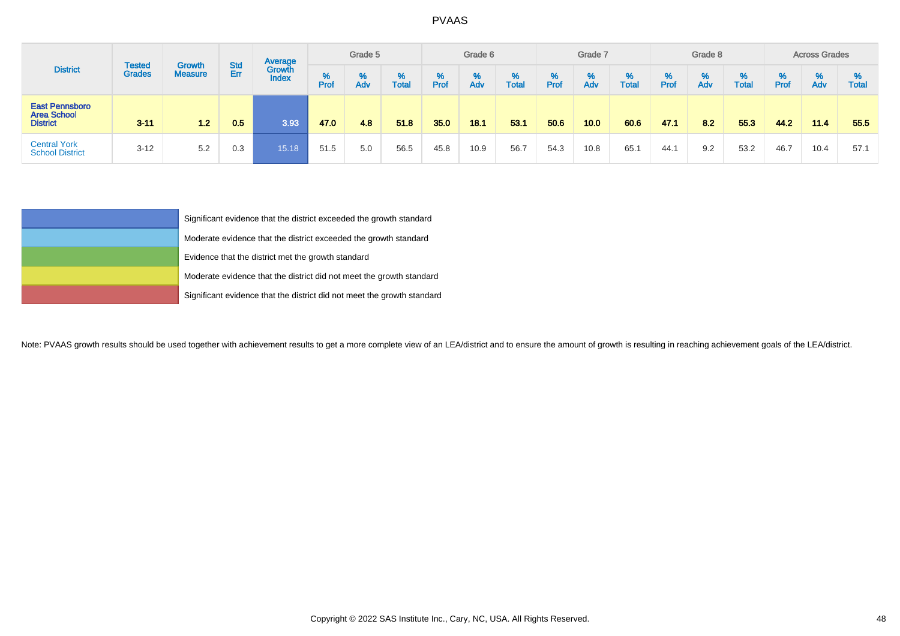# PVAAS

| District | Tested Grades | Growth Measure | Std Err | Average Growth Index | Grade 5 | | | Grade 6 | | | Grade 7 | | | Grade 8 | | | Across Grades | | |
|---|---|---|---|---|---|---|---|---|---|---|---|---|---|---|---|---|---|---|---|
| | | | | | % Prof | % Adv | % Total | % Prof | % Adv | % Total | % Prof | % Adv | % Total | % Prof | % Adv | % Total | % Prof | % Adv | % Total |
| **East Pennsboro Area School District** | **3-11** | **1.2** | **0.5** | **3.93** | **47.0** | **4.8** | **51.8** | **35.0** | **18.1** | **53.1** | **50.6** | **10.0** | **60.6** | **47.1** | **8.2** | **55.3** | **44.2** | **11.4** | **55.5** |
| Central York School District | 3-12 | 5.2 | 0.3 | 15.18 | 51.5 | 5.0 | 56.5 | 45.8 | 10.9 | 56.7 | 54.3 | 10.8 | 65.1 | 44.1 | 9.2 | 53.2 | 46.7 | 10.4 | 57.1 |

- Significant evidence that the district exceeded the growth standard
- Moderate evidence that the district exceeded the growth standard
- Evidence that the district met the growth standard
- Moderate evidence that the district did not meet the growth standard
- Significant evidence that the district did not meet the growth standard

Note: PVAAS growth results should be used together with achievement results to get a more complete view of an LEA/district and to ensure the amount of growth is resulting in reaching achievement goals of the LEA/district.

Copyright © 2022 SAS Institute Inc., Cary, NC, USA. All Rights Reserved.